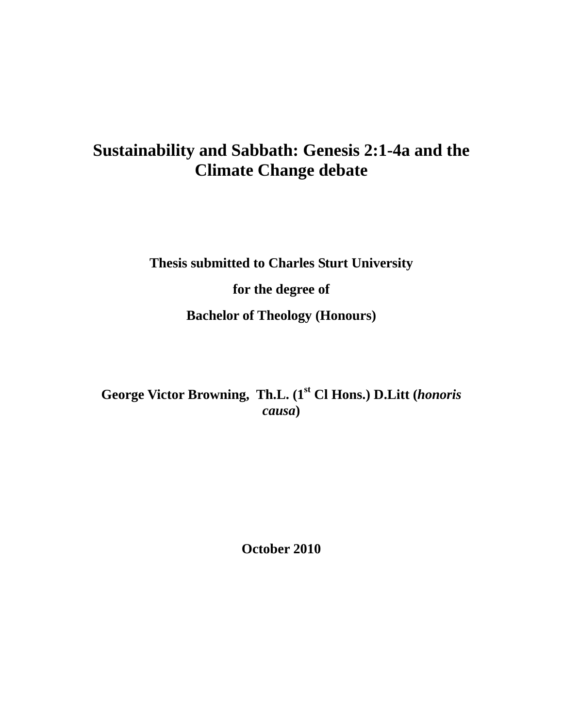# Sustainability and Sabbath: Genesis 2:1-4a and the Climate Change debate

**Thesis submitted to Charles Sturt University**

**for the degree of**

**Bachelor of Theology (Honours)**

**George Victor Browning, Th.L. (1st Cl Hons.) D.Litt (*honoris causa*)**

**October 2010**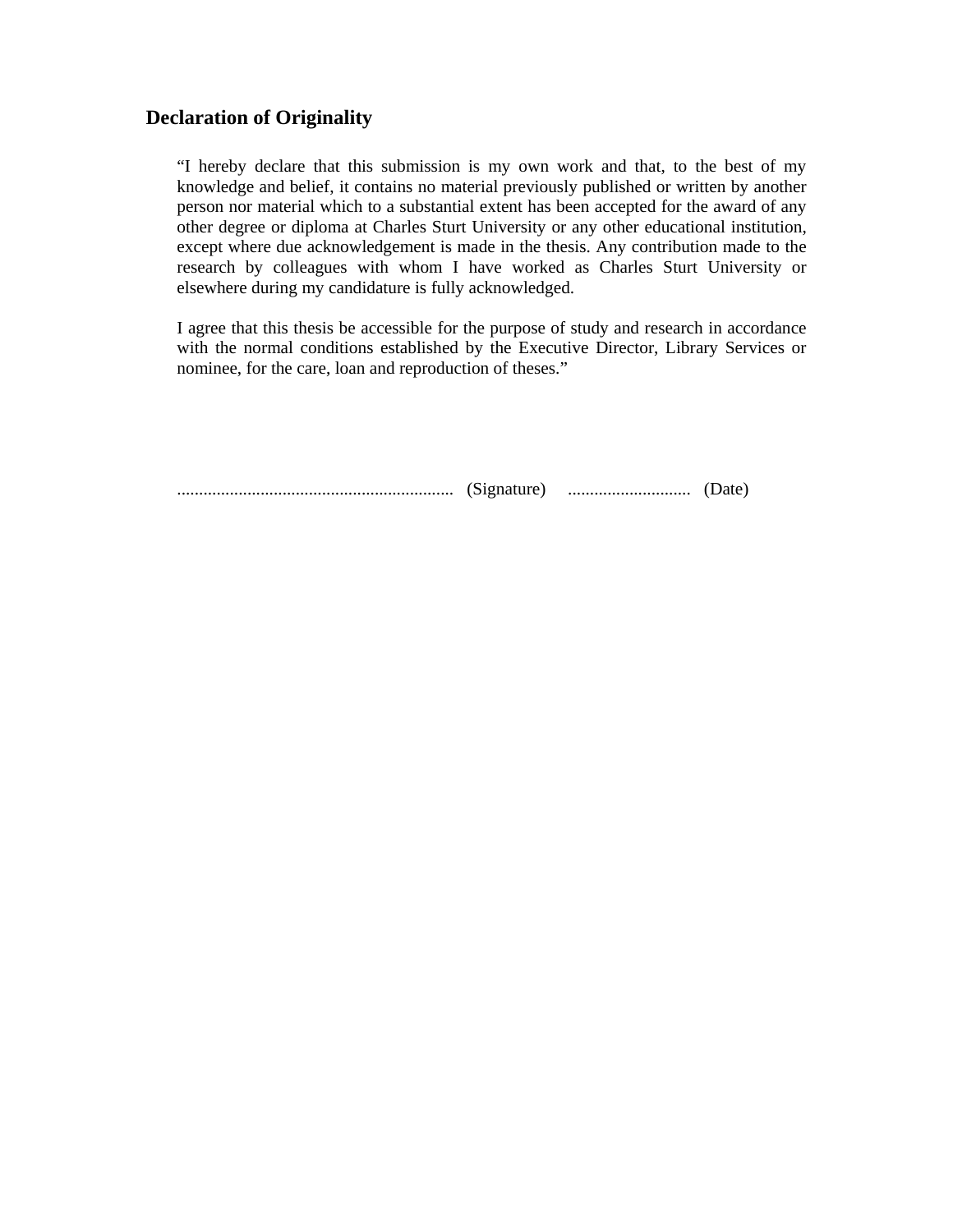## Declaration of Originality

"I hereby declare that this submission is my own work and that, to the best of my knowledge and belief, it contains no material previously published or written by another person nor material which to a substantial extent has been accepted for the award of any other degree or diploma at Charles Sturt University or any other educational institution, except where due acknowledgement is made in the thesis. Any contribution made to the research by colleagues with whom I have worked as Charles Sturt University or elsewhere during my candidature is fully acknowledged.

I agree that this thesis be accessible for the purpose of study and research in accordance with the normal conditions established by the Executive Director, Library Services or nominee, for the care, loan and reproduction of theses."

................................................................ (Signature) ............................ (Date)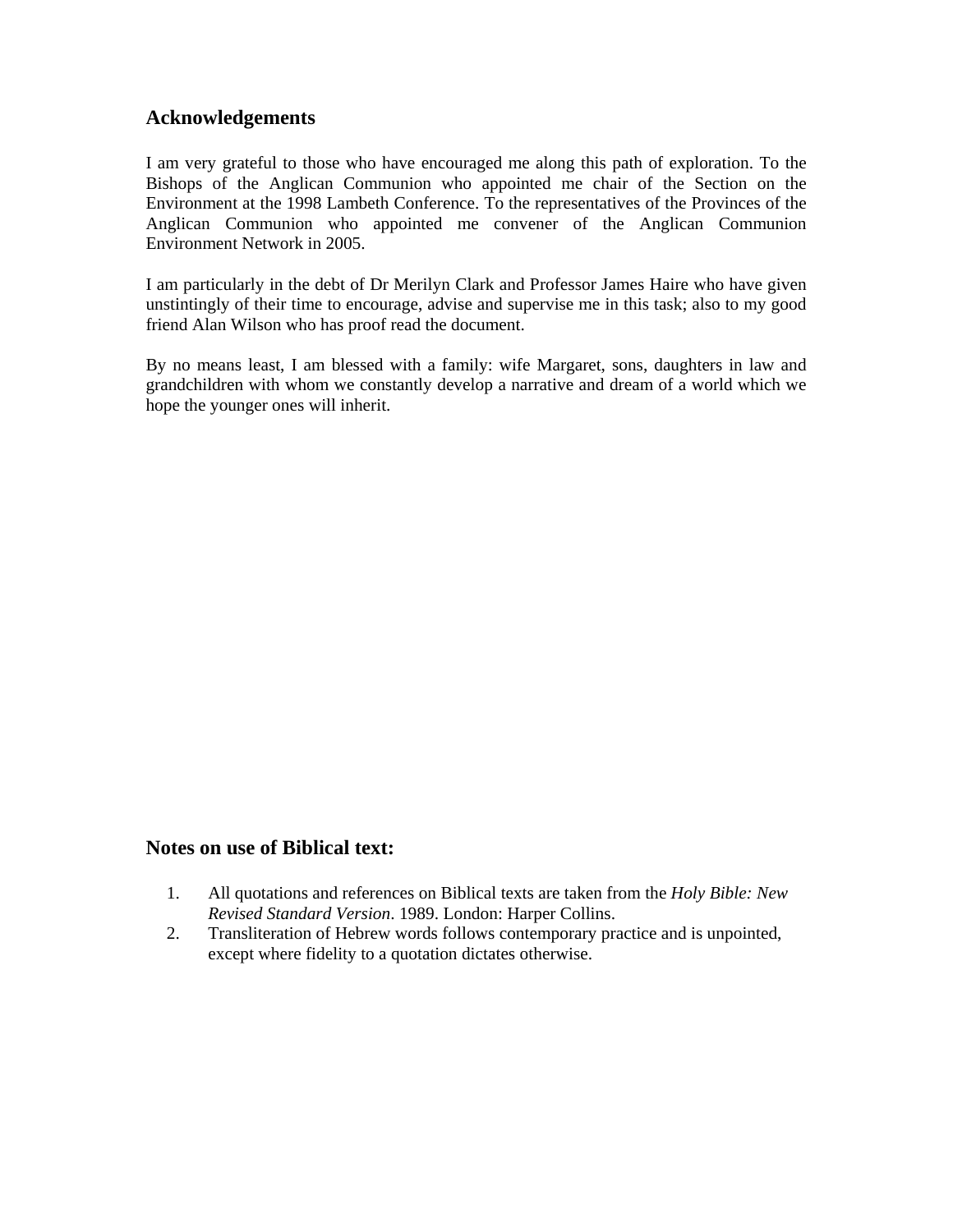## Acknowledgements

I am very grateful to those who have encouraged me along this path of exploration. To the Bishops of the Anglican Communion who appointed me chair of the Section on the Environment at the 1998 Lambeth Conference. To the representatives of the Provinces of the Anglican Communion who appointed me convener of the Anglican Communion Environment Network in 2005.

I am particularly in the debt of Dr Merilyn Clark and Professor James Haire who have given unstintingly of their time to encourage, advise and supervise me in this task; also to my good friend Alan Wilson who has proof read the document.

By no means least, I am blessed with a family: wife Margaret, sons, daughters in law and grandchildren with whom we constantly develop a narrative and dream of a world which we hope the younger ones will inherit.

## Notes on use of Biblical text:

1. All quotations and references on Biblical texts are taken from the *Holy Bible: New Revised Standard Version*. 1989. London: Harper Collins.
2. Transliteration of Hebrew words follows contemporary practice and is unpointed, except where fidelity to a quotation dictates otherwise.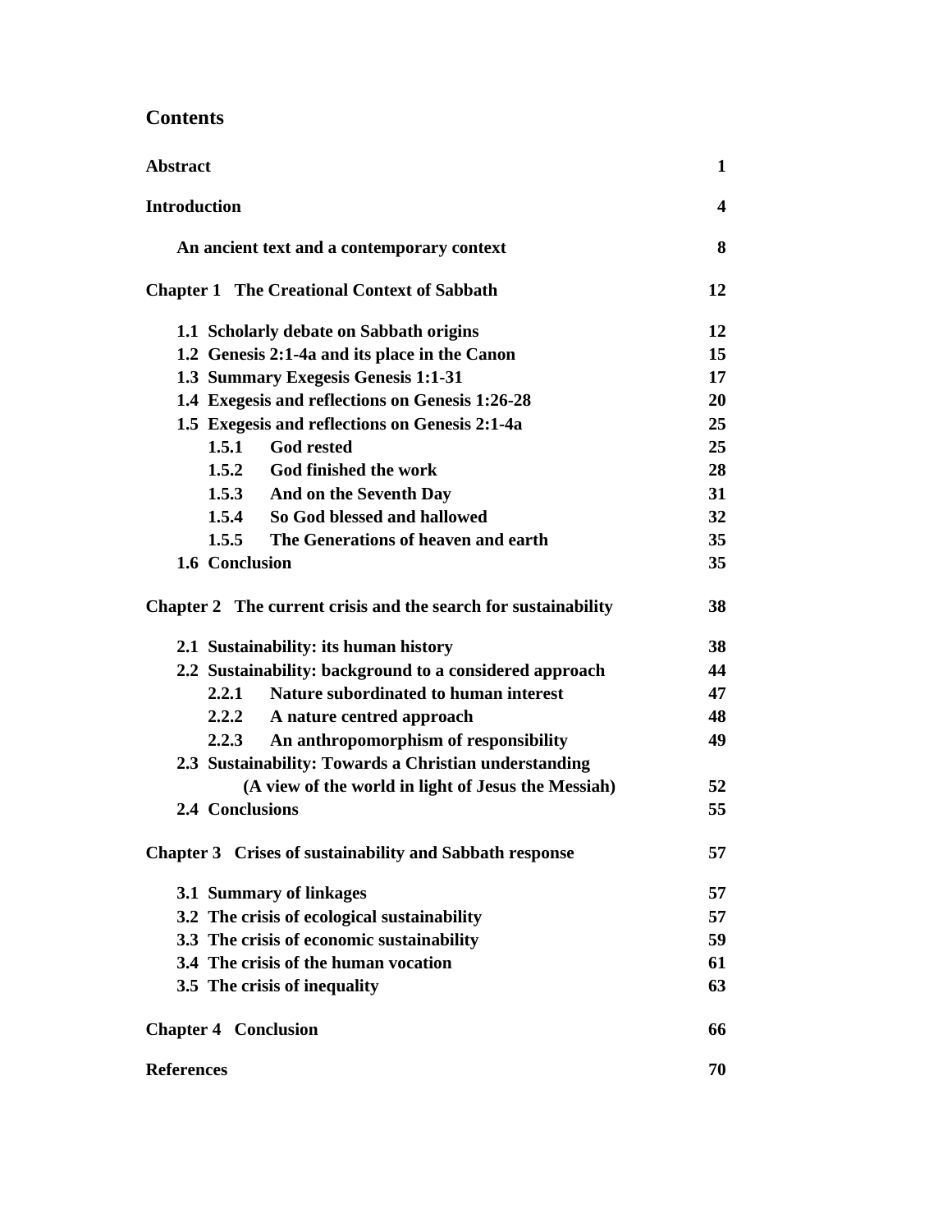# Contents

| | |
|---|---|
| **Abstract** | **1** |
| **Introduction** | **4** |
| **An ancient text and a contemporary context** | **8** |
| **Chapter 1 The Creational Context of Sabbath** | **12** |
| **1.1 Scholarly debate on Sabbath origins** | **12** |
| **1.2 Genesis 2:1-4a and its place in the Canon** | **15** |
| **1.3 Summary Exegesis Genesis 1:1-31** | **17** |
| **1.4 Exegesis and reflections on Genesis 1:26-28** | **20** |
| **1.5 Exegesis and reflections on Genesis 2:1-4a** | **25** |
| **1.5.1 God rested** | **25** |
| **1.5.2 God finished the work** | **28** |
| **1.5.3 And on the Seventh Day** | **31** |
| **1.5.4 So God blessed and hallowed** | **32** |
| **1.5.5 The Generations of heaven and earth** | **35** |
| **1.6 Conclusion** | **35** |
| **Chapter 2 The current crisis and the search for sustainability** | **38** |
| **2.1 Sustainability: its human history** | **38** |
| **2.2 Sustainability: background to a considered approach** | **44** |
| **2.2.1 Nature subordinated to human interest** | **47** |
| **2.2.2 A nature centred approach** | **48** |
| **2.2.3 An anthropomorphism of responsibility** | **49** |
| **2.3 Sustainability: Towards a Christian understanding (A view of the world in light of Jesus the Messiah)** | **52** |
| **2.4 Conclusions** | **55** |
| **Chapter 3 Crises of sustainability and Sabbath response** | **57** |
| **3.1 Summary of linkages** | **57** |
| **3.2 The crisis of ecological sustainability** | **57** |
| **3.3 The crisis of economic sustainability** | **59** |
| **3.4 The crisis of the human vocation** | **61** |
| **3.5 The crisis of inequality** | **63** |
| **Chapter 4 Conclusion** | **66** |
| **References** | **70** |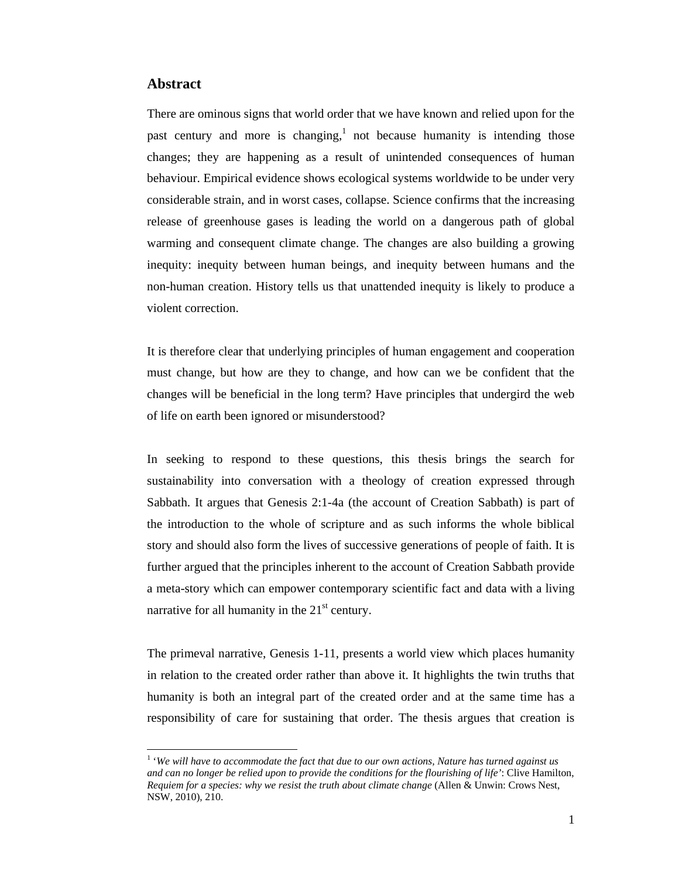## Abstract

There are ominous signs that world order that we have known and relied upon for the past century and more is changing,[1] not because humanity is intending those changes; they are happening as a result of unintended consequences of human behaviour. Empirical evidence shows ecological systems worldwide to be under very considerable strain, and in worst cases, collapse. Science confirms that the increasing release of greenhouse gases is leading the world on a dangerous path of global warming and consequent climate change. The changes are also building a growing inequity: inequity between human beings, and inequity between humans and the non-human creation. History tells us that unattended inequity is likely to produce a violent correction.

It is therefore clear that underlying principles of human engagement and cooperation must change, but how are they to change, and how can we be confident that the changes will be beneficial in the long term? Have principles that undergird the web of life on earth been ignored or misunderstood?

In seeking to respond to these questions, this thesis brings the search for sustainability into conversation with a theology of creation expressed through Sabbath. It argues that Genesis 2:1-4a (the account of Creation Sabbath) is part of the introduction to the whole of scripture and as such informs the whole biblical story and should also form the lives of successive generations of people of faith. It is further argued that the principles inherent to the account of Creation Sabbath provide a meta-story which can empower contemporary scientific fact and data with a living narrative for all humanity in the 21st century.

The primeval narrative, Genesis 1-11, presents a world view which places humanity in relation to the created order rather than above it. It highlights the twin truths that humanity is both an integral part of the created order and at the same time has a responsibility of care for sustaining that order. The thesis argues that creation is

---

[1] '*We will have to accommodate the fact that due to our own actions, Nature has turned against us and can no longer be relied upon to provide the conditions for the flourishing of life*': Clive Hamilton, *Requiem for a species: why we resist the truth about climate change* (Allen & Unwin: Crows Nest, NSW, 2010), 210.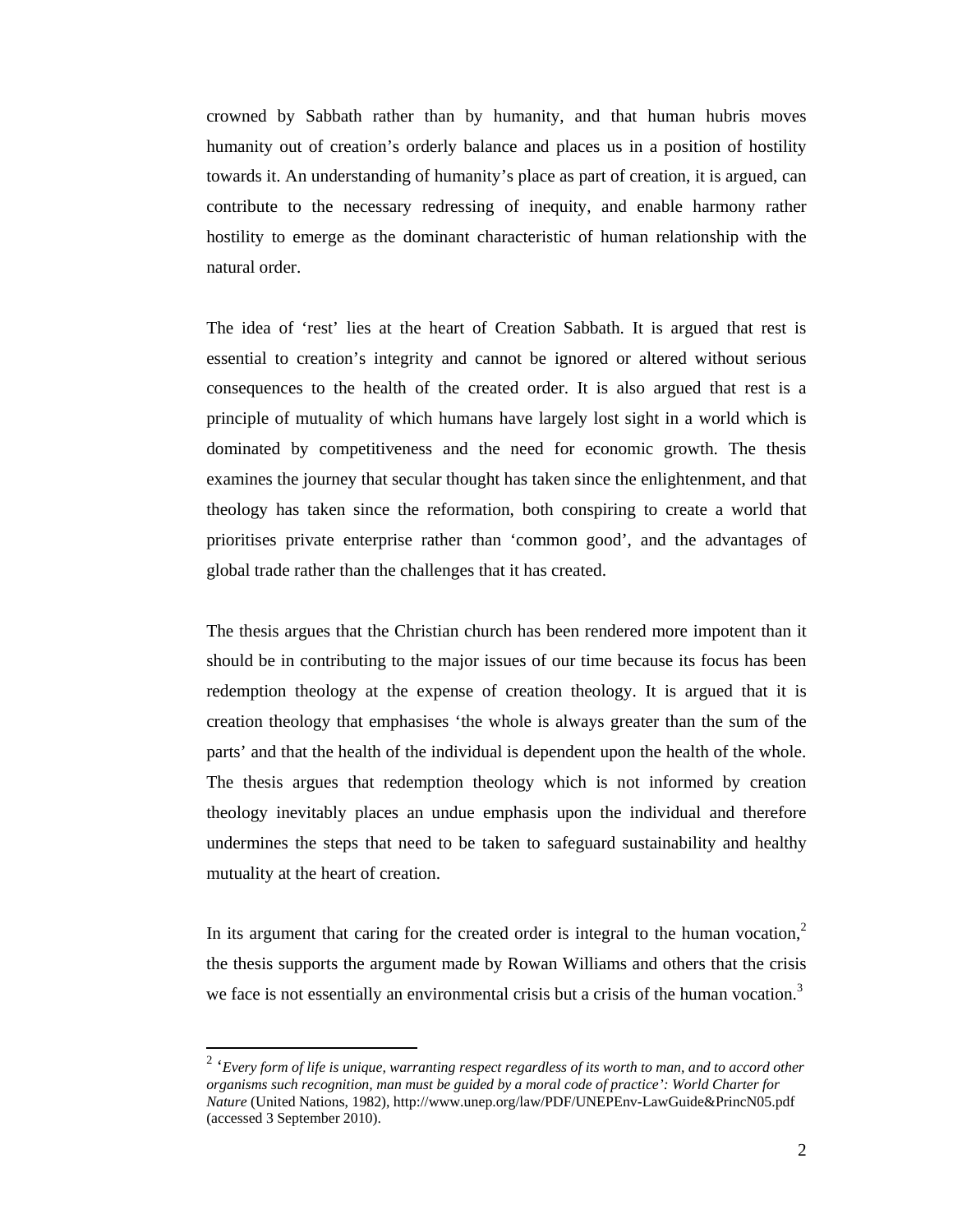crowned by Sabbath rather than by humanity, and that human hubris moves humanity out of creation's orderly balance and places us in a position of hostility towards it. An understanding of humanity's place as part of creation, it is argued, can contribute to the necessary redressing of inequity, and enable harmony rather hostility to emerge as the dominant characteristic of human relationship with the natural order.

The idea of 'rest' lies at the heart of Creation Sabbath. It is argued that rest is essential to creation's integrity and cannot be ignored or altered without serious consequences to the health of the created order. It is also argued that rest is a principle of mutuality of which humans have largely lost sight in a world which is dominated by competitiveness and the need for economic growth. The thesis examines the journey that secular thought has taken since the enlightenment, and that theology has taken since the reformation, both conspiring to create a world that prioritises private enterprise rather than 'common good', and the advantages of global trade rather than the challenges that it has created.

The thesis argues that the Christian church has been rendered more impotent than it should be in contributing to the major issues of our time because its focus has been redemption theology at the expense of creation theology. It is argued that it is creation theology that emphasises 'the whole is always greater than the sum of the parts' and that the health of the individual is dependent upon the health of the whole. The thesis argues that redemption theology which is not informed by creation theology inevitably places an undue emphasis upon the individual and therefore undermines the steps that need to be taken to safeguard sustainability and healthy mutuality at the heart of creation.

In its argument that caring for the created order is integral to the human vocation,[2] the thesis supports the argument made by Rowan Williams and others that the crisis we face is not essentially an environmental crisis but a crisis of the human vocation.[3]

---

[2] '*Every form of life is unique, warranting respect regardless of its worth to man, and to accord other organisms such recognition, man must be guided by a moral code of practice*': *World Charter for Nature* (United Nations, 1982), http://www.unep.org/law/PDF/UNEPEnv-LawGuide&PrincN05.pdf (accessed 3 September 2010).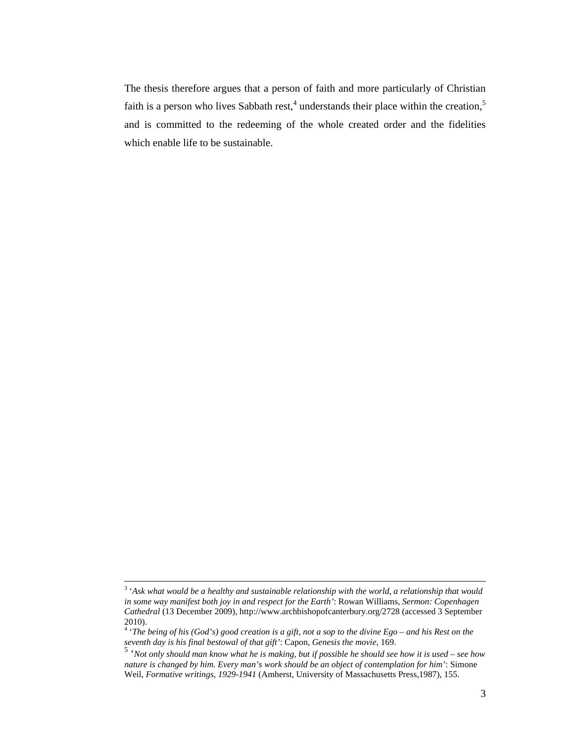The thesis therefore argues that a person of faith and more particularly of Christian faith is a person who lives Sabbath rest,[4] understands their place within the creation,[5] and is committed to the redeeming of the whole created order and the fidelities which enable life to be sustainable.

---

[3] '*Ask what would be a healthy and sustainable relationship with the world, a relationship that would in some way manifest both joy in and respect for the Earth*': Rowan Williams, *Sermon: Copenhagen Cathedral* (13 December 2009), http://www.archbishopofcanterbury.org/2728 (accessed 3 September 2010).

[4] '*The being of his (God's) good creation is a gift, not a sop to the divine Ego – and his Rest on the seventh day is his final bestowal of that gift*': Capon, *Genesis the movie*, 169.

[5] '*Not only should man know what he is making, but if possible he should see how it is used – see how nature is changed by him. Every man's work should be an object of contemplation for him*': Simone Weil, *Formative writings, 1929-1941* (Amherst, University of Massachusetts Press,1987), 155.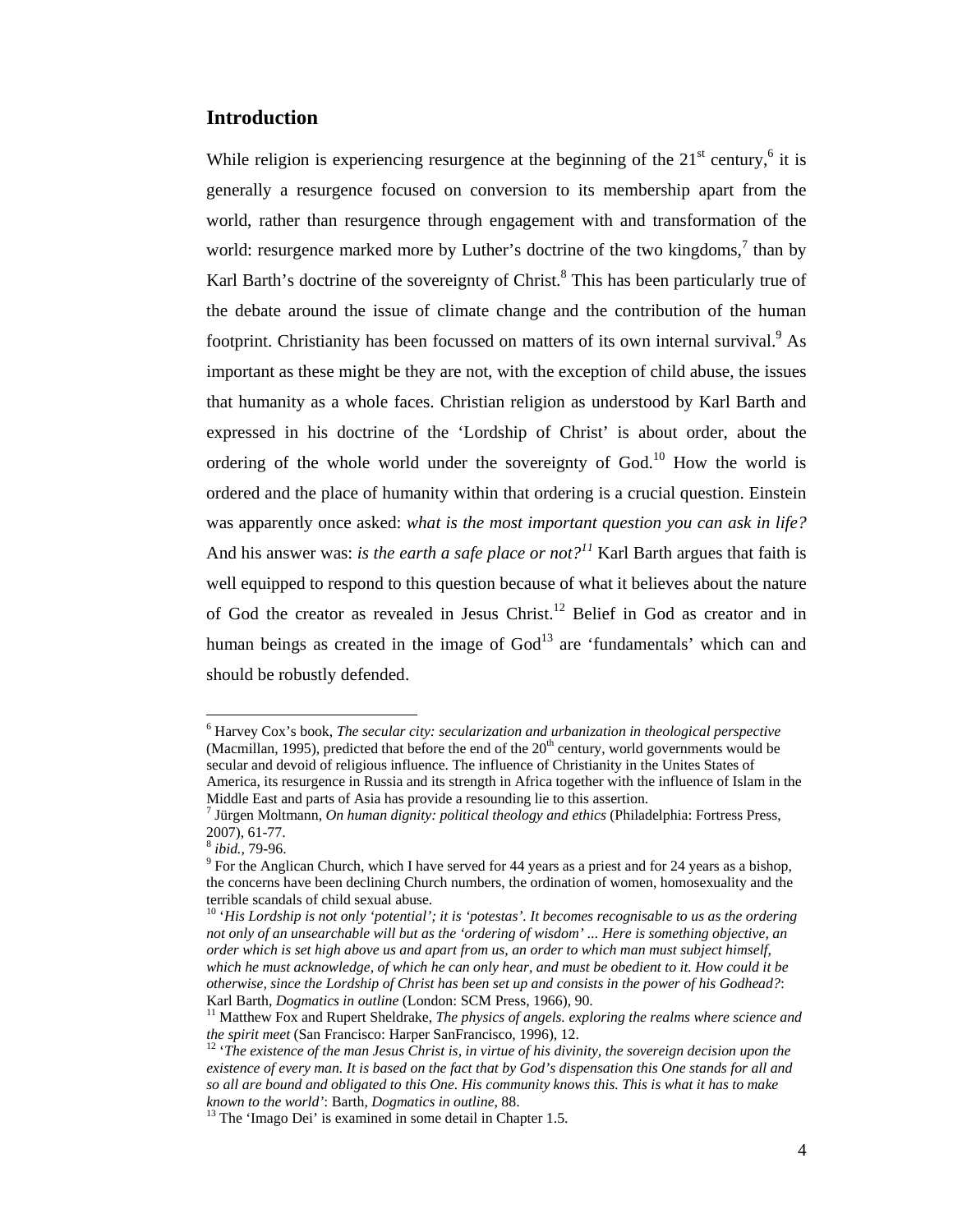## Introduction

While religion is experiencing resurgence at the beginning of the 21st century,[6] it is generally a resurgence focused on conversion to its membership apart from the world, rather than resurgence through engagement with and transformation of the world: resurgence marked more by Luther's doctrine of the two kingdoms,[7] than by Karl Barth's doctrine of the sovereignty of Christ.[8] This has been particularly true of the debate around the issue of climate change and the contribution of the human footprint. Christianity has been focussed on matters of its own internal survival.[9] As important as these might be they are not, with the exception of child abuse, the issues that humanity as a whole faces. Christian religion as understood by Karl Barth and expressed in his doctrine of the 'Lordship of Christ' is about order, about the ordering of the whole world under the sovereignty of God.[10] How the world is ordered and the place of humanity within that ordering is a crucial question. Einstein was apparently once asked: *what is the most important question you can ask in life?* And his answer was: *is the earth a safe place or not?*[11] Karl Barth argues that faith is well equipped to respond to this question because of what it believes about the nature of God the creator as revealed in Jesus Christ.[12] Belief in God as creator and in human beings as created in the image of God[13] are 'fundamentals' which can and should be robustly defended.

---

[6] Harvey Cox's book, *The secular city: secularization and urbanization in theological perspective* (Macmillan, 1995), predicted that before the end of the 20th century, world governments would be secular and devoid of religious influence. The influence of Christianity in the Unites States of America, its resurgence in Russia and its strength in Africa together with the influence of Islam in the Middle East and parts of Asia has provide a resounding lie to this assertion.

[7] Jürgen Moltmann, *On human dignity: political theology and ethics* (Philadelphia: Fortress Press, 2007), 61-77.

[8] *ibid.*, 79-96.

[9] For the Anglican Church, which I have served for 44 years as a priest and for 24 years as a bishop, the concerns have been declining Church numbers, the ordination of women, homosexuality and the terrible scandals of child sexual abuse.

[10] '*His Lordship is not only 'potential'; it is 'potestas'. It becomes recognisable to us as the ordering not only of an unsearchable will but as the 'ordering of wisdom' ... Here is something objective, an order which is set high above us and apart from us, an order to which man must subject himself, which he must acknowledge, of which he can only hear, and must be obedient to it. How could it be otherwise, since the Lordship of Christ has been set up and consists in the power of his Godhead?*: Karl Barth, *Dogmatics in outline* (London: SCM Press, 1966), 90.

[11] Matthew Fox and Rupert Sheldrake, *The physics of angels. exploring the realms where science and the spirit meet* (San Francisco: Harper SanFrancisco, 1996), 12.

[12] '*The existence of the man Jesus Christ is, in virtue of his divinity, the sovereign decision upon the existence of every man. It is based on the fact that by God's dispensation this One stands for all and so all are bound and obligated to this One. His community knows this. This is what it has to make known to the world*': Barth, *Dogmatics in outline*, 88.

[13] The 'Imago Dei' is examined in some detail in Chapter 1.5.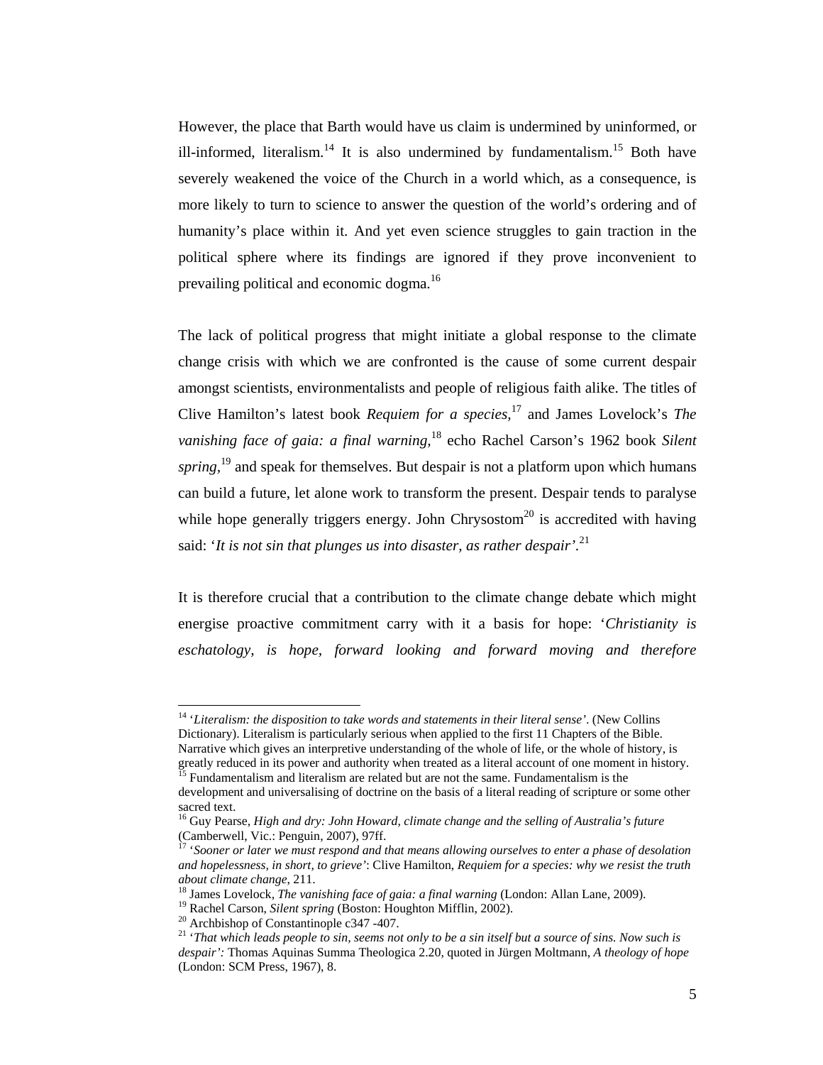However, the place that Barth would have us claim is undermined by uninformed, or ill-informed, literalism.[14] It is also undermined by fundamentalism.[15] Both have severely weakened the voice of the Church in a world which, as a consequence, is more likely to turn to science to answer the question of the world's ordering and of humanity's place within it. And yet even science struggles to gain traction in the political sphere where its findings are ignored if they prove inconvenient to prevailing political and economic dogma.[16]

The lack of political progress that might initiate a global response to the climate change crisis with which we are confronted is the cause of some current despair amongst scientists, environmentalists and people of religious faith alike. The titles of Clive Hamilton's latest book *Requiem for a species,*[17] and James Lovelock's *The vanishing face of gaia: a final warning,*[18] echo Rachel Carson's 1962 book *Silent spring,*[19] and speak for themselves. But despair is not a platform upon which humans can build a future, let alone work to transform the present. Despair tends to paralyse while hope generally triggers energy. John Chrysostom[20] is accredited with having said: '*It is not sin that plunges us into disaster, as rather despair'*.[21]

It is therefore crucial that a contribution to the climate change debate which might energise proactive commitment carry with it a basis for hope: '*Christianity is eschatology, is hope, forward looking and forward moving and therefore*

---

[14] '*Literalism: the disposition to take words and statements in their literal sense'*. (New Collins Dictionary). Literalism is particularly serious when applied to the first 11 Chapters of the Bible. Narrative which gives an interpretive understanding of the whole of life, or the whole of history, is greatly reduced in its power and authority when treated as a literal account of one moment in history.

[15] Fundamentalism and literalism are related but are not the same. Fundamentalism is the development and universalising of doctrine on the basis of a literal reading of scripture or some other sacred text.

[16] Guy Pearse, *High and dry: John Howard, climate change and the selling of Australia's future* (Camberwell, Vic.: Penguin, 2007), 97ff.

[17] '*Sooner or later we must respond and that means allowing ourselves to enter a phase of desolation and hopelessness, in short, to grieve'*: Clive Hamilton, *Requiem for a species: why we resist the truth about climate change*, 211.

[18] James Lovelock, *The vanishing face of gaia: a final warning* (London: Allan Lane, 2009).

[19] Rachel Carson, *Silent spring* (Boston: Houghton Mifflin, 2002).

[20] Archbishop of Constantinople c347 -407.

[21] *'That which leads people to sin, seems not only to be a sin itself but a source of sins. Now such is despair':* Thomas Aquinas Summa Theologica 2.20, quoted in Jürgen Moltmann, *A theology of hope* (London: SCM Press, 1967), 8.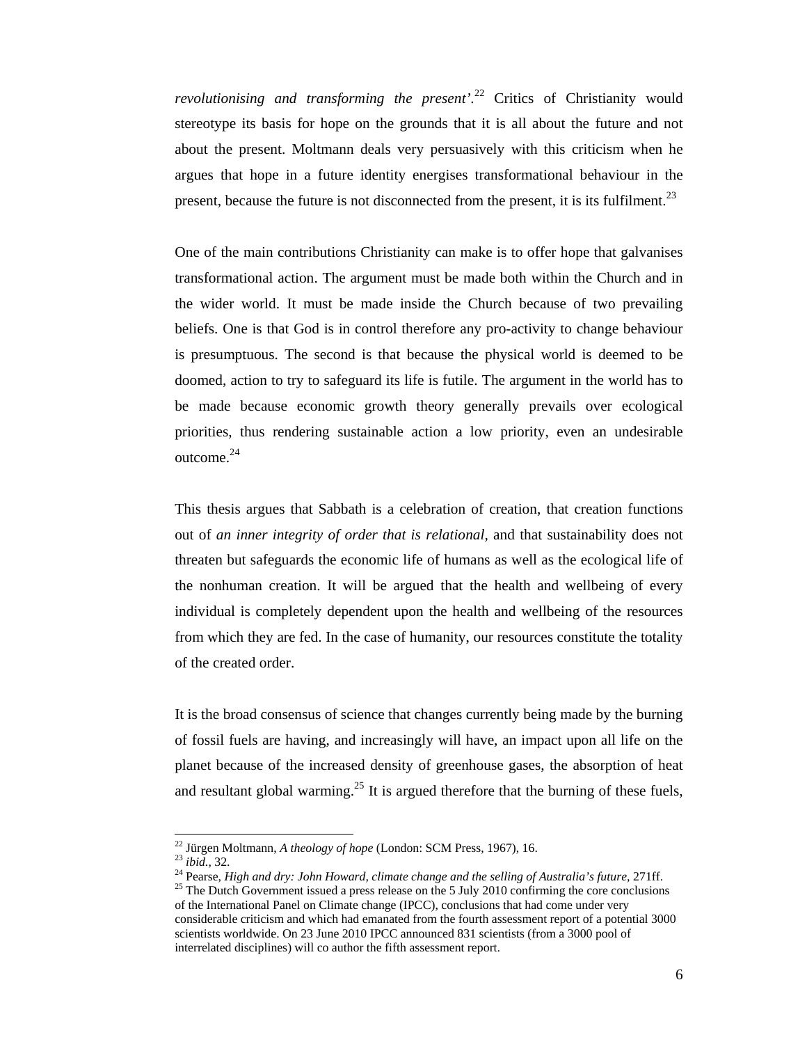*revolutionising and transforming the present'*.[22] Critics of Christianity would stereotype its basis for hope on the grounds that it is all about the future and not about the present. Moltmann deals very persuasively with this criticism when he argues that hope in a future identity energises transformational behaviour in the present, because the future is not disconnected from the present, it is its fulfilment.[23]

One of the main contributions Christianity can make is to offer hope that galvanises transformational action. The argument must be made both within the Church and in the wider world. It must be made inside the Church because of two prevailing beliefs. One is that God is in control therefore any pro-activity to change behaviour is presumptuous. The second is that because the physical world is deemed to be doomed, action to try to safeguard its life is futile. The argument in the world has to be made because economic growth theory generally prevails over ecological priorities, thus rendering sustainable action a low priority, even an undesirable outcome.[24]

This thesis argues that Sabbath is a celebration of creation, that creation functions out of *an inner integrity of order that is relational,* and that sustainability does not threaten but safeguards the economic life of humans as well as the ecological life of the nonhuman creation. It will be argued that the health and wellbeing of every individual is completely dependent upon the health and wellbeing of the resources from which they are fed. In the case of humanity, our resources constitute the totality of the created order.

It is the broad consensus of science that changes currently being made by the burning of fossil fuels are having, and increasingly will have, an impact upon all life on the planet because of the increased density of greenhouse gases, the absorption of heat and resultant global warming.[25] It is argued therefore that the burning of these fuels,

---

[22] Jürgen Moltmann, *A theology of hope* (London: SCM Press, 1967), 16.

[23] *ibid.,* 32.

[24] Pearse, *High and dry: John Howard, climate change and the selling of Australia's future,* 271ff.

[25] The Dutch Government issued a press release on the 5 July 2010 confirming the core conclusions of the International Panel on Climate change (IPCC), conclusions that had come under very considerable criticism and which had emanated from the fourth assessment report of a potential 3000 scientists worldwide. On 23 June 2010 IPCC announced 831 scientists (from a 3000 pool of interrelated disciplines) will co author the fifth assessment report.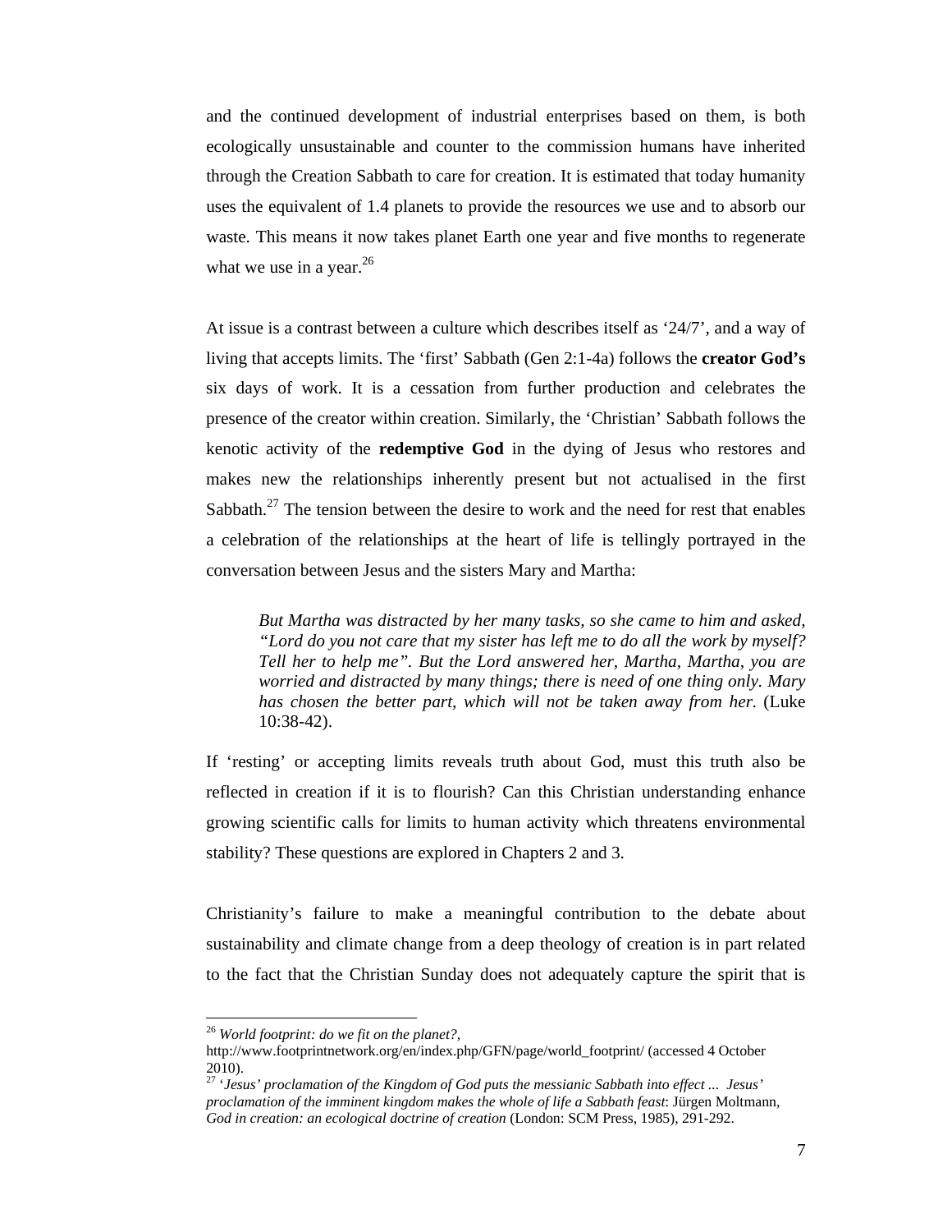and the continued development of industrial enterprises based on them, is both ecologically unsustainable and counter to the commission humans have inherited through the Creation Sabbath to care for creation. It is estimated that today humanity uses the equivalent of 1.4 planets to provide the resources we use and to absorb our waste. This means it now takes planet Earth one year and five months to regenerate what we use in a year.[26]

At issue is a contrast between a culture which describes itself as '24/7', and a way of living that accepts limits. The 'first' Sabbath (Gen 2:1-4a) follows the **creator God's** six days of work. It is a cessation from further production and celebrates the presence of the creator within creation. Similarly, the 'Christian' Sabbath follows the kenotic activity of the **redemptive God** in the dying of Jesus who restores and makes new the relationships inherently present but not actualised in the first Sabbath.[27] The tension between the desire to work and the need for rest that enables a celebration of the relationships at the heart of life is tellingly portrayed in the conversation between Jesus and the sisters Mary and Martha:

> *But Martha was distracted by her many tasks, so she came to him and asked, "Lord do you not care that my sister has left me to do all the work by myself? Tell her to help me". But the Lord answered her, Martha, Martha, you are worried and distracted by many things; there is need of one thing only. Mary has chosen the better part, which will not be taken away from her.* (Luke 10:38-42).

If 'resting' or accepting limits reveals truth about God, must this truth also be reflected in creation if it is to flourish? Can this Christian understanding enhance growing scientific calls for limits to human activity which threatens environmental stability? These questions are explored in Chapters 2 and 3.

Christianity's failure to make a meaningful contribution to the debate about sustainability and climate change from a deep theology of creation is in part related to the fact that the Christian Sunday does not adequately capture the spirit that is

---

[26] *World footprint: do we fit on the planet?,* http://www.footprintnetwork.org/en/index.php/GFN/page/world_footprint/ (accessed 4 October 2010).

[27] *'Jesus' proclamation of the Kingdom of God puts the messianic Sabbath into effect ... Jesus' proclamation of the imminent kingdom makes the whole of life a Sabbath feast*: Jürgen Moltmann, *God in creation: an ecological doctrine of creation* (London: SCM Press, 1985), 291-292.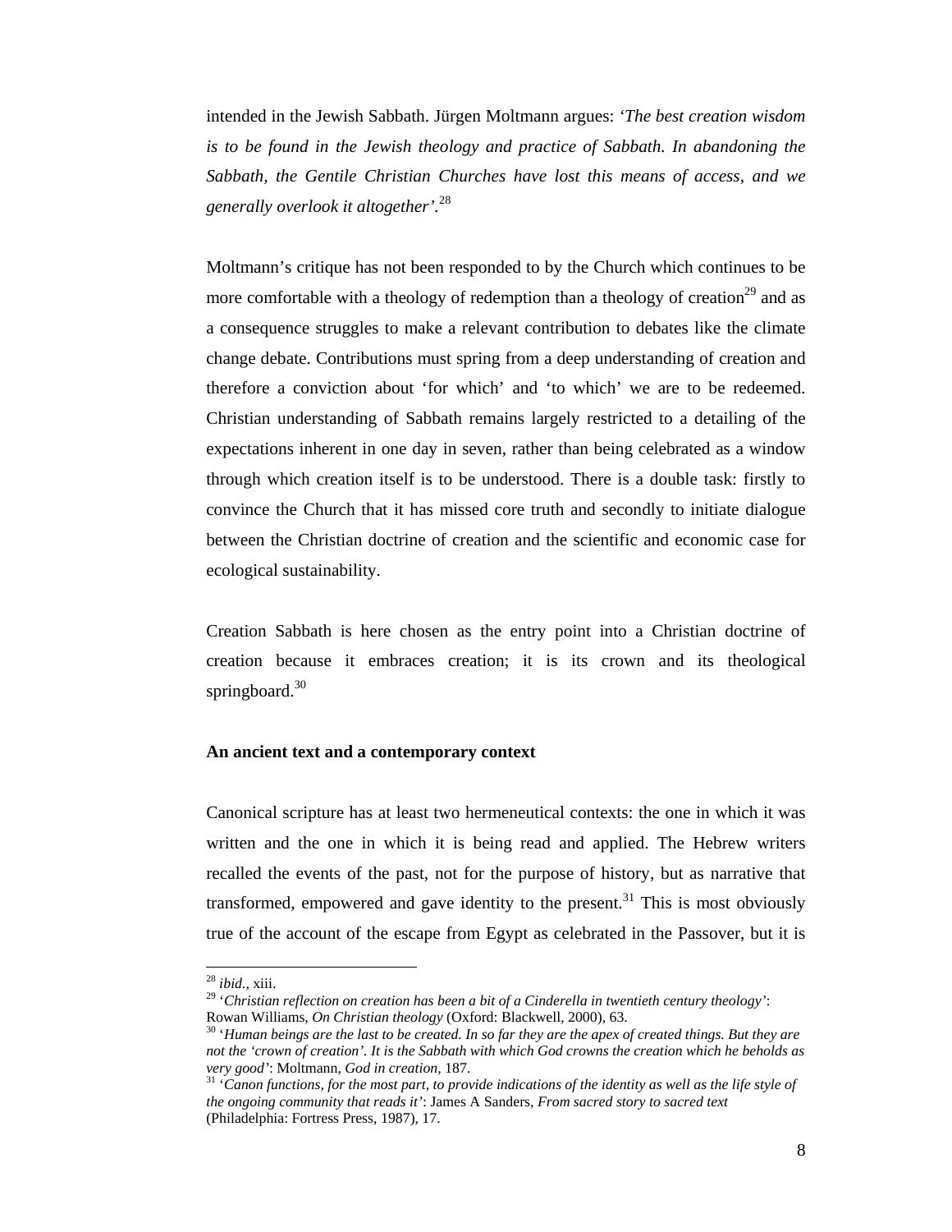intended in the Jewish Sabbath. Jürgen Moltmann argues: *'The best creation wisdom is to be found in the Jewish theology and practice of Sabbath. In abandoning the Sabbath, the Gentile Christian Churches have lost this means of access, and we generally overlook it altogether'.*[28]

Moltmann's critique has not been responded to by the Church which continues to be more comfortable with a theology of redemption than a theology of creation[29] and as a consequence struggles to make a relevant contribution to debates like the climate change debate. Contributions must spring from a deep understanding of creation and therefore a conviction about 'for which' and 'to which' we are to be redeemed. Christian understanding of Sabbath remains largely restricted to a detailing of the expectations inherent in one day in seven, rather than being celebrated as a window through which creation itself is to be understood. There is a double task: firstly to convince the Church that it has missed core truth and secondly to initiate dialogue between the Christian doctrine of creation and the scientific and economic case for ecological sustainability.

Creation Sabbath is here chosen as the entry point into a Christian doctrine of creation because it embraces creation; it is its crown and its theological springboard.[30]

**An ancient text and a contemporary context**

Canonical scripture has at least two hermeneutical contexts: the one in which it was written and the one in which it is being read and applied. The Hebrew writers recalled the events of the past, not for the purpose of history, but as narrative that transformed, empowered and gave identity to the present.[31] This is most obviously true of the account of the escape from Egypt as celebrated in the Passover, but it is

---

[28] *ibid.*, xiii.

[29] '*Christian reflection on creation has been a bit of a Cinderella in twentieth century theology*': Rowan Williams, *On Christian theology* (Oxford: Blackwell, 2000), 63.

[30] '*Human beings are the last to be created. In so far they are the apex of created things. But they are not the 'crown of creation'. It is the Sabbath with which God crowns the creation which he beholds as very good*': Moltmann, *God in creation*, 187.

[31] '*Canon functions, for the most part, to provide indications of the identity as well as the life style of the ongoing community that reads it*': James A Sanders, *From sacred story to sacred text* (Philadelphia: Fortress Press, 1987), 17.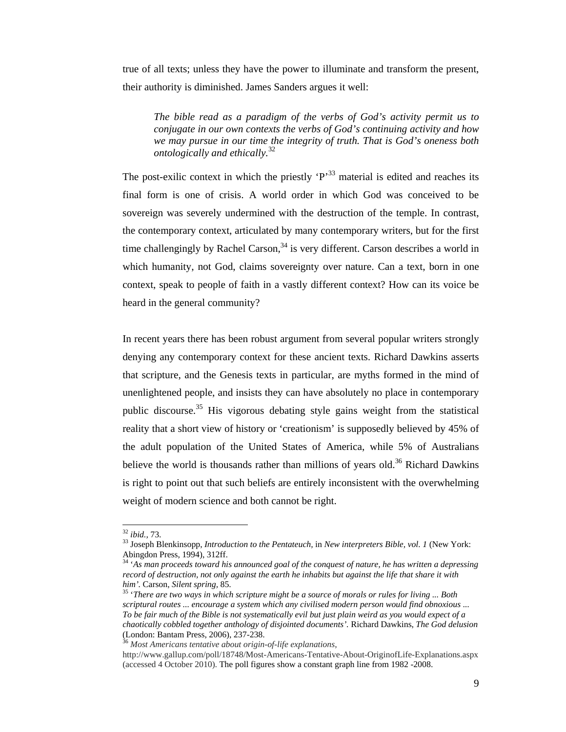true of all texts; unless they have the power to illuminate and transform the present, their authority is diminished. James Sanders argues it well:

> *The bible read as a paradigm of the verbs of God's activity permit us to conjugate in our own contexts the verbs of God's continuing activity and how we may pursue in our time the integrity of truth. That is God's oneness both ontologically and ethically.*[32]

The post-exilic context in which the priestly 'P'[33] material is edited and reaches its final form is one of crisis. A world order in which God was conceived to be sovereign was severely undermined with the destruction of the temple. In contrast, the contemporary context, articulated by many contemporary writers, but for the first time challengingly by Rachel Carson,[34] is very different. Carson describes a world in which humanity, not God, claims sovereignty over nature. Can a text, born in one context, speak to people of faith in a vastly different context? How can its voice be heard in the general community?

In recent years there has been robust argument from several popular writers strongly denying any contemporary context for these ancient texts. Richard Dawkins asserts that scripture, and the Genesis texts in particular, are myths formed in the mind of unenlightened people, and insists they can have absolutely no place in contemporary public discourse.[35] His vigorous debating style gains weight from the statistical reality that a short view of history or 'creationism' is supposedly believed by 45% of the adult population of the United States of America, while 5% of Australians believe the world is thousands rather than millions of years old.[36] Richard Dawkins is right to point out that such beliefs are entirely inconsistent with the overwhelming weight of modern science and both cannot be right.

---

[32] *ibid.*, 73.

[33] Joseph Blenkinsopp, *Introduction to the Pentateuch,* in *New interpreters Bible, vol. 1* (New York: Abingdon Press, 1994), 312ff.

[34] '*As man proceeds toward his announced goal of the conquest of nature, he has written a depressing record of destruction, not only against the earth he inhabits but against the life that share it with him'*. Carson, *Silent spring*, 85.

[35] '*There are two ways in which scripture might be a source of morals or rules for living ... Both scriptural routes ... encourage a system which any civilised modern person would find obnoxious ... To be fair much of the Bible is not systematically evil but just plain weird as you would expect of a chaotically cobbled together anthology of disjointed documents'*. Richard Dawkins, *The God delusion* (London: Bantam Press, 2006), 237-238.

[36] *Most Americans tentative about origin-of-life explanations*, http://www.gallup.com/poll/18748/Most-Americans-Tentative-About-OriginofLife-Explanations.aspx (accessed 4 October 2010). The poll figures show a constant graph line from 1982 -2008.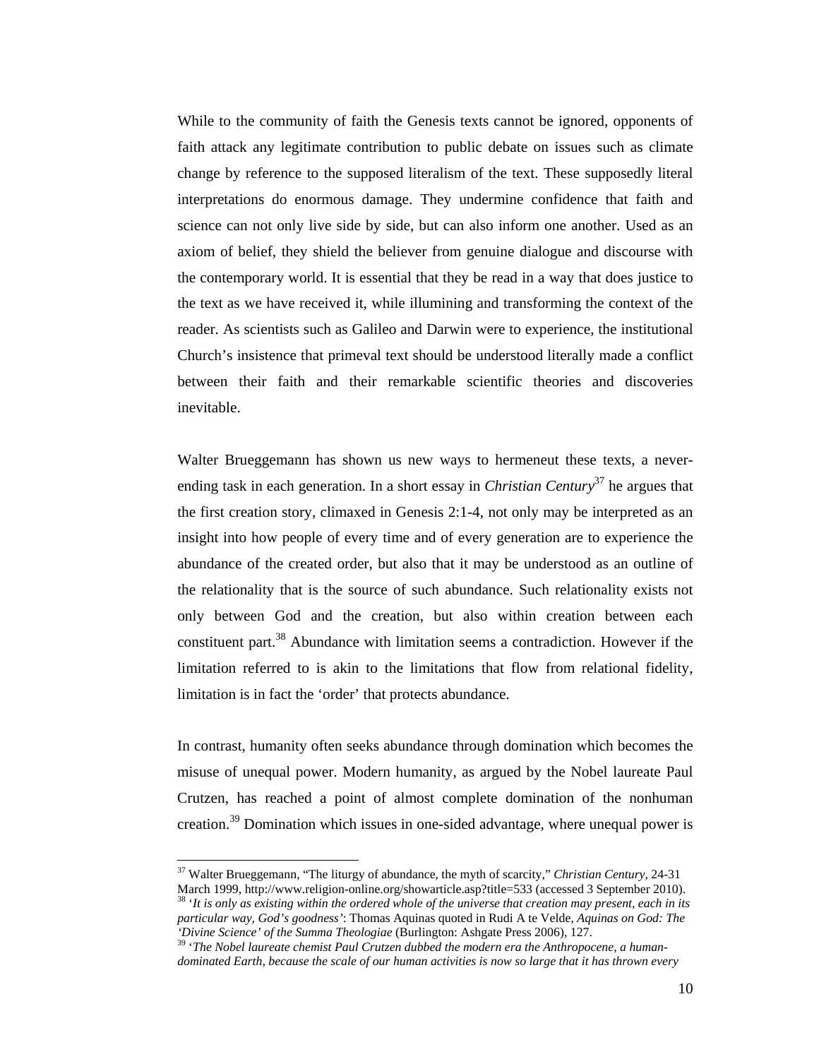While to the community of faith the Genesis texts cannot be ignored, opponents of faith attack any legitimate contribution to public debate on issues such as climate change by reference to the supposed literalism of the text. These supposedly literal interpretations do enormous damage. They undermine confidence that faith and science can not only live side by side, but can also inform one another. Used as an axiom of belief, they shield the believer from genuine dialogue and discourse with the contemporary world. It is essential that they be read in a way that does justice to the text as we have received it, while illumining and transforming the context of the reader. As scientists such as Galileo and Darwin were to experience, the institutional Church's insistence that primeval text should be understood literally made a conflict between their faith and their remarkable scientific theories and discoveries inevitable.

Walter Brueggemann has shown us new ways to hermeneut these texts, a never-ending task in each generation. In a short essay in *Christian Century*[37] he argues that the first creation story, climaxed in Genesis 2:1-4, not only may be interpreted as an insight into how people of every time and of every generation are to experience the abundance of the created order, but also that it may be understood as an outline of the relationality that is the source of such abundance. Such relationality exists not only between God and the creation, but also within creation between each constituent part.[38] Abundance with limitation seems a contradiction. However if the limitation referred to is akin to the limitations that flow from relational fidelity, limitation is in fact the 'order' that protects abundance.

In contrast, humanity often seeks abundance through domination which becomes the misuse of unequal power. Modern humanity, as argued by the Nobel laureate Paul Crutzen, has reached a point of almost complete domination of the nonhuman creation.[39] Domination which issues in one-sided advantage, where unequal power is

---

[37] Walter Brueggemann, "The liturgy of abundance, the myth of scarcity," *Christian Century*, 24-31 March 1999, http://www.religion-online.org/showarticle.asp?title=533 (accessed 3 September 2010).

[38] '*It is only as existing within the ordered whole of the universe that creation may present, each in its particular way, God's goodness*': Thomas Aquinas quoted in Rudi A te Velde, *Aquinas on God: The 'Divine Science' of the Summa Theologiae* (Burlington: Ashgate Press 2006), 127.

[39] '*The Nobel laureate chemist Paul Crutzen dubbed the modern era the Anthropocene, a human-dominated Earth, because the scale of our human activities is now so large that it has thrown every*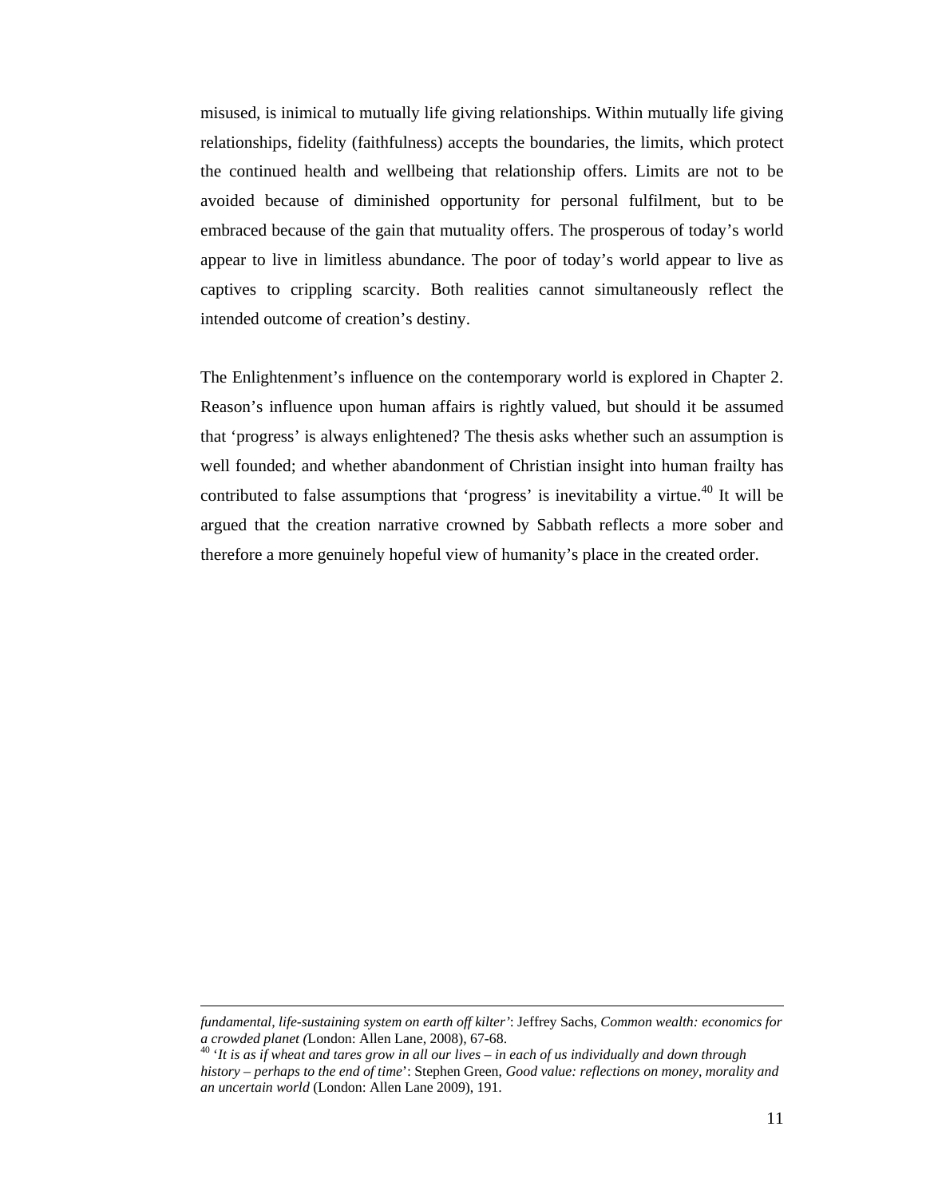misused, is inimical to mutually life giving relationships. Within mutually life giving relationships, fidelity (faithfulness) accepts the boundaries, the limits, which protect the continued health and wellbeing that relationship offers. Limits are not to be avoided because of diminished opportunity for personal fulfilment, but to be embraced because of the gain that mutuality offers. The prosperous of today's world appear to live in limitless abundance. The poor of today's world appear to live as captives to crippling scarcity. Both realities cannot simultaneously reflect the intended outcome of creation's destiny.

The Enlightenment's influence on the contemporary world is explored in Chapter 2. Reason's influence upon human affairs is rightly valued, but should it be assumed that 'progress' is always enlightened? The thesis asks whether such an assumption is well founded; and whether abandonment of Christian insight into human frailty has contributed to false assumptions that 'progress' is inevitability a virtue.[40] It will be argued that the creation narrative crowned by Sabbath reflects a more sober and therefore a more genuinely hopeful view of humanity's place in the created order.

---

*fundamental, life-sustaining system on earth off kilter'*: Jeffrey Sachs, *Common wealth: economics for a crowded planet (*London: Allen Lane, 2008), 67-68.

[40] '*It is as if wheat and tares grow in all our lives – in each of us individually and down through history – perhaps to the end of time*': Stephen Green, *Good value: reflections on money, morality and an uncertain world* (London: Allen Lane 2009), 191.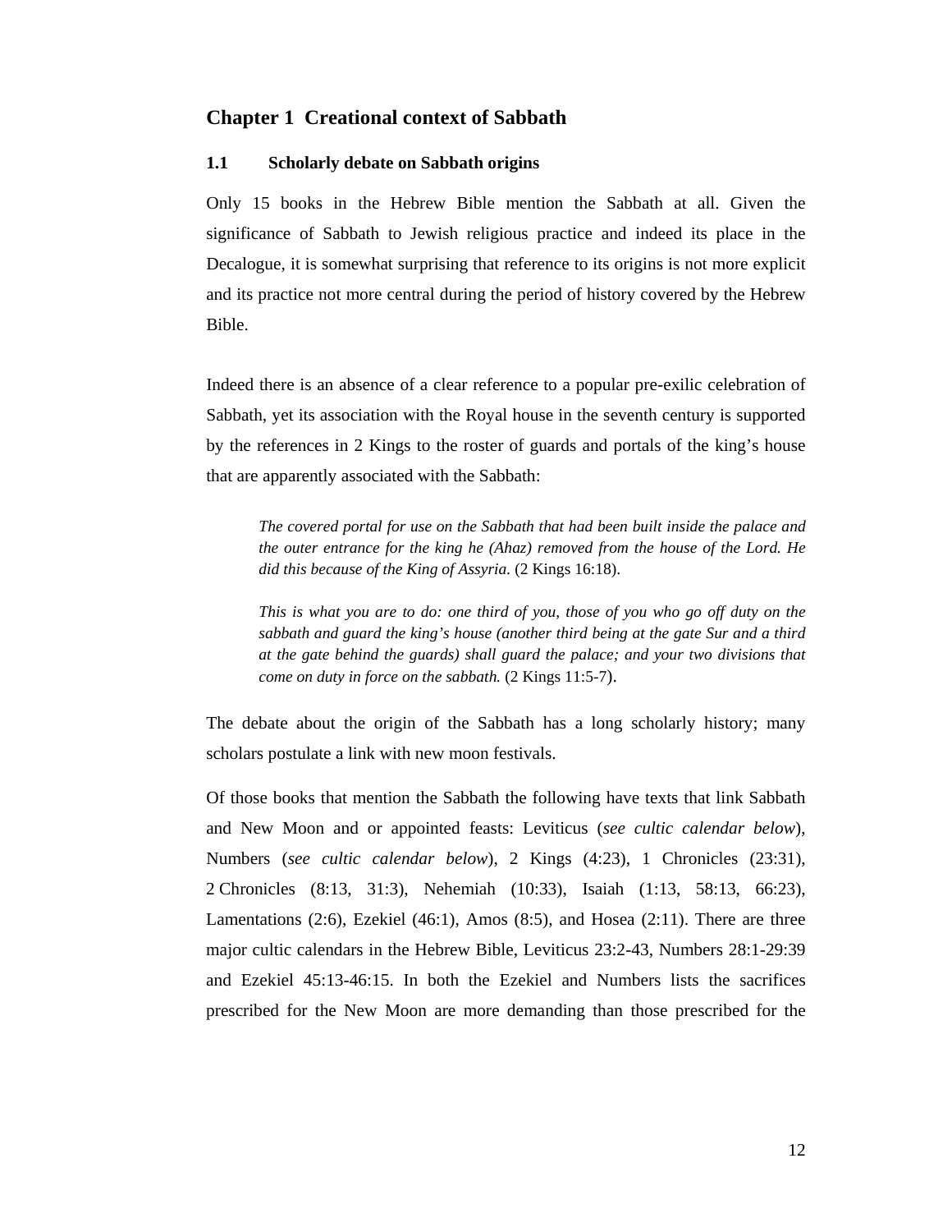# Chapter 1 Creational context of Sabbath

## 1.1 Scholarly debate on Sabbath origins

Only 15 books in the Hebrew Bible mention the Sabbath at all. Given the significance of Sabbath to Jewish religious practice and indeed its place in the Decalogue, it is somewhat surprising that reference to its origins is not more explicit and its practice not more central during the period of history covered by the Hebrew Bible.

Indeed there is an absence of a clear reference to a popular pre-exilic celebration of Sabbath, yet its association with the Royal house in the seventh century is supported by the references in 2 Kings to the roster of guards and portals of the king's house that are apparently associated with the Sabbath:

> *The covered portal for use on the Sabbath that had been built inside the palace and the outer entrance for the king he (Ahaz) removed from the house of the Lord. He did this because of the King of Assyria.* (2 Kings 16:18).
>
> *This is what you are to do: one third of you, those of you who go off duty on the sabbath and guard the king's house (another third being at the gate Sur and a third at the gate behind the guards) shall guard the palace; and your two divisions that come on duty in force on the sabbath.* (2 Kings 11:5-7).

The debate about the origin of the Sabbath has a long scholarly history; many scholars postulate a link with new moon festivals.

Of those books that mention the Sabbath the following have texts that link Sabbath and New Moon and or appointed feasts: Leviticus (*see cultic calendar below*), Numbers (*see cultic calendar below*), 2 Kings (4:23), 1 Chronicles (23:31), 2 Chronicles (8:13, 31:3), Nehemiah (10:33), Isaiah (1:13, 58:13, 66:23), Lamentations (2:6), Ezekiel (46:1), Amos (8:5), and Hosea (2:11). There are three major cultic calendars in the Hebrew Bible, Leviticus 23:2-43, Numbers 28:1-29:39 and Ezekiel 45:13-46:15. In both the Ezekiel and Numbers lists the sacrifices prescribed for the New Moon are more demanding than those prescribed for the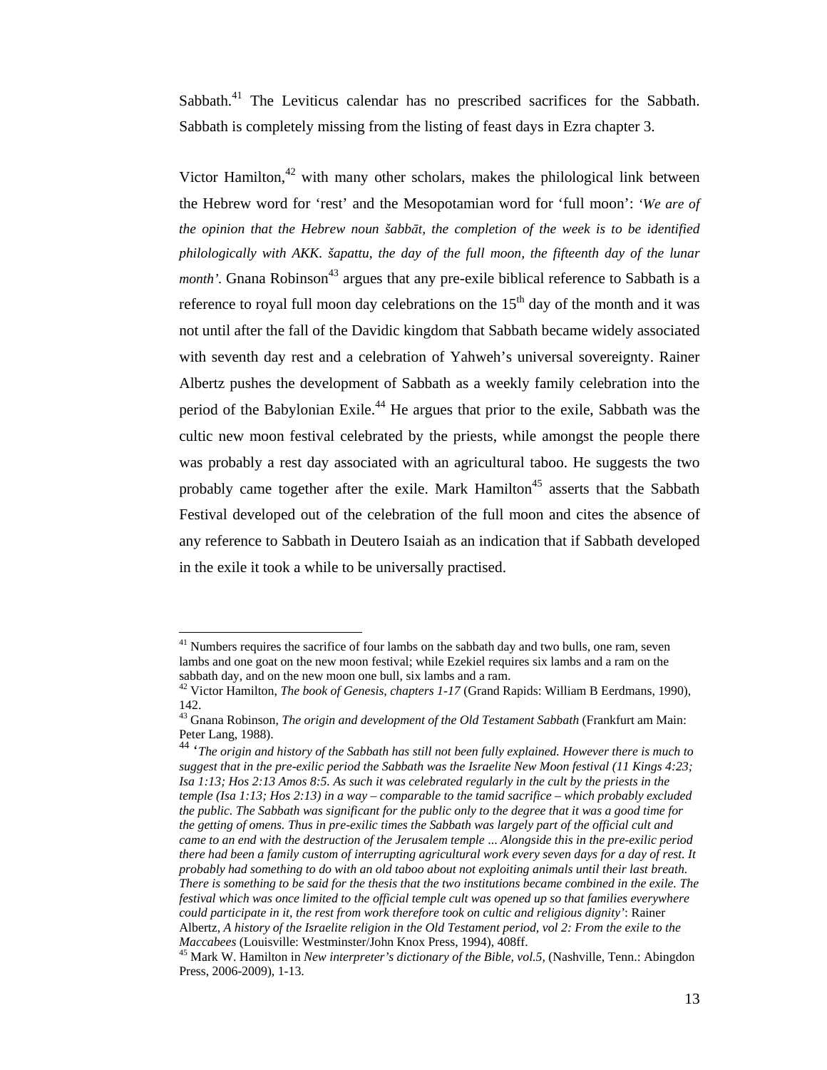Sabbath.[41] The Leviticus calendar has no prescribed sacrifices for the Sabbath. Sabbath is completely missing from the listing of feast days in Ezra chapter 3.

Victor Hamilton,[42] with many other scholars, makes the philological link between the Hebrew word for 'rest' and the Mesopotamian word for 'full moon': *'We are of the opinion that the Hebrew noun šabbāt, the completion of the week is to be identified philologically with AKK. šapattu, the day of the full moon, the fifteenth day of the lunar month'*. Gnana Robinson[43] argues that any pre-exile biblical reference to Sabbath is a reference to royal full moon day celebrations on the 15th day of the month and it was not until after the fall of the Davidic kingdom that Sabbath became widely associated with seventh day rest and a celebration of Yahweh's universal sovereignty. Rainer Albertz pushes the development of Sabbath as a weekly family celebration into the period of the Babylonian Exile.[44] He argues that prior to the exile, Sabbath was the cultic new moon festival celebrated by the priests, while amongst the people there was probably a rest day associated with an agricultural taboo. He suggests the two probably came together after the exile. Mark Hamilton[45] asserts that the Sabbath Festival developed out of the celebration of the full moon and cites the absence of any reference to Sabbath in Deutero Isaiah as an indication that if Sabbath developed in the exile it took a while to be universally practised.

---

[41] Numbers requires the sacrifice of four lambs on the sabbath day and two bulls, one ram, seven lambs and one goat on the new moon festival; while Ezekiel requires six lambs and a ram on the sabbath day, and on the new moon one bull, six lambs and a ram.

[42] Victor Hamilton, *The book of Genesis, chapters 1-17* (Grand Rapids: William B Eerdmans, 1990), 142.

[43] Gnana Robinson, *The origin and development of the Old Testament Sabbath* (Frankfurt am Main: Peter Lang, 1988).

[44] *'The origin and history of the Sabbath has still not been fully explained. However there is much to suggest that in the pre-exilic period the Sabbath was the Israelite New Moon festival (11 Kings 4:23; Isa 1:13; Hos 2:13 Amos 8:5. As such it was celebrated regularly in the cult by the priests in the temple (Isa 1:13; Hos 2:13) in a way – comparable to the tamid sacrifice – which probably excluded the public. The Sabbath was significant for the public only to the degree that it was a good time for the getting of omens. Thus in pre-exilic times the Sabbath was largely part of the official cult and came to an end with the destruction of the Jerusalem temple ... Alongside this in the pre-exilic period there had been a family custom of interrupting agricultural work every seven days for a day of rest. It probably had something to do with an old taboo about not exploiting animals until their last breath. There is something to be said for the thesis that the two institutions became combined in the exile. The festival which was once limited to the official temple cult was opened up so that families everywhere could participate in it, the rest from work therefore took on cultic and religious dignity'*: Rainer Albertz, *A history of the Israelite religion in the Old Testament period, vol 2: From the exile to the Maccabees* (Louisville: Westminster/John Knox Press, 1994), 408ff.

[45] Mark W. Hamilton in *New interpreter's dictionary of the Bible, vol.5*, (Nashville, Tenn.: Abingdon Press, 2006-2009), 1-13.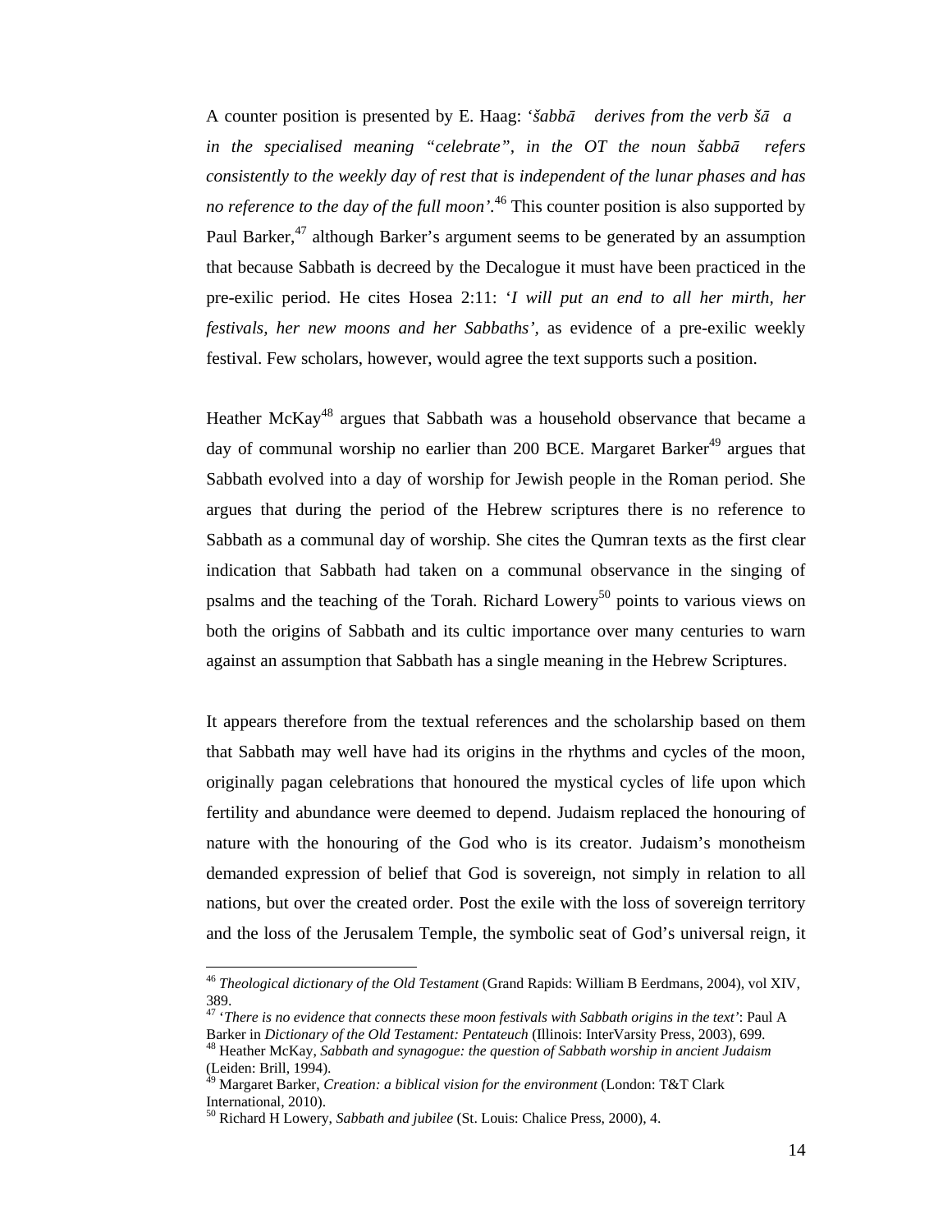A counter position is presented by E. Haag: '*šabbā  derives from the verb šā  a in the specialised meaning "celebrate", in the OT the noun šabbā  refers consistently to the weekly day of rest that is independent of the lunar phases and has no reference to the day of the full moon'*.[46] This counter position is also supported by Paul Barker,[47] although Barker's argument seems to be generated by an assumption that because Sabbath is decreed by the Decalogue it must have been practiced in the pre-exilic period. He cites Hosea 2:11: '*I will put an end to all her mirth, her festivals, her new moons and her Sabbaths'*, as evidence of a pre-exilic weekly festival. Few scholars, however, would agree the text supports such a position.

Heather McKay[48] argues that Sabbath was a household observance that became a day of communal worship no earlier than 200 BCE. Margaret Barker[49] argues that Sabbath evolved into a day of worship for Jewish people in the Roman period. She argues that during the period of the Hebrew scriptures there is no reference to Sabbath as a communal day of worship. She cites the Qumran texts as the first clear indication that Sabbath had taken on a communal observance in the singing of psalms and the teaching of the Torah. Richard Lowery[50] points to various views on both the origins of Sabbath and its cultic importance over many centuries to warn against an assumption that Sabbath has a single meaning in the Hebrew Scriptures.

It appears therefore from the textual references and the scholarship based on them that Sabbath may well have had its origins in the rhythms and cycles of the moon, originally pagan celebrations that honoured the mystical cycles of life upon which fertility and abundance were deemed to depend. Judaism replaced the honouring of nature with the honouring of the God who is its creator. Judaism's monotheism demanded expression of belief that God is sovereign, not simply in relation to all nations, but over the created order. Post the exile with the loss of sovereign territory and the loss of the Jerusalem Temple, the symbolic seat of God's universal reign, it

---

[46] *Theological dictionary of the Old Testament* (Grand Rapids: William B Eerdmans, 2004), vol XIV, 389.

[47] '*There is no evidence that connects these moon festivals with Sabbath origins in the text*': Paul A Barker in *Dictionary of the Old Testament: Pentateuch* (Illinois: InterVarsity Press, 2003), 699.

[48] Heather McKay, *Sabbath and synagogue: the question of Sabbath worship in ancient Judaism* (Leiden: Brill, 1994).

[49] Margaret Barker, *Creation: a biblical vision for the environment* (London: T&T Clark International, 2010).

[50] Richard H Lowery, *Sabbath and jubilee* (St. Louis: Chalice Press, 2000), 4.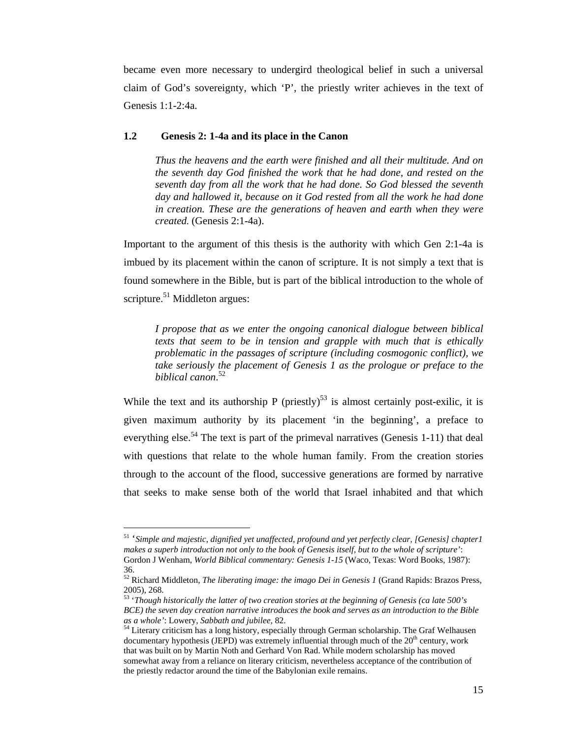became even more necessary to undergird theological belief in such a universal claim of God's sovereignty, which 'P', the priestly writer achieves in the text of Genesis 1:1-2:4a.

### 1.2 Genesis 2: 1-4a and its place in the Canon

> *Thus the heavens and the earth were finished and all their multitude. And on the seventh day God finished the work that he had done, and rested on the seventh day from all the work that he had done. So God blessed the seventh day and hallowed it, because on it God rested from all the work he had done in creation. These are the generations of heaven and earth when they were created.* (Genesis 2:1-4a).

Important to the argument of this thesis is the authority with which Gen 2:1-4a is imbued by its placement within the canon of scripture. It is not simply a text that is found somewhere in the Bible, but is part of the biblical introduction to the whole of scripture.[51] Middleton argues:

> *I propose that as we enter the ongoing canonical dialogue between biblical texts that seem to be in tension and grapple with much that is ethically problematic in the passages of scripture (including cosmogonic conflict), we take seriously the placement of Genesis 1 as the prologue or preface to the biblical canon.*[52]

While the text and its authorship P (priestly)[53] is almost certainly post-exilic, it is given maximum authority by its placement 'in the beginning', a preface to everything else.[54] The text is part of the primeval narratives (Genesis 1-11) that deal with questions that relate to the whole human family. From the creation stories through to the account of the flood, successive generations are formed by narrative that seeks to make sense both of the world that Israel inhabited and that which

---

[51] '*Simple and majestic, dignified yet unaffected, profound and yet perfectly clear, [Genesis] chapter1 makes a superb introduction not only to the book of Genesis itself, but to the whole of scripture'*: Gordon J Wenham, *World Biblical commentary: Genesis 1-15* (Waco, Texas: Word Books, 1987): 36.

[52] Richard Middleton, *The liberating image: the imago Dei in Genesis 1* (Grand Rapids: Brazos Press, 2005), 268.

[53] '*Though historically the latter of two creation stories at the beginning of Genesis (ca late 500's BCE) the seven day creation narrative introduces the book and serves as an introduction to the Bible as a whole'*: Lowery, *Sabbath and jubilee,* 82.

[54] Literary criticism has a long history, especially through German scholarship. The Graf Welhausen documentary hypothesis (JEPD) was extremely influential through much of the 20th century, work that was built on by Martin Noth and Gerhard Von Rad. While modern scholarship has moved somewhat away from a reliance on literary criticism, nevertheless acceptance of the contribution of the priestly redactor around the time of the Babylonian exile remains.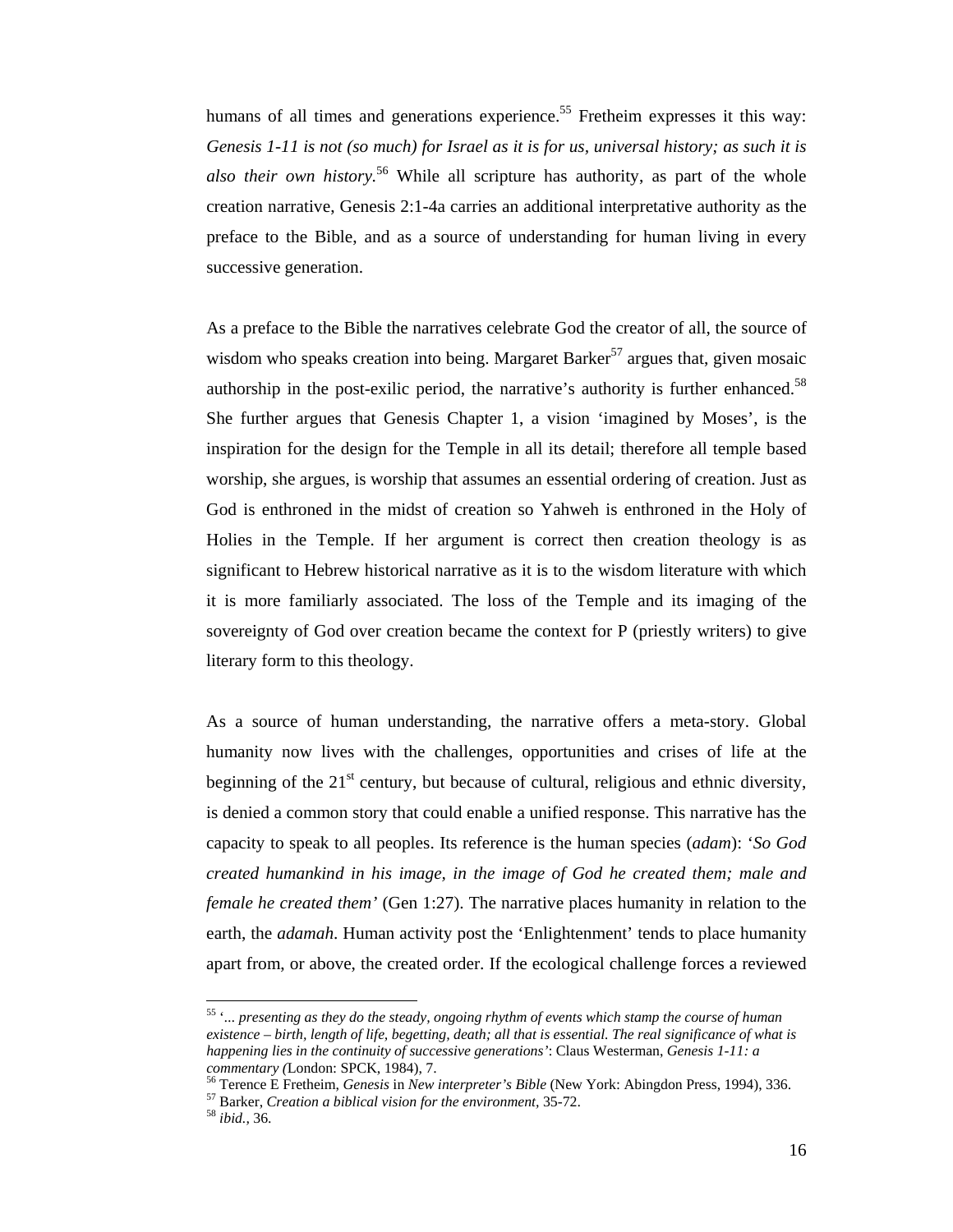humans of all times and generations experience.[55] Fretheim expresses it this way: *Genesis 1-11 is not (so much) for Israel as it is for us, universal history; as such it is also their own history.*[56] While all scripture has authority, as part of the whole creation narrative, Genesis 2:1-4a carries an additional interpretative authority as the preface to the Bible, and as a source of understanding for human living in every successive generation.

As a preface to the Bible the narratives celebrate God the creator of all, the source of wisdom who speaks creation into being. Margaret Barker[57] argues that, given mosaic authorship in the post-exilic period, the narrative's authority is further enhanced.[58] She further argues that Genesis Chapter 1, a vision 'imagined by Moses', is the inspiration for the design for the Temple in all its detail; therefore all temple based worship, she argues, is worship that assumes an essential ordering of creation. Just as God is enthroned in the midst of creation so Yahweh is enthroned in the Holy of Holies in the Temple. If her argument is correct then creation theology is as significant to Hebrew historical narrative as it is to the wisdom literature with which it is more familiarly associated. The loss of the Temple and its imaging of the sovereignty of God over creation became the context for P (priestly writers) to give literary form to this theology.

As a source of human understanding, the narrative offers a meta-story. Global humanity now lives with the challenges, opportunities and crises of life at the beginning of the 21st century, but because of cultural, religious and ethnic diversity, is denied a common story that could enable a unified response. This narrative has the capacity to speak to all peoples. Its reference is the human species (*adam*): '*So God created humankind in his image, in the image of God he created them; male and female he created them'* (Gen 1:27). The narrative places humanity in relation to the earth, the *adamah*. Human activity post the 'Enlightenment' tends to place humanity apart from, or above, the created order. If the ecological challenge forces a reviewed

---

[55] '*... presenting as they do the steady, ongoing rhythm of events which stamp the course of human existence – birth, length of life, begetting, death; all that is essential. The real significance of what is happening lies in the continuity of successive generations'*: Claus Westerman, *Genesis 1-11: a commentary (*London: SPCK, 1984), 7.

[56] Terence E Fretheim, *Genesis* in *New interpreter's Bible* (New York: Abingdon Press, 1994), 336.

[57] Barker, *Creation a biblical vision for the environment,* 35-72.

[58] *ibid.,* 36.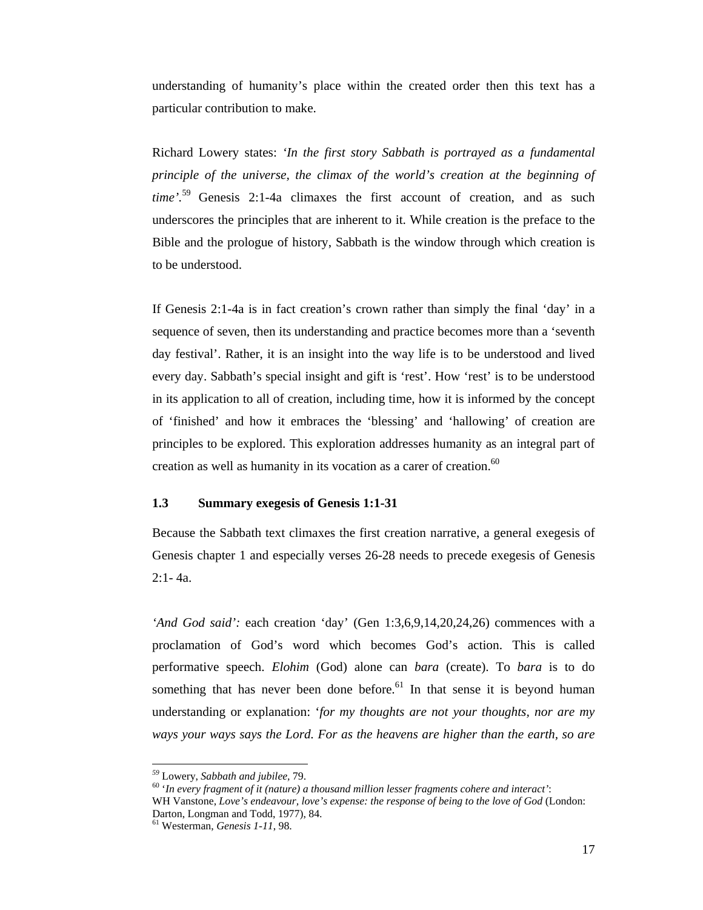understanding of humanity's place within the created order then this text has a particular contribution to make.

Richard Lowery states: '*In the first story Sabbath is portrayed as a fundamental principle of the universe, the climax of the world's creation at the beginning of time*'.[59] Genesis 2:1-4a climaxes the first account of creation, and as such underscores the principles that are inherent to it. While creation is the preface to the Bible and the prologue of history, Sabbath is the window through which creation is to be understood.

If Genesis 2:1-4a is in fact creation's crown rather than simply the final 'day' in a sequence of seven, then its understanding and practice becomes more than a 'seventh day festival'. Rather, it is an insight into the way life is to be understood and lived every day. Sabbath's special insight and gift is 'rest'. How 'rest' is to be understood in its application to all of creation, including time, how it is informed by the concept of 'finished' and how it embraces the 'blessing' and 'hallowing' of creation are principles to be explored. This exploration addresses humanity as an integral part of creation as well as humanity in its vocation as a carer of creation.[60]

### 1.3 Summary exegesis of Genesis 1:1-31

Because the Sabbath text climaxes the first creation narrative, a general exegesis of Genesis chapter 1 and especially verses 26-28 needs to precede exegesis of Genesis 2:1- 4a.

*'And God said':* each creation 'day' (Gen 1:3,6,9,14,20,24,26) commences with a proclamation of God's word which becomes God's action. This is called performative speech. *Elohim* (God) alone can *bara* (create). To *bara* is to do something that has never been done before.[61] In that sense it is beyond human understanding or explanation: '*for my thoughts are not your thoughts, nor are my ways your ways says the Lord. For as the heavens are higher than the earth, so are*

---

[59] Lowery, *Sabbath and jubilee*, 79.

[60] '*In every fragment of it (nature) a thousand million lesser fragments cohere and interact*': WH Vanstone, *Love's endeavour, love's expense: the response of being to the love of God* (London: Darton, Longman and Todd, 1977), 84.

[61] Westerman, *Genesis 1-11*, 98.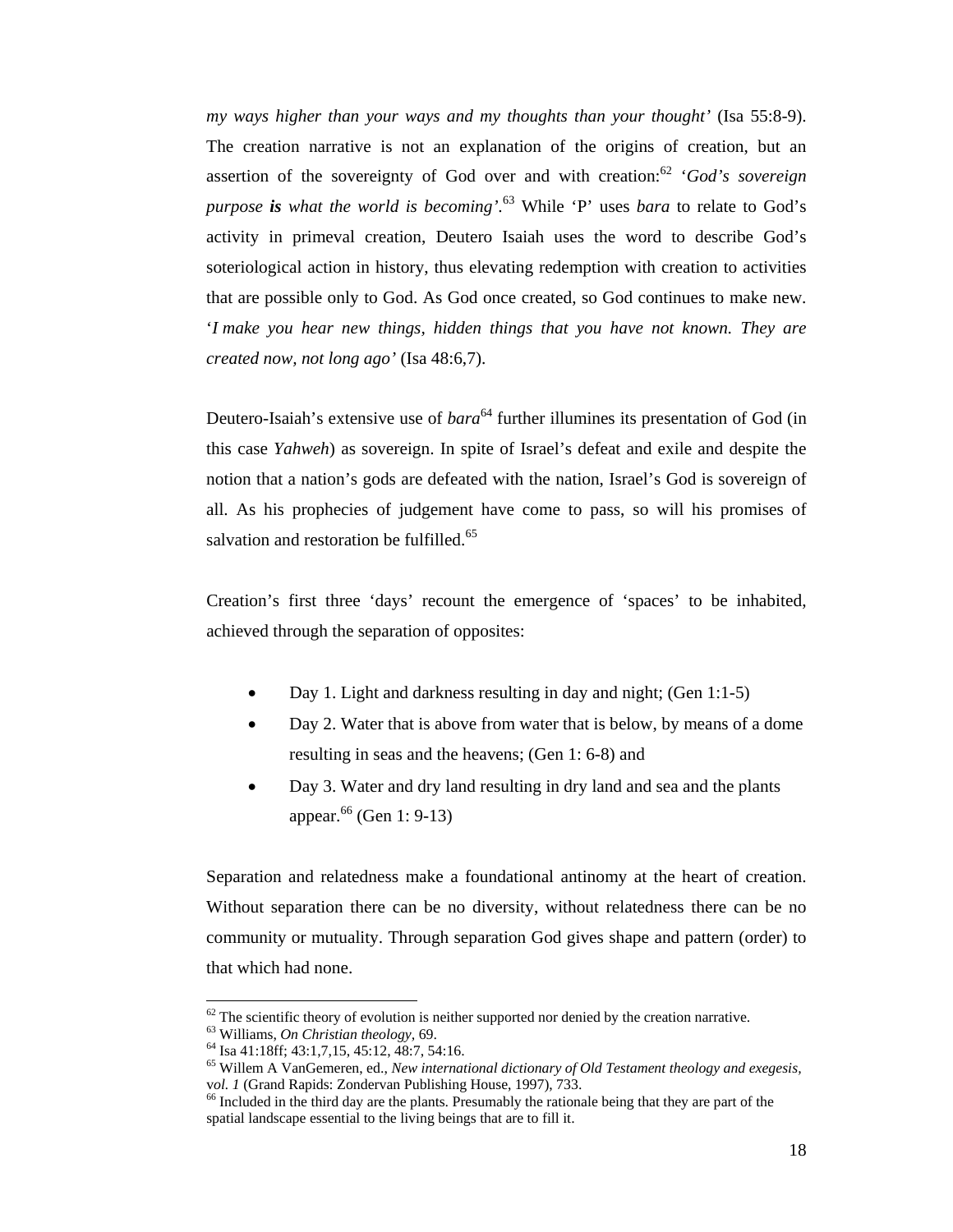*my ways higher than your ways and my thoughts than your thought'* (Isa 55:8-9). The creation narrative is not an explanation of the origins of creation, but an assertion of the sovereignty of God over and with creation:[62] '*God's sovereign purpose **is** what the world is becoming'*.[63] While 'P' uses *bara* to relate to God's activity in primeval creation, Deutero Isaiah uses the word to describe God's soteriological action in history, thus elevating redemption with creation to activities that are possible only to God. As God once created, so God continues to make new. '*I make you hear new things, hidden things that you have not known. They are created now, not long ago'* (Isa 48:6,7).

Deutero-Isaiah's extensive use of *bara*[64] further illumines its presentation of God (in this case *Yahweh*) as sovereign. In spite of Israel's defeat and exile and despite the notion that a nation's gods are defeated with the nation, Israel's God is sovereign of all. As his prophecies of judgement have come to pass, so will his promises of salvation and restoration be fulfilled.[65]

Creation's first three 'days' recount the emergence of 'spaces' to be inhabited, achieved through the separation of opposites:

- Day 1. Light and darkness resulting in day and night; (Gen 1:1-5)
- Day 2. Water that is above from water that is below, by means of a dome resulting in seas and the heavens; (Gen 1: 6-8) and
- Day 3. Water and dry land resulting in dry land and sea and the plants appear.[66] (Gen 1: 9-13)

Separation and relatedness make a foundational antinomy at the heart of creation. Without separation there can be no diversity, without relatedness there can be no community or mutuality. Through separation God gives shape and pattern (order) to that which had none.

---

[62] The scientific theory of evolution is neither supported nor denied by the creation narrative.
[63] Williams, *On Christian theology*, 69.
[64] Isa 41:18ff; 43:1,7,15, 45:12, 48:7, 54:16.
[65] Willem A VanGemeren, ed., *New international dictionary of Old Testament theology and exegesis, vol. 1* (Grand Rapids: Zondervan Publishing House, 1997), 733.
[66] Included in the third day are the plants. Presumably the rationale being that they are part of the spatial landscape essential to the living beings that are to fill it.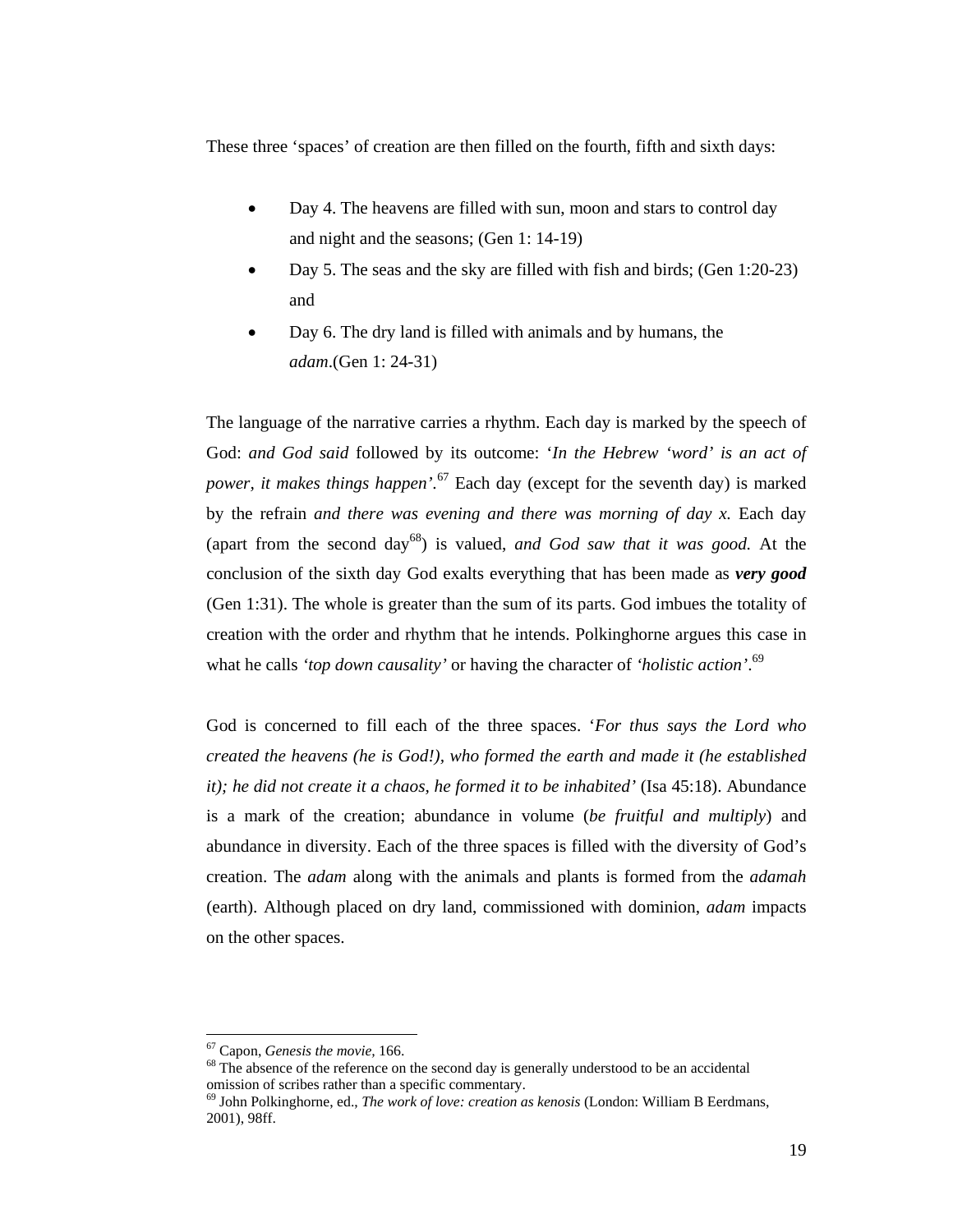These three 'spaces' of creation are then filled on the fourth, fifth and sixth days:

- Day 4. The heavens are filled with sun, moon and stars to control day and night and the seasons; (Gen 1: 14-19)
- Day 5. The seas and the sky are filled with fish and birds; (Gen 1:20-23) and
- Day 6. The dry land is filled with animals and by humans, the *adam*.(Gen 1: 24-31)

The language of the narrative carries a rhythm. Each day is marked by the speech of God: *and God said* followed by its outcome: '*In the Hebrew 'word' is an act of power, it makes things happen'*.[67] Each day (except for the seventh day) is marked by the refrain *and there was evening and there was morning of day x.* Each day (apart from the second day[68]) is valued, *and God saw that it was good.* At the conclusion of the sixth day God exalts everything that has been made as ***very good*** (Gen 1:31). The whole is greater than the sum of its parts. God imbues the totality of creation with the order and rhythm that he intends. Polkinghorne argues this case in what he calls *'top down causality'* or having the character of *'holistic action'*.[69]

God is concerned to fill each of the three spaces. '*For thus says the Lord who created the heavens (he is God!), who formed the earth and made it (he established it); he did not create it a chaos, he formed it to be inhabited'* (Isa 45:18). Abundance is a mark of the creation; abundance in volume (*be fruitful and multiply*) and abundance in diversity. Each of the three spaces is filled with the diversity of God's creation. The *adam* along with the animals and plants is formed from the *adamah* (earth). Although placed on dry land, commissioned with dominion, *adam* impacts on the other spaces.

---

[67] Capon, *Genesis the movie,* 166.

[68] The absence of the reference on the second day is generally understood to be an accidental omission of scribes rather than a specific commentary.

[69] John Polkinghorne, ed., *The work of love: creation as kenosis* (London: William B Eerdmans, 2001), 98ff.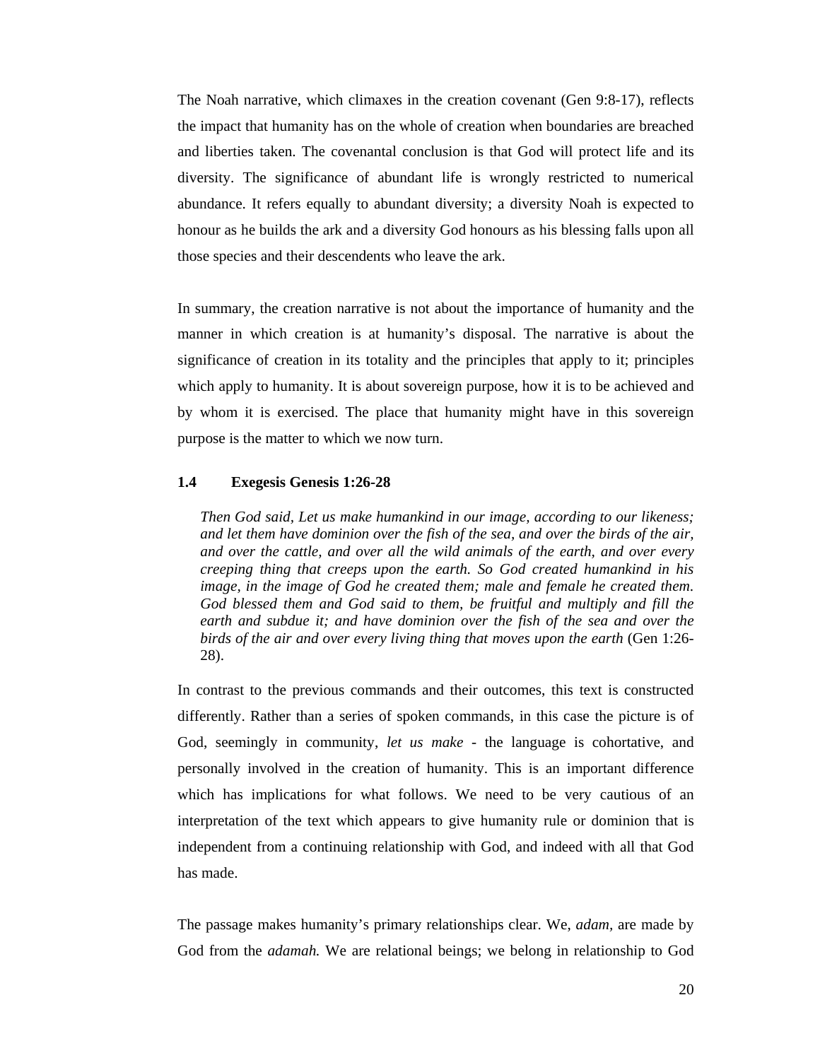The Noah narrative, which climaxes in the creation covenant (Gen 9:8-17), reflects the impact that humanity has on the whole of creation when boundaries are breached and liberties taken. The covenantal conclusion is that God will protect life and its diversity. The significance of abundant life is wrongly restricted to numerical abundance. It refers equally to abundant diversity; a diversity Noah is expected to honour as he builds the ark and a diversity God honours as his blessing falls upon all those species and their descendents who leave the ark.

In summary, the creation narrative is not about the importance of humanity and the manner in which creation is at humanity's disposal. The narrative is about the significance of creation in its totality and the principles that apply to it; principles which apply to humanity. It is about sovereign purpose, how it is to be achieved and by whom it is exercised. The place that humanity might have in this sovereign purpose is the matter to which we now turn.

### 1.4 Exegesis Genesis 1:26-28

> *Then God said, Let us make humankind in our image, according to our likeness; and let them have dominion over the fish of the sea, and over the birds of the air, and over the cattle, and over all the wild animals of the earth, and over every creeping thing that creeps upon the earth. So God created humankind in his image, in the image of God he created them; male and female he created them. God blessed them and God said to them, be fruitful and multiply and fill the earth and subdue it; and have dominion over the fish of the sea and over the birds of the air and over every living thing that moves upon the earth* (Gen 1:26-28).

In contrast to the previous commands and their outcomes, this text is constructed differently. Rather than a series of spoken commands, in this case the picture is of God, seemingly in community, *let us make* - the language is cohortative, and personally involved in the creation of humanity. This is an important difference which has implications for what follows. We need to be very cautious of an interpretation of the text which appears to give humanity rule or dominion that is independent from a continuing relationship with God, and indeed with all that God has made.

The passage makes humanity's primary relationships clear. We, *adam*, are made by God from the *adamah.* We are relational beings; we belong in relationship to God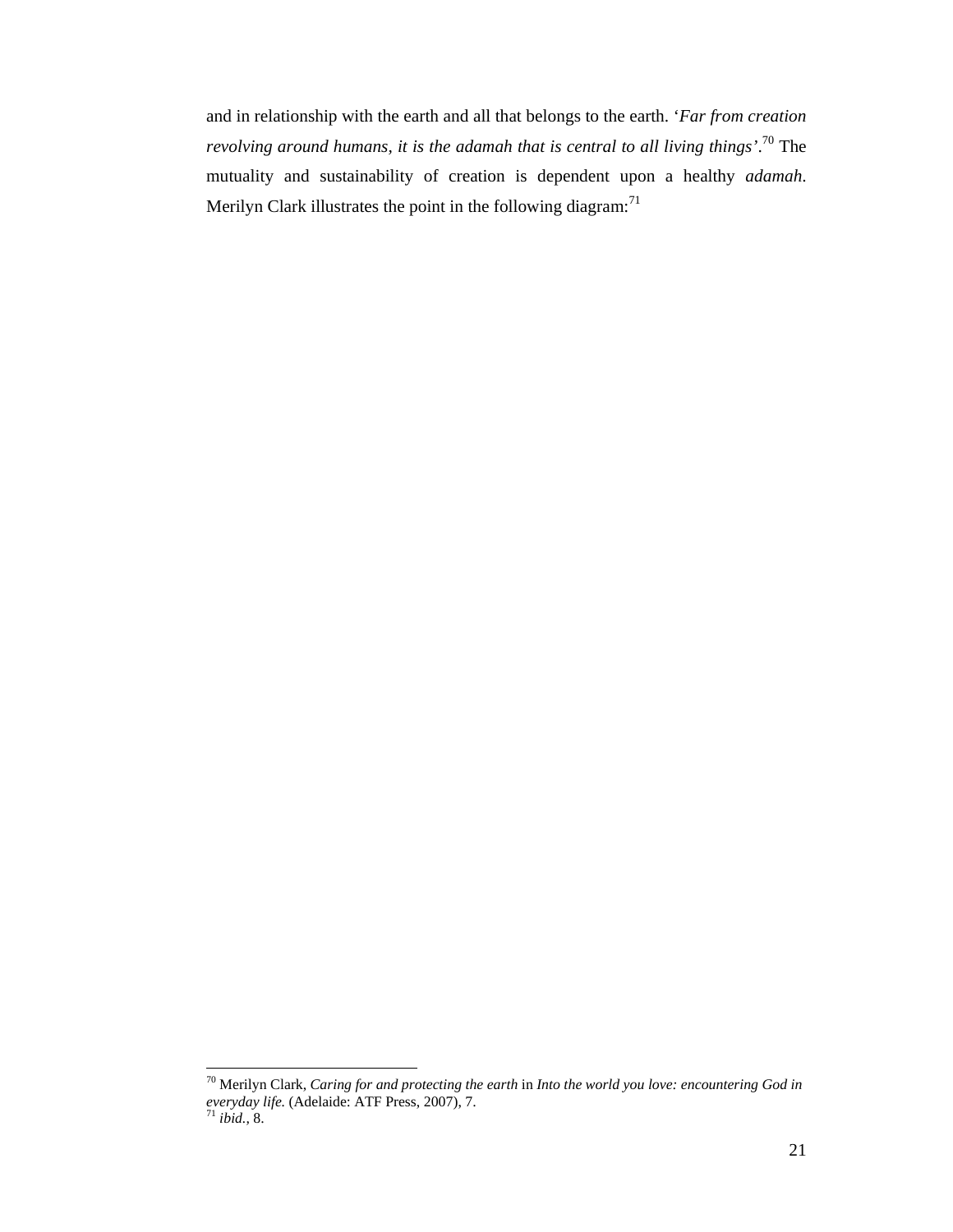and in relationship with the earth and all that belongs to the earth. '*Far from creation revolving around humans, it is the adamah that is central to all living things'*.[70] The mutuality and sustainability of creation is dependent upon a healthy *adamah*. Merilyn Clark illustrates the point in the following diagram:[71]

---

[70] Merilyn Clark, *Caring for and protecting the earth* in *Into the world you love: encountering God in everyday life.* (Adelaide: ATF Press, 2007), 7.
[71] *ibid.*, 8.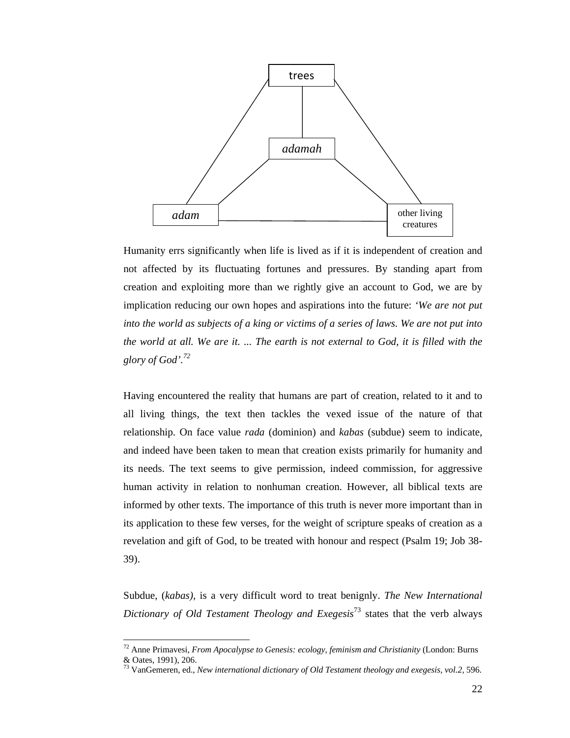trees

*adamah*

*adam*

other living creatures

Humanity errs significantly when life is lived as if it is independent of creation and not affected by its fluctuating fortunes and pressures. By standing apart from creation and exploiting more than we rightly give an account to God, we are by implication reducing our own hopes and aspirations into the future: '*We are not put into the world as subjects of a king or victims of a series of laws. We are not put into the world at all. We are it. ... The earth is not external to God, it is filled with the glory of God'.*[72]

Having encountered the reality that humans are part of creation, related to it and to all living things, the text then tackles the vexed issue of the nature of that relationship. On face value *rada* (dominion) and *kabas* (subdue) seem to indicate, and indeed have been taken to mean that creation exists primarily for humanity and its needs. The text seems to give permission, indeed commission, for aggressive human activity in relation to nonhuman creation. However, all biblical texts are informed by other texts. The importance of this truth is never more important than in its application to these few verses, for the weight of scripture speaks of creation as a revelation and gift of God, to be treated with honour and respect (Psalm 19; Job 38-39).

Subdue, (*kabas)*, is a very difficult word to treat benignly. *The New International Dictionary of Old Testament Theology and Exegesis*[73] states that the verb always

---

[72] Anne Primavesi, *From Apocalypse to Genesis: ecology, feminism and Christianity* (London: Burns & Oates, 1991), 206.

[73] VanGemeren, ed., *New international dictionary of Old Testament theology and exegesis, vol.2,* 596.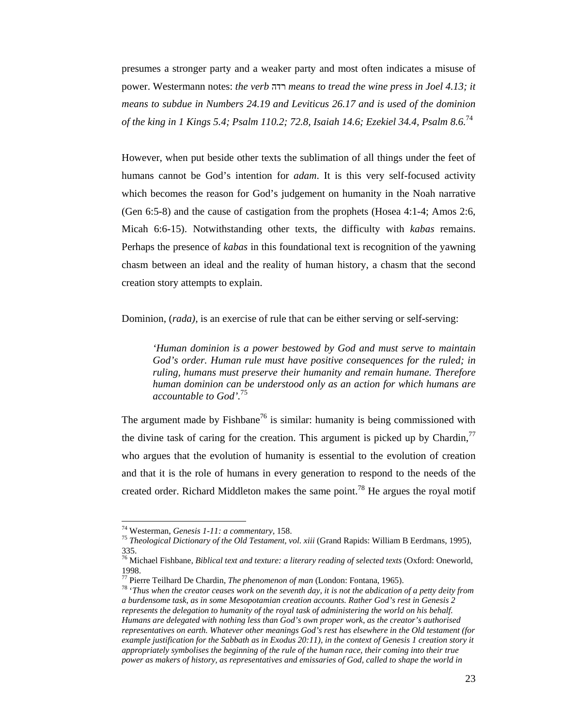presumes a stronger party and a weaker party and most often indicates a misuse of power. Westermann notes: *the verb* רדה *means to tread the wine press in Joel 4.13; it means to subdue in Numbers 24.19 and Leviticus 26.17 and is used of the dominion of the king in 1 Kings 5.4; Psalm 110.2; 72.8, Isaiah 14.6; Ezekiel 34.4, Psalm 8.6.*[74]

However, when put beside other texts the sublimation of all things under the feet of humans cannot be God's intention for *adam*. It is this very self-focused activity which becomes the reason for God's judgement on humanity in the Noah narrative (Gen 6:5-8) and the cause of castigation from the prophets (Hosea 4:1-4; Amos 2:6, Micah 6:6-15). Notwithstanding other texts, the difficulty with *kabas* remains. Perhaps the presence of *kabas* in this foundational text is recognition of the yawning chasm between an ideal and the reality of human history, a chasm that the second creation story attempts to explain.

Dominion, (*rada)*, is an exercise of rule that can be either serving or self-serving:

> *'Human dominion is a power bestowed by God and must serve to maintain God's order. Human rule must have positive consequences for the ruled; in ruling, humans must preserve their humanity and remain humane. Therefore human dominion can be understood only as an action for which humans are accountable to God'.*[75]

The argument made by Fishbane[76] is similar: humanity is being commissioned with the divine task of caring for the creation. This argument is picked up by Chardin,[77] who argues that the evolution of humanity is essential to the evolution of creation and that it is the role of humans in every generation to respond to the needs of the created order. Richard Middleton makes the same point.[78] He argues the royal motif

---

[74] Westerman, *Genesis 1-11: a commentary,* 158.

[75] *Theological Dictionary of the Old Testament, vol. xiii* (Grand Rapids: William B Eerdmans, 1995), 335.

[76] Michael Fishbane, *Biblical text and texture: a literary reading of selected texts* (Oxford: Oneworld, 1998.

[77] Pierre Teilhard De Chardin, *The phenomenon of man* (London: Fontana, 1965).

[78] '*Thus when the creator ceases work on the seventh day, it is not the abdication of a petty deity from a burdensome task, as in some Mesopotamian creation accounts. Rather God's rest in Genesis 2 represents the delegation to humanity of the royal task of administering the world on his behalf. Humans are delegated with nothing less than God's own proper work, as the creator's authorised representatives on earth. Whatever other meanings God's rest has elsewhere in the Old testament (for example justification for the Sabbath as in Exodus 20:11), in the context of Genesis 1 creation story it appropriately symbolises the beginning of the rule of the human race, their coming into their true power as makers of history, as representatives and emissaries of God, called to shape the world in*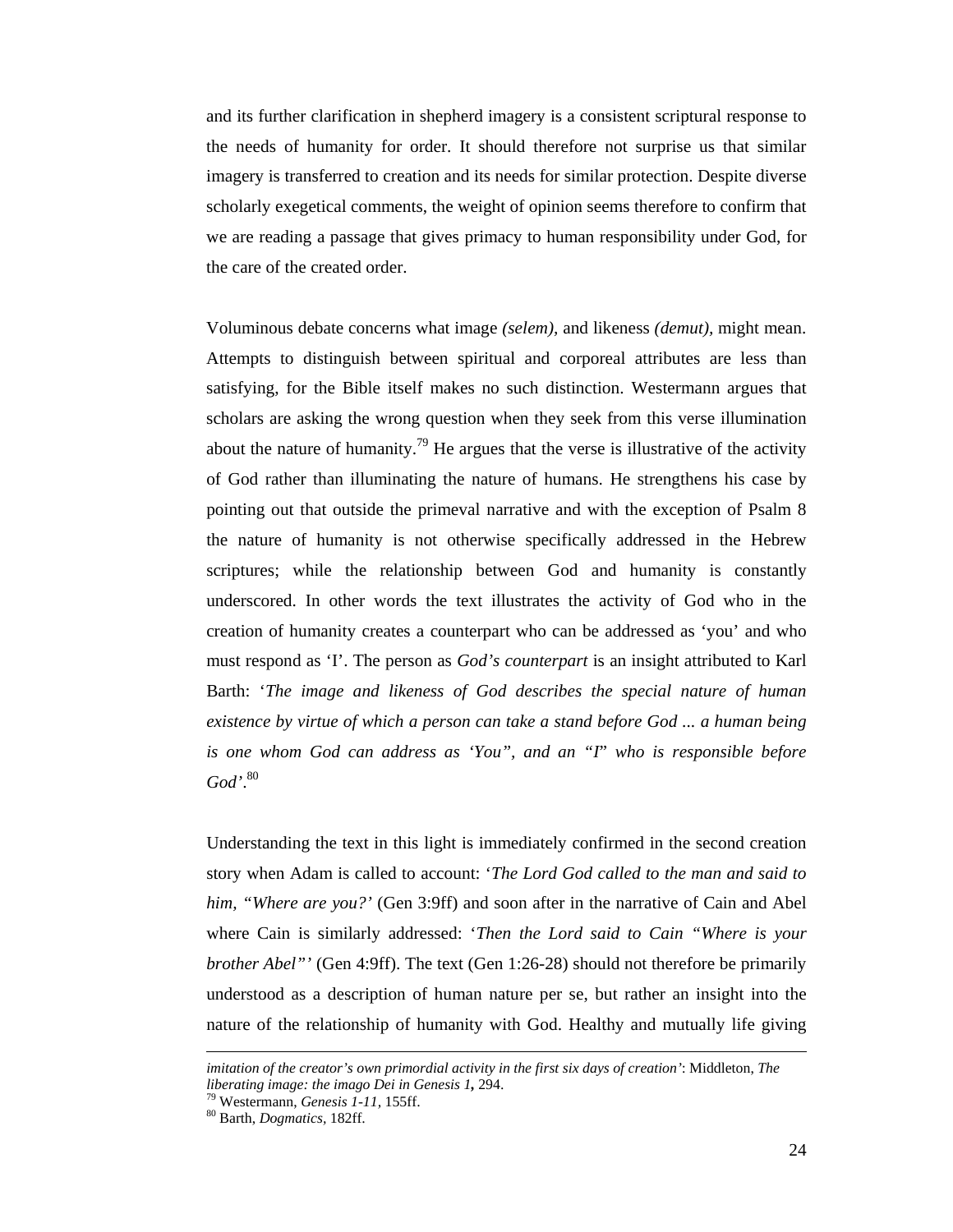and its further clarification in shepherd imagery is a consistent scriptural response to the needs of humanity for order. It should therefore not surprise us that similar imagery is transferred to creation and its needs for similar protection. Despite diverse scholarly exegetical comments, the weight of opinion seems therefore to confirm that we are reading a passage that gives primacy to human responsibility under God, for the care of the created order.

Voluminous debate concerns what image *(selem)*, and likeness *(demut)*, might mean. Attempts to distinguish between spiritual and corporeal attributes are less than satisfying, for the Bible itself makes no such distinction. Westermann argues that scholars are asking the wrong question when they seek from this verse illumination about the nature of humanity.[79] He argues that the verse is illustrative of the activity of God rather than illuminating the nature of humans. He strengthens his case by pointing out that outside the primeval narrative and with the exception of Psalm 8 the nature of humanity is not otherwise specifically addressed in the Hebrew scriptures; while the relationship between God and humanity is constantly underscored. In other words the text illustrates the activity of God who in the creation of humanity creates a counterpart who can be addressed as 'you' and who must respond as 'I'. The person as *God's counterpart* is an insight attributed to Karl Barth: '*The image and likeness of God describes the special nature of human existence by virtue of which a person can take a stand before God ... a human being is one whom God can address as 'You", and an "I*" *who is responsible before God'*.[80]

Understanding the text in this light is immediately confirmed in the second creation story when Adam is called to account: '*The Lord God called to the man and said to him, "Where are you?'* (Gen 3:9ff) and soon after in the narrative of Cain and Abel where Cain is similarly addressed: '*Then the Lord said to Cain "Where is your brother Abel"'* (Gen 4:9ff). The text (Gen 1:26-28) should not therefore be primarily understood as a description of human nature per se, but rather an insight into the nature of the relationship of humanity with God. Healthy and mutually life giving

---

*imitation of the creator's own primordial activity in the first six days of creation'*: Middleton, *The liberating image: the imago Dei in Genesis 1*, 294.

[79] Westermann, *Genesis 1-11*, 155ff.

[80] Barth, *Dogmatics*, 182ff.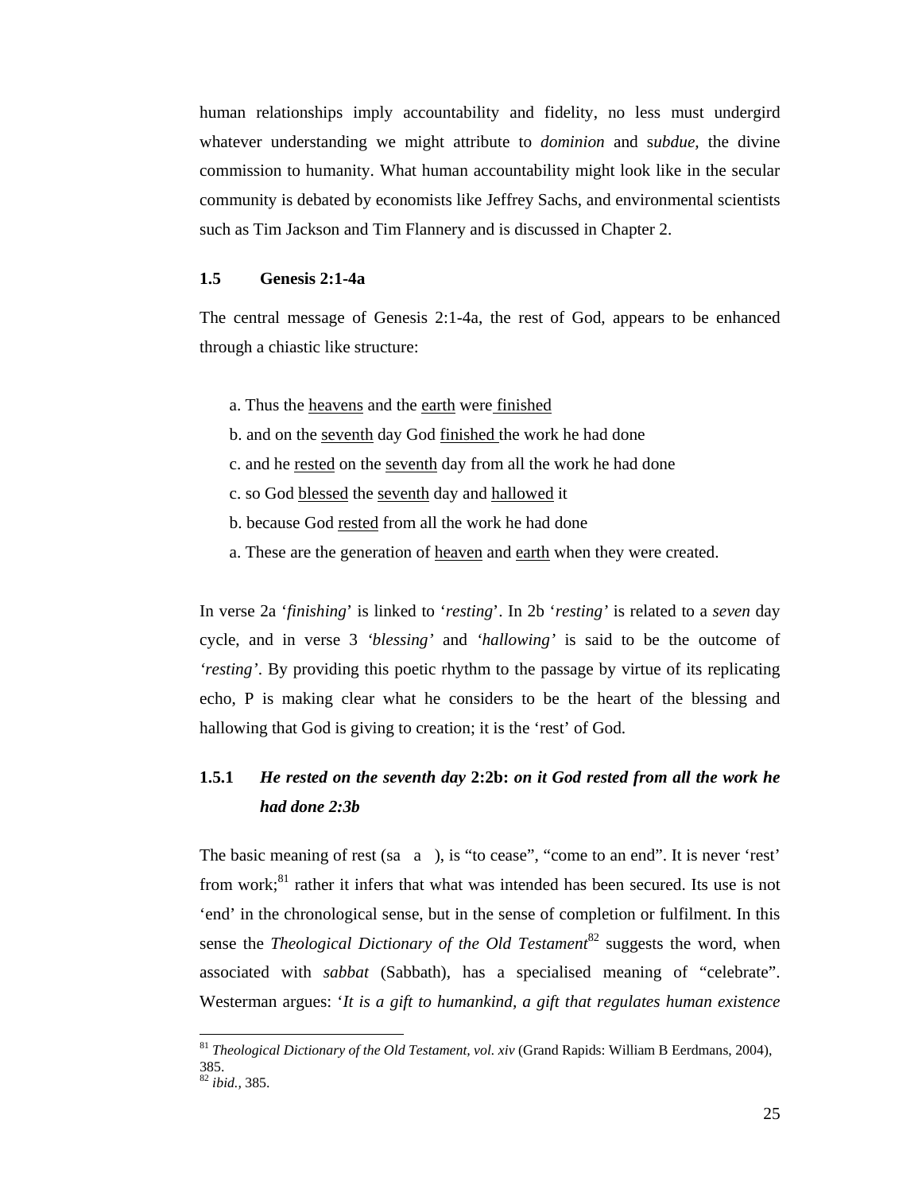human relationships imply accountability and fidelity, no less must undergird whatever understanding we might attribute to *dominion* and s*ubdue*, the divine commission to humanity. What human accountability might look like in the secular community is debated by economists like Jeffrey Sachs, and environmental scientists such as Tim Jackson and Tim Flannery and is discussed in Chapter 2.

## 1.5 Genesis 2:1-4a

The central message of Genesis 2:1-4a, the rest of God, appears to be enhanced through a chiastic like structure:

a. Thus the <u>heavens</u> and the <u>earth</u> were <u>finished</u>
b. and on the <u>seventh</u> day God <u>finished</u> the work he had done
c. and he <u>rested</u> on the <u>seventh</u> day from all the work he had done
c. so God <u>blessed</u> the <u>seventh</u> day and <u>hallowed</u> it
b. because God <u>rested</u> from all the work he had done
a. These are the generation of <u>heaven</u> and <u>earth</u> when they were created.

In verse 2a '*finishing*' is linked to '*resting*'. In 2b '*resting'* is related to a *seven* day cycle, and in verse 3 *'blessing'* and *'hallowing'* is said to be the outcome of *'resting'*. By providing this poetic rhythm to the passage by virtue of its replicating echo, P is making clear what he considers to be the heart of the blessing and hallowing that God is giving to creation; it is the 'rest' of God.

### 1.5.1 *He rested on the seventh day* 2:2b: *on it God rested from all the work he had done 2:3b*

The basic meaning of rest (sa a ), is "to cease", "come to an end". It is never 'rest' from work;[81] rather it infers that what was intended has been secured. Its use is not 'end' in the chronological sense, but in the sense of completion or fulfilment. In this sense the *Theological Dictionary of the Old Testament*[82] suggests the word, when associated with *sabbat* (Sabbath), has a specialised meaning of "celebrate". Westerman argues: '*It is a gift to humankind, a gift that regulates human existence*

[81] *Theological Dictionary of the Old Testament, vol. xiv* (Grand Rapids: William B Eerdmans, 2004), 385.
[82] *ibid.,* 385.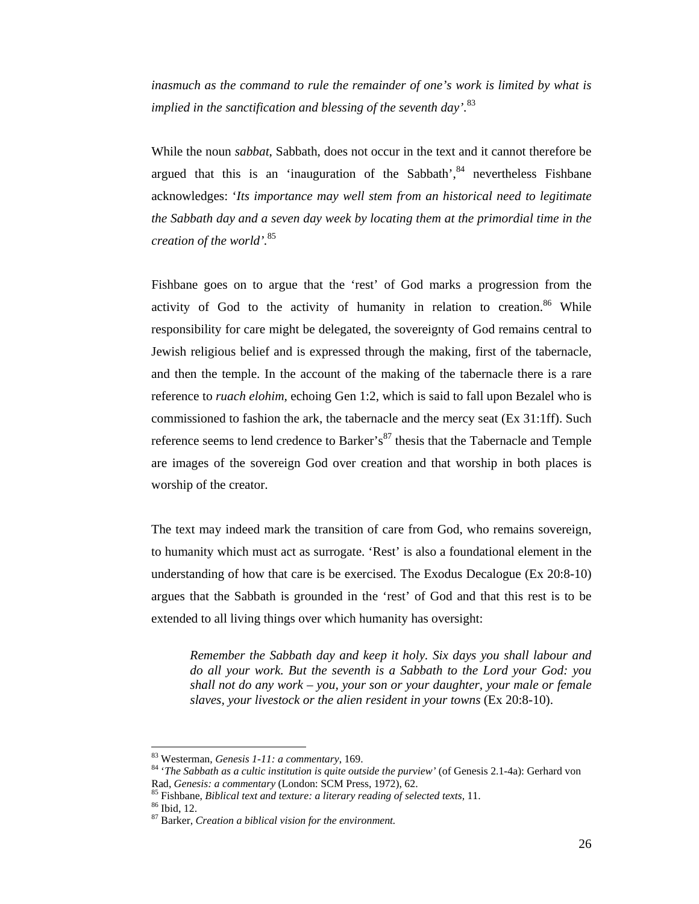*inasmuch as the command to rule the remainder of one's work is limited by what is implied in the sanctification and blessing of the seventh day'.*[83]

While the noun *sabbat*, Sabbath, does not occur in the text and it cannot therefore be argued that this is an 'inauguration of the Sabbath',[84] nevertheless Fishbane acknowledges: '*Its importance may well stem from an historical need to legitimate the Sabbath day and a seven day week by locating them at the primordial time in the creation of the world'*.[85]

Fishbane goes on to argue that the 'rest' of God marks a progression from the activity of God to the activity of humanity in relation to creation.[86] While responsibility for care might be delegated, the sovereignty of God remains central to Jewish religious belief and is expressed through the making, first of the tabernacle, and then the temple. In the account of the making of the tabernacle there is a rare reference to *ruach elohim*, echoing Gen 1:2, which is said to fall upon Bezalel who is commissioned to fashion the ark, the tabernacle and the mercy seat (Ex 31:1ff). Such reference seems to lend credence to Barker's[87] thesis that the Tabernacle and Temple are images of the sovereign God over creation and that worship in both places is worship of the creator.

The text may indeed mark the transition of care from God, who remains sovereign, to humanity which must act as surrogate. 'Rest' is also a foundational element in the understanding of how that care is be exercised. The Exodus Decalogue (Ex 20:8-10) argues that the Sabbath is grounded in the 'rest' of God and that this rest is to be extended to all living things over which humanity has oversight:

> *Remember the Sabbath day and keep it holy. Six days you shall labour and do all your work. But the seventh is a Sabbath to the Lord your God: you shall not do any work – you, your son or your daughter, your male or female slaves, your livestock or the alien resident in your towns* (Ex 20:8-10).

---

[83] Westerman, *Genesis 1-11: a commentary*, 169.
[84] '*The Sabbath as a cultic institution is quite outside the purview*' (of Genesis 2.1-4a): Gerhard von Rad, *Genesis: a commentary* (London: SCM Press, 1972), 62.
[85] Fishbane, *Biblical text and texture: a literary reading of selected texts*, 11.
[86] Ibid, 12.
[87] Barker, *Creation a biblical vision for the environment.*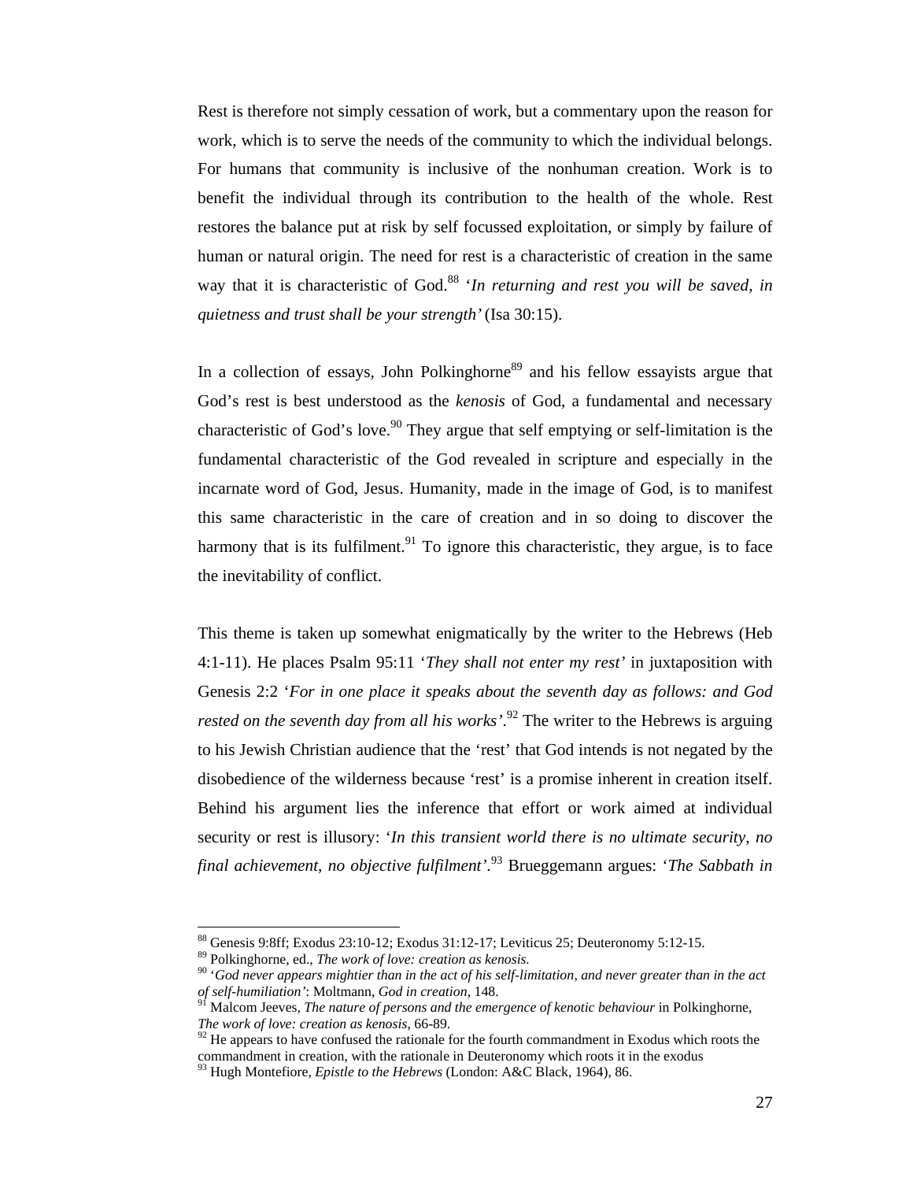Rest is therefore not simply cessation of work, but a commentary upon the reason for work, which is to serve the needs of the community to which the individual belongs. For humans that community is inclusive of the nonhuman creation. Work is to benefit the individual through its contribution to the health of the whole. Rest restores the balance put at risk by self focussed exploitation, or simply by failure of human or natural origin. The need for rest is a characteristic of creation in the same way that it is characteristic of God.[88] '*In returning and rest you will be saved, in quietness and trust shall be your strength'* (Isa 30:15).

In a collection of essays, John Polkinghorne[89] and his fellow essayists argue that God's rest is best understood as the *kenosis* of God, a fundamental and necessary characteristic of God's love.[90] They argue that self emptying or self-limitation is the fundamental characteristic of the God revealed in scripture and especially in the incarnate word of God, Jesus. Humanity, made in the image of God, is to manifest this same characteristic in the care of creation and in so doing to discover the harmony that is its fulfilment.[91] To ignore this characteristic, they argue, is to face the inevitability of conflict.

This theme is taken up somewhat enigmatically by the writer to the Hebrews (Heb 4:1-11). He places Psalm 95:11 '*They shall not enter my rest*' in juxtaposition with Genesis 2:2 '*For in one place it speaks about the seventh day as follows: and God rested on the seventh day from all his works'*.[92] The writer to the Hebrews is arguing to his Jewish Christian audience that the 'rest' that God intends is not negated by the disobedience of the wilderness because 'rest' is a promise inherent in creation itself. Behind his argument lies the inference that effort or work aimed at individual security or rest is illusory: '*In this transient world there is no ultimate security, no final achievement, no objective fulfilment'*.[93] Brueggemann argues: '*The Sabbath in*

---

[88] Genesis 9:8ff; Exodus 23:10-12; Exodus 31:12-17; Leviticus 25; Deuteronomy 5:12-15.

[89] Polkinghorne, ed., *The work of love: creation as kenosis.*

[90] '*God never appears mightier than in the act of his self-limitation, and never greater than in the act of self-humiliation'*: Moltmann, *God in creation*, 148.

[91] Malcom Jeeves, *The nature of persons and the emergence of kenotic behaviour* in Polkinghorne, *The work of love: creation as kenosis*, 66-89.

[92] He appears to have confused the rationale for the fourth commandment in Exodus which roots the commandment in creation, with the rationale in Deuteronomy which roots it in the exodus

[93] Hugh Montefiore, *Epistle to the Hebrews* (London: A&C Black, 1964), 86.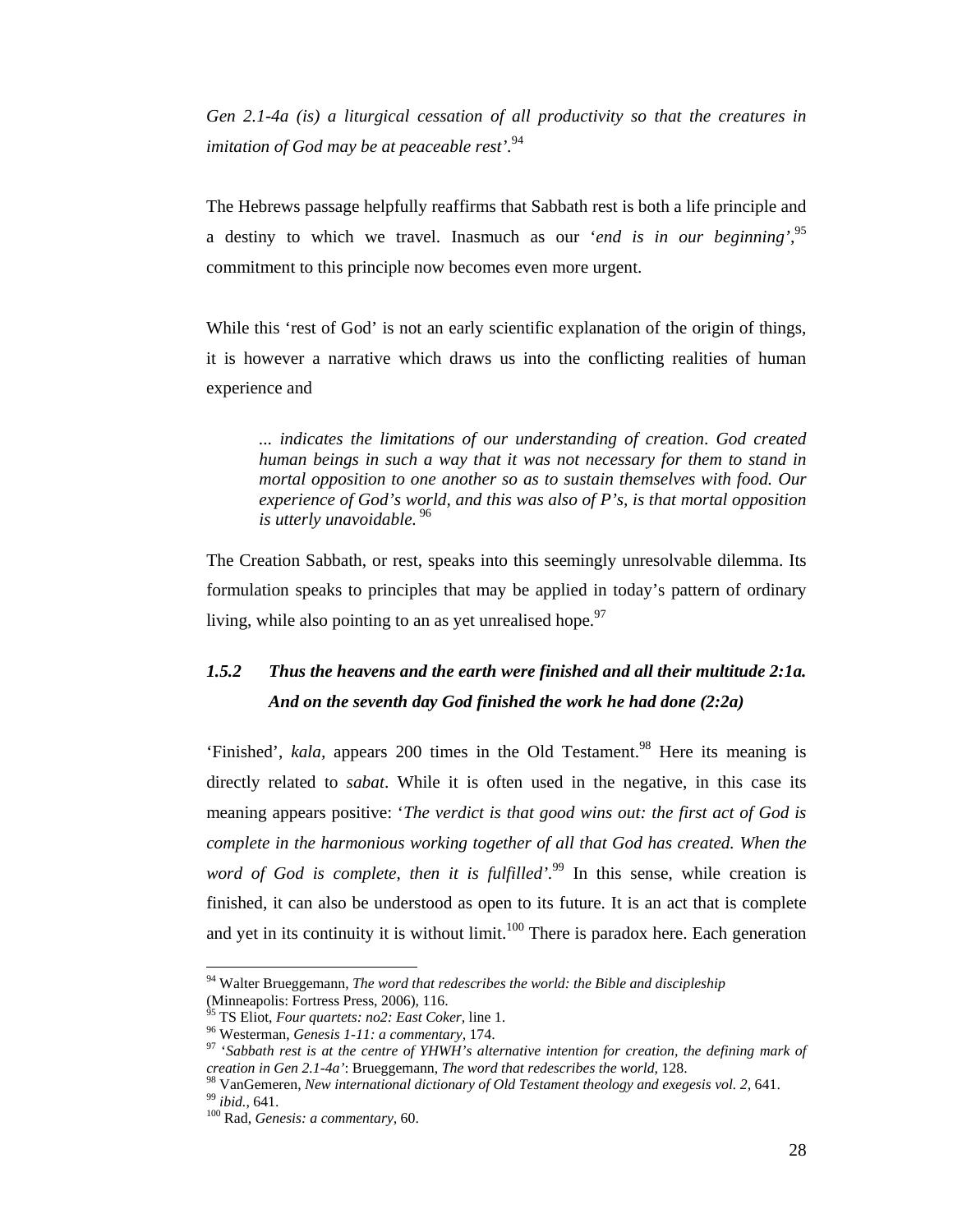*Gen 2.1-4a (is) a liturgical cessation of all productivity so that the creatures in imitation of God may be at peaceable rest'*.[94]

The Hebrews passage helpfully reaffirms that Sabbath rest is both a life principle and a destiny to which we travel. Inasmuch as our '*end is in our beginning*',[95] commitment to this principle now becomes even more urgent.

While this 'rest of God' is not an early scientific explanation of the origin of things, it is however a narrative which draws us into the conflicting realities of human experience and

> *... indicates the limitations of our understanding of creation. God created human beings in such a way that it was not necessary for them to stand in mortal opposition to one another so as to sustain themselves with food. Our experience of God's world, and this was also of P's, is that mortal opposition is utterly unavoidable.* [96]

The Creation Sabbath, or rest, speaks into this seemingly unresolvable dilemma. Its formulation speaks to principles that may be applied in today's pattern of ordinary living, while also pointing to an as yet unrealised hope.[97]

### *1.5.2 Thus the heavens and the earth were finished and all their multitude 2:1a. And on the seventh day God finished the work he had done (2:2a)*

'Finished', *kala*, appears 200 times in the Old Testament.[98] Here its meaning is directly related to *sabat*. While it is often used in the negative, in this case its meaning appears positive: '*The verdict is that good wins out: the first act of God is complete in the harmonious working together of all that God has created. When the word of God is complete, then it is fulfilled'*.[99] In this sense, while creation is finished, it can also be understood as open to its future. It is an act that is complete and yet in its continuity it is without limit.[100] There is paradox here. Each generation

---

[94] Walter Brueggemann, *The word that redescribes the world: the Bible and discipleship* (Minneapolis: Fortress Press, 2006), 116.

[95] TS Eliot, *Four quartets: no2: East Coker,* line 1.

[96] Westerman, *Genesis 1-11: a commentary,* 174.

[97] '*Sabbath rest is at the centre of YHWH's alternative intention for creation, the defining mark of creation in Gen 2.1-4a'*: Brueggemann, *The word that redescribes the world,* 128.

[98] VanGemeren, *New international dictionary of Old Testament theology and exegesis vol. 2,* 641.

[99] *ibid.*, 641.

[100] Rad, *Genesis: a commentary*, 60.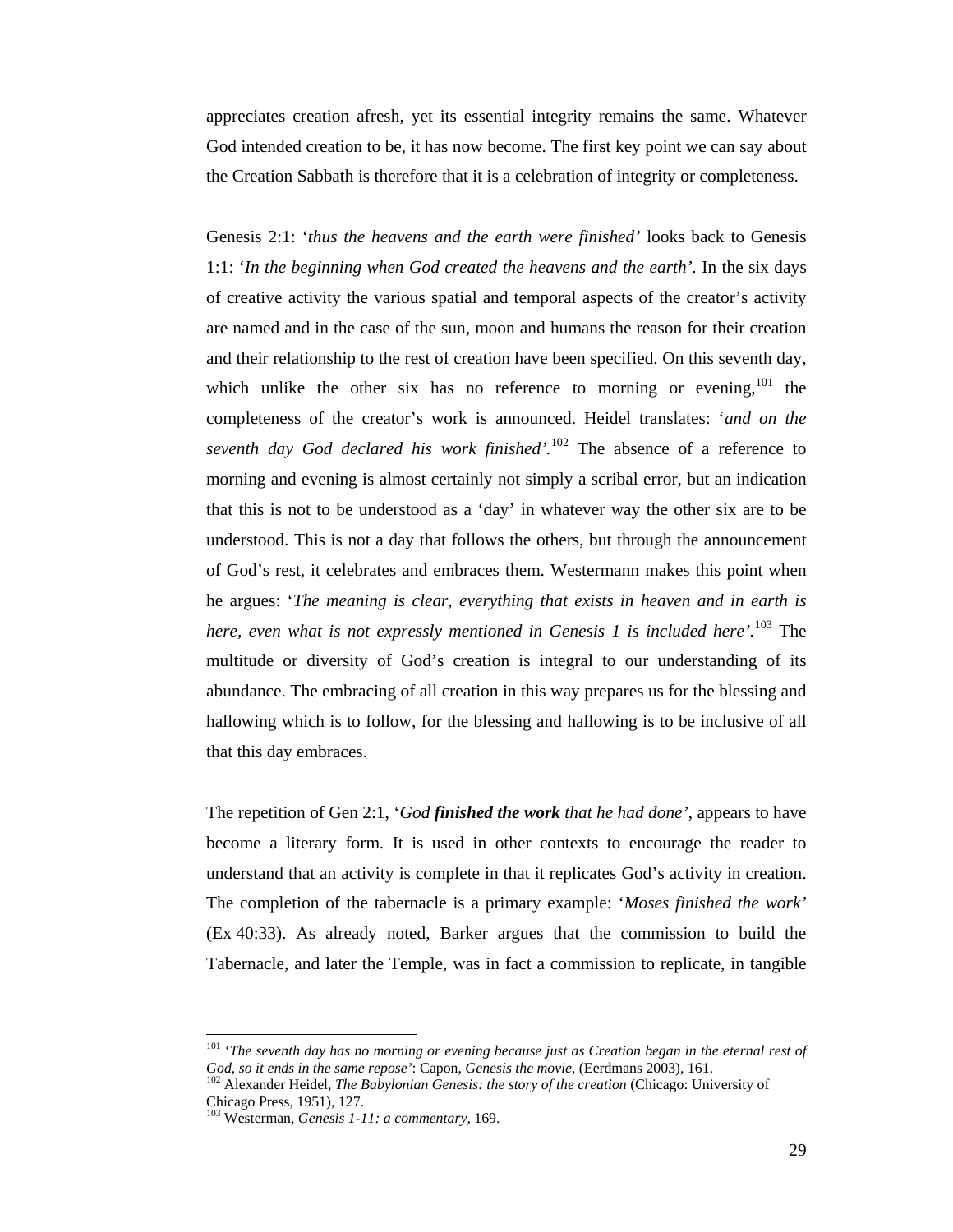appreciates creation afresh, yet its essential integrity remains the same. Whatever God intended creation to be, it has now become. The first key point we can say about the Creation Sabbath is therefore that it is a celebration of integrity or completeness.

Genesis 2:1: '*thus the heavens and the earth were finished*' looks back to Genesis 1:1: '*In the beginning when God created the heavens and the earth*'. In the six days of creative activity the various spatial and temporal aspects of the creator's activity are named and in the case of the sun, moon and humans the reason for their creation and their relationship to the rest of creation have been specified. On this seventh day, which unlike the other six has no reference to morning or evening,[101] the completeness of the creator's work is announced. Heidel translates: '*and on the seventh day God declared his work finished*'.[102] The absence of a reference to morning and evening is almost certainly not simply a scribal error, but an indication that this is not to be understood as a 'day' in whatever way the other six are to be understood. This is not a day that follows the others, but through the announcement of God's rest, it celebrates and embraces them. Westermann makes this point when he argues: '*The meaning is clear, everything that exists in heaven and in earth is here, even what is not expressly mentioned in Genesis 1 is included here*'.[103] The multitude or diversity of God's creation is integral to our understanding of its abundance. The embracing of all creation in this way prepares us for the blessing and hallowing which is to follow, for the blessing and hallowing is to be inclusive of all that this day embraces.

The repetition of Gen 2:1, '*God **finished the work** that he had done*', appears to have become a literary form. It is used in other contexts to encourage the reader to understand that an activity is complete in that it replicates God's activity in creation. The completion of the tabernacle is a primary example: '*Moses finished the work*' (Ex 40:33). As already noted, Barker argues that the commission to build the Tabernacle, and later the Temple, was in fact a commission to replicate, in tangible

---

[101] '*The seventh day has no morning or evening because just as Creation began in the eternal rest of God, so it ends in the same repose*': Capon, *Genesis the movie*, (Eerdmans 2003), 161.

[102] Alexander Heidel, *The Babylonian Genesis: the story of the creation* (Chicago: University of Chicago Press, 1951), 127.

[103] Westerman, *Genesis 1-11: a commentary*, 169.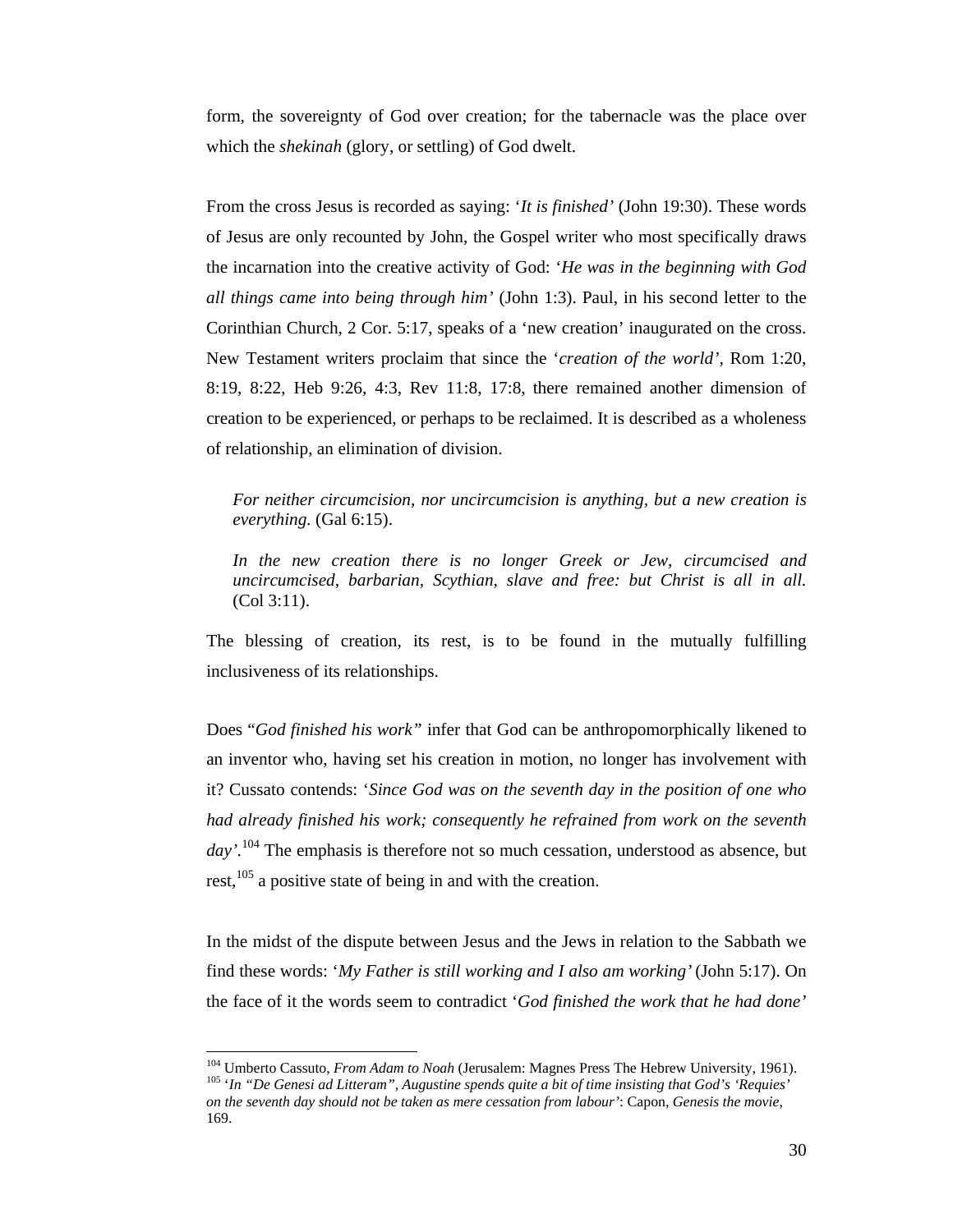form, the sovereignty of God over creation; for the tabernacle was the place over which the *shekinah* (glory, or settling) of God dwelt.

From the cross Jesus is recorded as saying: '*It is finished'* (John 19:30). These words of Jesus are only recounted by John, the Gospel writer who most specifically draws the incarnation into the creative activity of God: '*He was in the beginning with God all things came into being through him'* (John 1:3). Paul, in his second letter to the Corinthian Church, 2 Cor. 5:17, speaks of a 'new creation' inaugurated on the cross. New Testament writers proclaim that since the '*creation of the world'*, Rom 1:20, 8:19, 8:22, Heb 9:26, 4:3, Rev 11:8, 17:8, there remained another dimension of creation to be experienced, or perhaps to be reclaimed. It is described as a wholeness of relationship, an elimination of division.

> *For neither circumcision, nor uncircumcision is anything, but a new creation is everything.* (Gal 6:15).
>
> *In the new creation there is no longer Greek or Jew, circumcised and uncircumcised, barbarian, Scythian, slave and free: but Christ is all in all.* (Col 3:11).

The blessing of creation, its rest, is to be found in the mutually fulfilling inclusiveness of its relationships.

Does "*God finished his work"* infer that God can be anthropomorphically likened to an inventor who, having set his creation in motion, no longer has involvement with it? Cussato contends: '*Since God was on the seventh day in the position of one who had already finished his work; consequently he refrained from work on the seventh day'*.[104] The emphasis is therefore not so much cessation, understood as absence, but rest,[105] a positive state of being in and with the creation.

In the midst of the dispute between Jesus and the Jews in relation to the Sabbath we find these words: '*My Father is still working and I also am working'* (John 5:17). On the face of it the words seem to contradict '*God finished the work that he had done'*

---

[104] Umberto Cassuto, *From Adam to Noah* (Jerusalem: Magnes Press The Hebrew University, 1961).
[105] '*In "De Genesi ad Litteram", Augustine spends quite a bit of time insisting that God's 'Requies' on the seventh day should not be taken as mere cessation from labour'*: Capon, *Genesis the movie*, 169.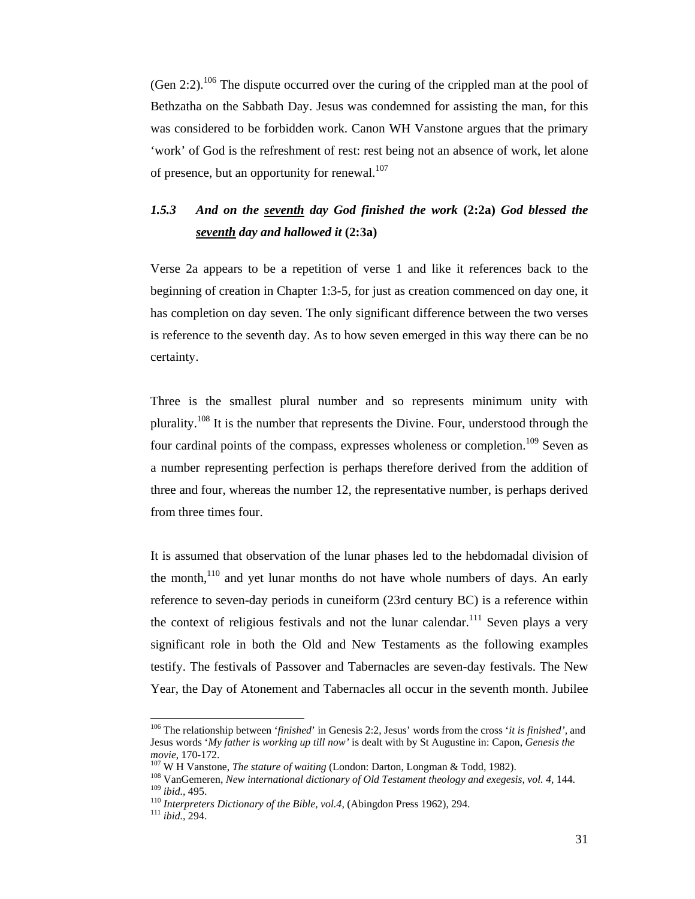(Gen 2:2).[106] The dispute occurred over the curing of the crippled man at the pool of Bethzatha on the Sabbath Day. Jesus was condemned for assisting the man, for this was considered to be forbidden work. Canon WH Vanstone argues that the primary 'work' of God is the refreshment of rest: rest being not an absence of work, let alone of presence, but an opportunity for renewal.[107]

### *1.5.3 And on the <u>seventh</u> day God finished the work* **(2:2a)** *God blessed the <u>seventh</u> day and hallowed it* **(2:3a)**

Verse 2a appears to be a repetition of verse 1 and like it references back to the beginning of creation in Chapter 1:3-5, for just as creation commenced on day one, it has completion on day seven. The only significant difference between the two verses is reference to the seventh day. As to how seven emerged in this way there can be no certainty.

Three is the smallest plural number and so represents minimum unity with plurality.[108] It is the number that represents the Divine. Four, understood through the four cardinal points of the compass, expresses wholeness or completion.[109] Seven as a number representing perfection is perhaps therefore derived from the addition of three and four, whereas the number 12, the representative number, is perhaps derived from three times four.

It is assumed that observation of the lunar phases led to the hebdomadal division of the month,[110] and yet lunar months do not have whole numbers of days. An early reference to seven-day periods in cuneiform (23rd century BC) is a reference within the context of religious festivals and not the lunar calendar.[111] Seven plays a very significant role in both the Old and New Testaments as the following examples testify. The festivals of Passover and Tabernacles are seven-day festivals. The New Year, the Day of Atonement and Tabernacles all occur in the seventh month. Jubilee

---

[106] The relationship between '*finished*' in Genesis 2:2, Jesus' words from the cross '*it is finished'*, and Jesus words '*My father is working up till now*' is dealt with by St Augustine in: Capon, *Genesis the movie*, 170-172.

[107] W H Vanstone, *The stature of waiting* (London: Darton, Longman & Todd, 1982).

[108] VanGemeren, *New international dictionary of Old Testament theology and exegesis, vol. 4*, 144.

[109] *ibid.*, 495.

[110] *Interpreters Dictionary of the Bible, vol.4*, (Abingdon Press 1962), 294.

[111] *ibid.*, 294.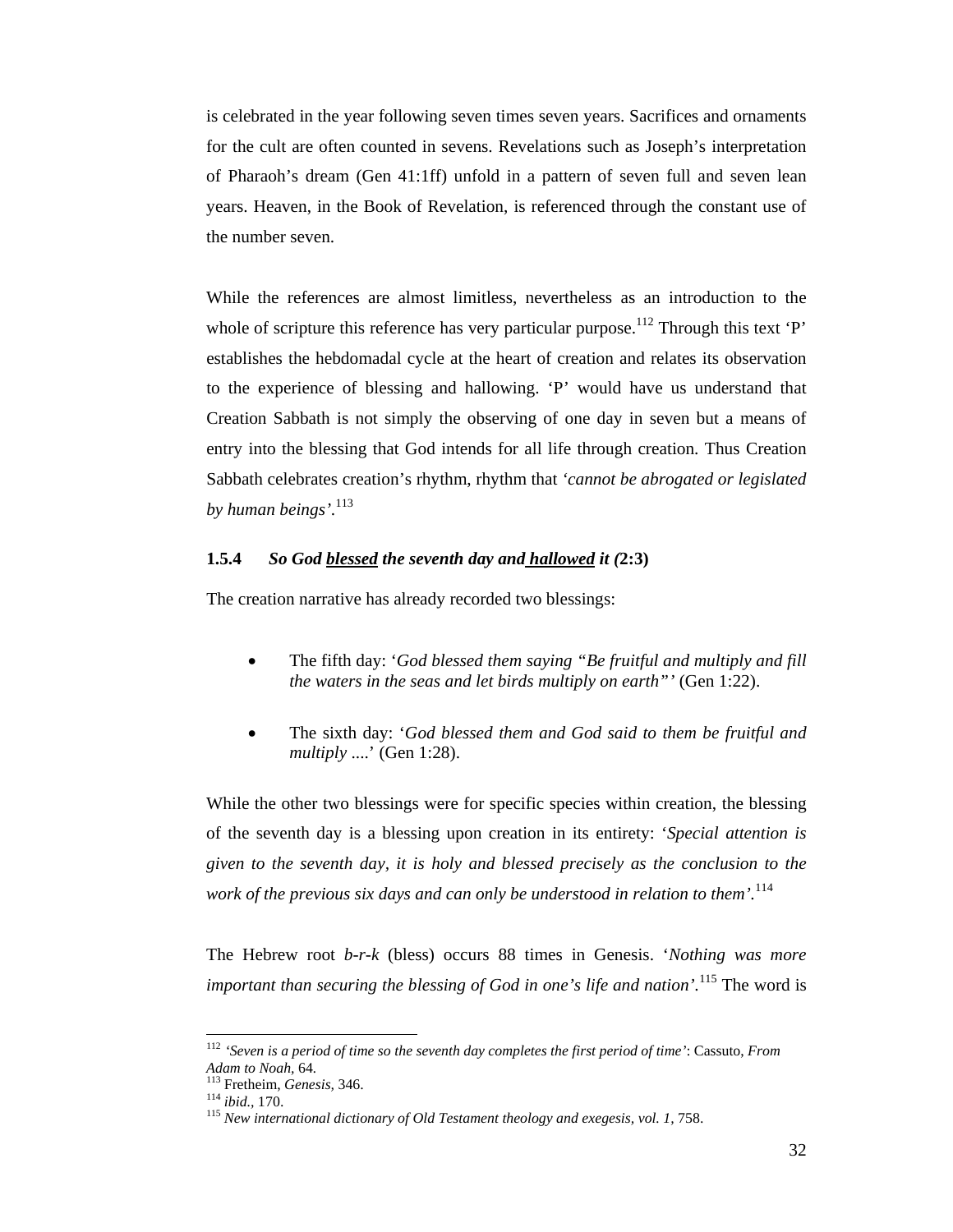is celebrated in the year following seven times seven years. Sacrifices and ornaments for the cult are often counted in sevens. Revelations such as Joseph's interpretation of Pharaoh's dream (Gen 41:1ff) unfold in a pattern of seven full and seven lean years. Heaven, in the Book of Revelation, is referenced through the constant use of the number seven.

While the references are almost limitless, nevertheless as an introduction to the whole of scripture this reference has very particular purpose.[112] Through this text 'P' establishes the hebdomadal cycle at the heart of creation and relates its observation to the experience of blessing and hallowing. 'P' would have us understand that Creation Sabbath is not simply the observing of one day in seven but a means of entry into the blessing that God intends for all life through creation. Thus Creation Sabbath celebrates creation's rhythm, rhythm that *'cannot be abrogated or legislated by human beings'*.[113]

### 1.5.4 *So God* ***blessed*** *the seventh day and* ***hallowed*** *it (***2:3)**

The creation narrative has already recorded two blessings:

- The fifth day: '*God blessed them saying "Be fruitful and multiply and fill the waters in the seas and let birds multiply on earth"'* (Gen 1:22).
- The sixth day: '*God blessed them and God said to them be fruitful and multiply ....*' (Gen 1:28).

While the other two blessings were for specific species within creation, the blessing of the seventh day is a blessing upon creation in its entirety: '*Special attention is given to the seventh day, it is holy and blessed precisely as the conclusion to the work of the previous six days and can only be understood in relation to them'*.[114]

The Hebrew root *b-r-k* (bless) occurs 88 times in Genesis. '*Nothing was more important than securing the blessing of God in one's life and nation'*.[115] The word is

---

[112] *'Seven is a period of time so the seventh day completes the first period of time'*: Cassuto, *From Adam to Noah*, 64.

[113] Fretheim, *Genesis,* 346.

[114] *ibid.*, 170.

[115] *New international dictionary of Old Testament theology and exegesis, vol. 1,* 758.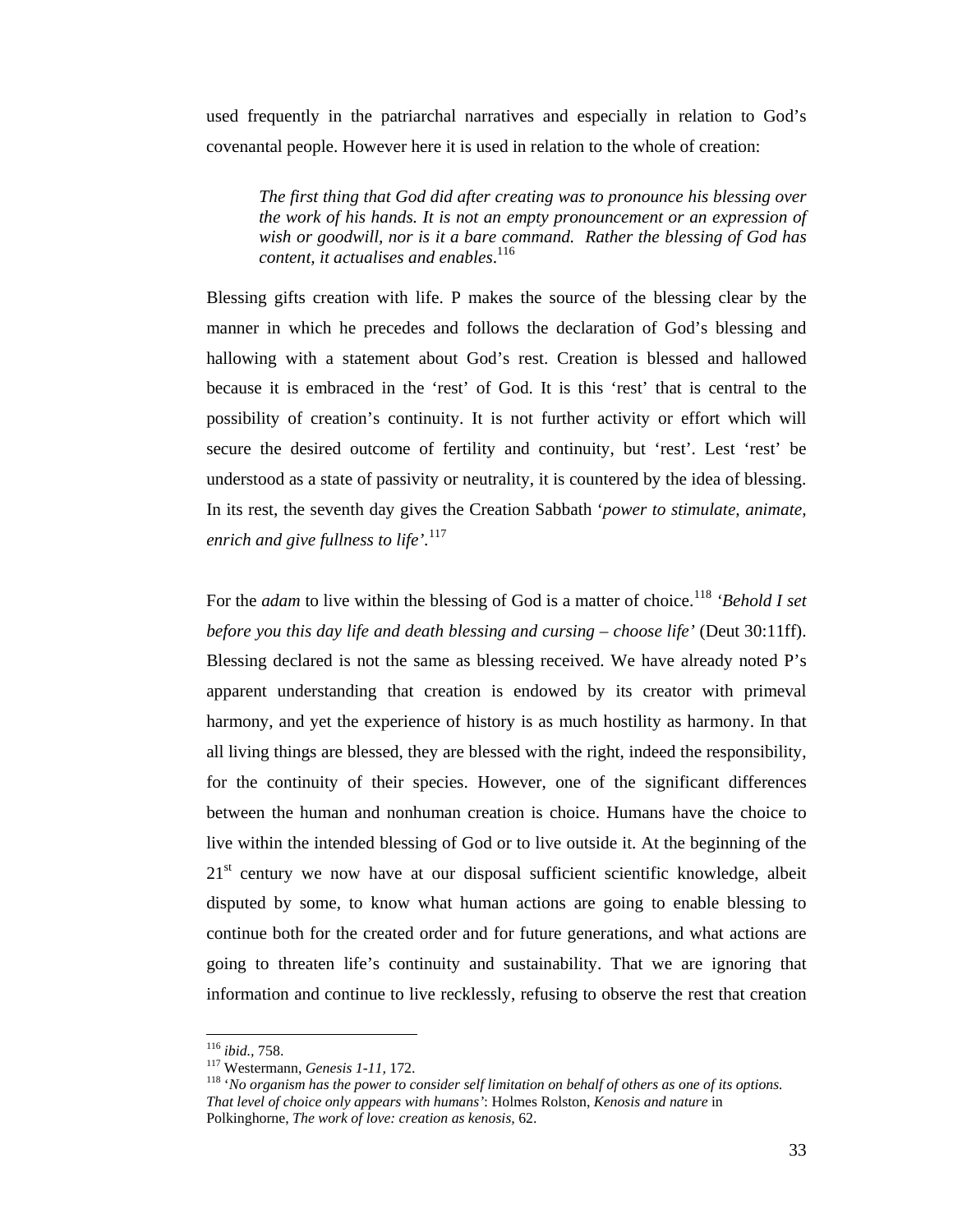used frequently in the patriarchal narratives and especially in relation to God's covenantal people. However here it is used in relation to the whole of creation:

> *The first thing that God did after creating was to pronounce his blessing over the work of his hands. It is not an empty pronouncement or an expression of wish or goodwill, nor is it a bare command. Rather the blessing of God has content, it actualises and enables*.[116]

Blessing gifts creation with life. P makes the source of the blessing clear by the manner in which he precedes and follows the declaration of God's blessing and hallowing with a statement about God's rest. Creation is blessed and hallowed because it is embraced in the 'rest' of God. It is this 'rest' that is central to the possibility of creation's continuity. It is not further activity or effort which will secure the desired outcome of fertility and continuity, but 'rest'. Lest 'rest' be understood as a state of passivity or neutrality, it is countered by the idea of blessing. In its rest, the seventh day gives the Creation Sabbath '*power to stimulate, animate, enrich and give fullness to life'*.[117]

For the *adam* to live within the blessing of God is a matter of choice.[118] *'Behold I set before you this day life and death blessing and cursing – choose life'* (Deut 30:11ff). Blessing declared is not the same as blessing received. We have already noted P's apparent understanding that creation is endowed by its creator with primeval harmony, and yet the experience of history is as much hostility as harmony. In that all living things are blessed, they are blessed with the right, indeed the responsibility, for the continuity of their species. However, one of the significant differences between the human and nonhuman creation is choice. Humans have the choice to live within the intended blessing of God or to live outside it. At the beginning of the 21st century we now have at our disposal sufficient scientific knowledge, albeit disputed by some, to know what human actions are going to enable blessing to continue both for the created order and for future generations, and what actions are going to threaten life's continuity and sustainability. That we are ignoring that information and continue to live recklessly, refusing to observe the rest that creation

---

[116] *ibid.*, 758.

[117] Westermann, *Genesis 1-11*, 172.

[118] *'No organism has the power to consider self limitation on behalf of others as one of its options. That level of choice only appears with humans'*: Holmes Rolston, *Kenosis and nature* in Polkinghorne, *The work of love: creation as kenosis*, 62.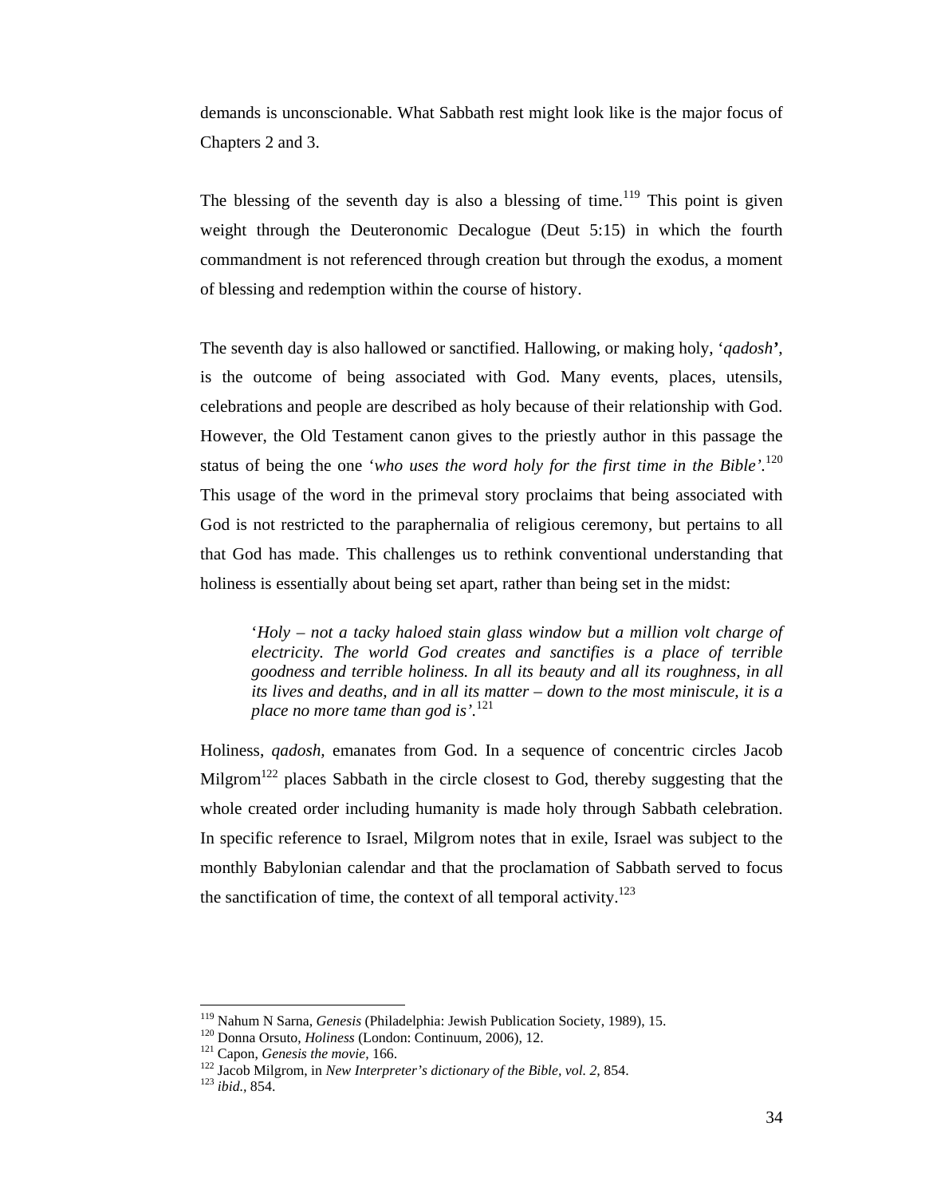demands is unconscionable. What Sabbath rest might look like is the major focus of Chapters 2 and 3.

The blessing of the seventh day is also a blessing of time.[119] This point is given weight through the Deuteronomic Decalogue (Deut 5:15) in which the fourth commandment is not referenced through creation but through the exodus, a moment of blessing and redemption within the course of history.

The seventh day is also hallowed or sanctified. Hallowing, or making holy, '*qadosh***'**, is the outcome of being associated with God. Many events, places, utensils, celebrations and people are described as holy because of their relationship with God. However, the Old Testament canon gives to the priestly author in this passage the status of being the one '*who uses the word holy for the first time in the Bible'*.[120] This usage of the word in the primeval story proclaims that being associated with God is not restricted to the paraphernalia of religious ceremony, but pertains to all that God has made. This challenges us to rethink conventional understanding that holiness is essentially about being set apart, rather than being set in the midst:

> '*Holy – not a tacky haloed stain glass window but a million volt charge of electricity. The world God creates and sanctifies is a place of terrible goodness and terrible holiness. In all its beauty and all its roughness, in all its lives and deaths, and in all its matter – down to the most miniscule, it is a place no more tame than god is'*.[121]

Holiness, *qadosh,* emanates from God. In a sequence of concentric circles Jacob Milgrom[122] places Sabbath in the circle closest to God, thereby suggesting that the whole created order including humanity is made holy through Sabbath celebration. In specific reference to Israel, Milgrom notes that in exile, Israel was subject to the monthly Babylonian calendar and that the proclamation of Sabbath served to focus the sanctification of time, the context of all temporal activity.[123]

---

[119] Nahum N Sarna, *Genesis* (Philadelphia: Jewish Publication Society, 1989), 15.
[120] Donna Orsuto, *Holiness* (London: Continuum, 2006), 12.
[121] Capon, *Genesis the movie,* 166.
[122] Jacob Milgrom, in *New Interpreter's dictionary of the Bible, vol. 2,* 854.
[123] *ibid.,* 854.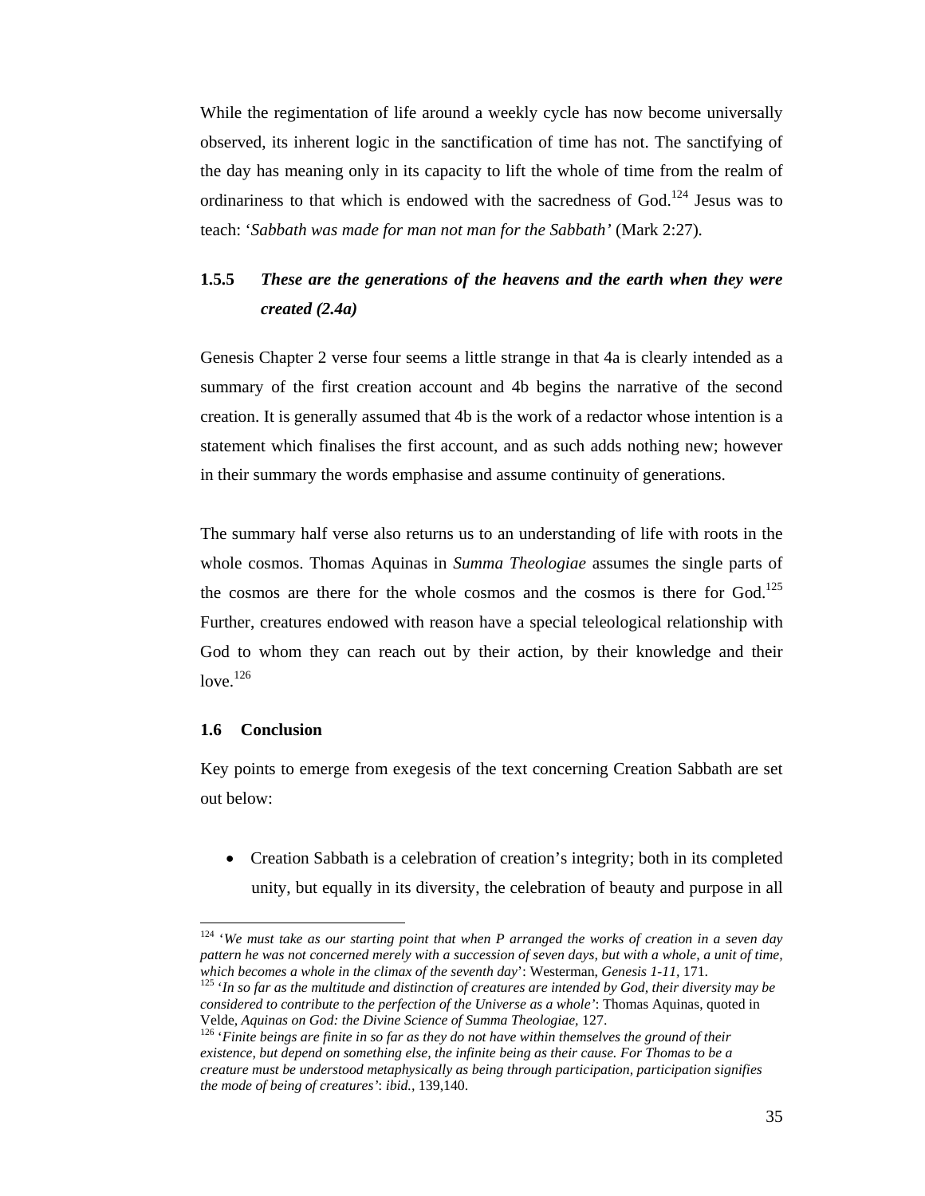While the regimentation of life around a weekly cycle has now become universally observed, its inherent logic in the sanctification of time has not. The sanctifying of the day has meaning only in its capacity to lift the whole of time from the realm of ordinariness to that which is endowed with the sacredness of God.[124] Jesus was to teach: '*Sabbath was made for man not man for the Sabbath'* (Mark 2:27).

### 1.5.5 *These are the generations of the heavens and the earth when they were created (2.4a)*

Genesis Chapter 2 verse four seems a little strange in that 4a is clearly intended as a summary of the first creation account and 4b begins the narrative of the second creation. It is generally assumed that 4b is the work of a redactor whose intention is a statement which finalises the first account, and as such adds nothing new; however in their summary the words emphasise and assume continuity of generations.

The summary half verse also returns us to an understanding of life with roots in the whole cosmos. Thomas Aquinas in *Summa Theologiae* assumes the single parts of the cosmos are there for the whole cosmos and the cosmos is there for God.[125] Further, creatures endowed with reason have a special teleological relationship with God to whom they can reach out by their action, by their knowledge and their love.[126]

### 1.6 Conclusion

Key points to emerge from exegesis of the text concerning Creation Sabbath are set out below:

- Creation Sabbath is a celebration of creation's integrity; both in its completed unity, but equally in its diversity, the celebration of beauty and purpose in all

---

[124] '*We must take as our starting point that when P arranged the works of creation in a seven day pattern he was not concerned merely with a succession of seven days, but with a whole, a unit of time, which becomes a whole in the climax of the seventh day*': Westerman, *Genesis 1-11*, 171.

[125] '*In so far as the multitude and distinction of creatures are intended by God, their diversity may be considered to contribute to the perfection of the Universe as a whole'*: Thomas Aquinas, quoted in Velde, *Aquinas on God: the Divine Science of Summa Theologiae*, 127.

[126] '*Finite beings are finite in so far as they do not have within themselves the ground of their existence, but depend on something else, the infinite being as their cause. For Thomas to be a creature must be understood metaphysically as being through participation, participation signifies the mode of being of creatures'*: *ibid.*, 139,140.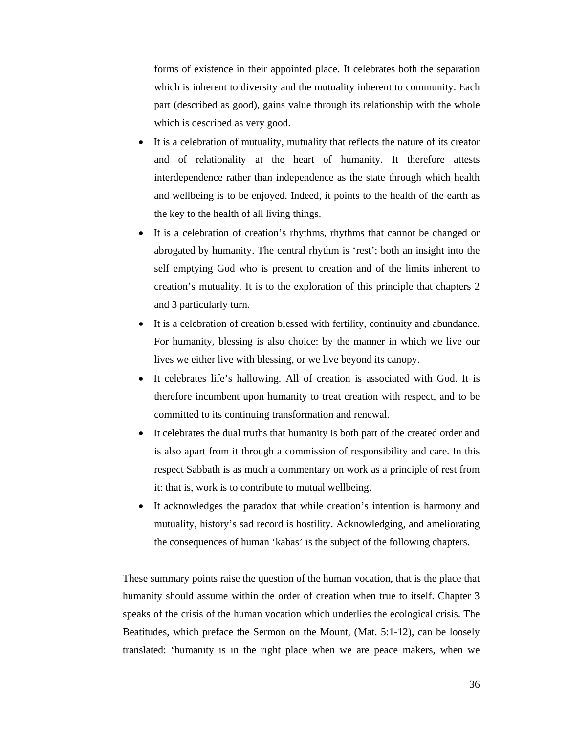forms of existence in their appointed place. It celebrates both the separation which is inherent to diversity and the mutuality inherent to community. Each part (described as good), gains value through its relationship with the whole which is described as <u>very good.</u>

- It is a celebration of mutuality, mutuality that reflects the nature of its creator and of relationality at the heart of humanity. It therefore attests interdependence rather than independence as the state through which health and wellbeing is to be enjoyed. Indeed, it points to the health of the earth as the key to the health of all living things.
- It is a celebration of creation's rhythms, rhythms that cannot be changed or abrogated by humanity. The central rhythm is 'rest'; both an insight into the self emptying God who is present to creation and of the limits inherent to creation's mutuality. It is to the exploration of this principle that chapters 2 and 3 particularly turn.
- It is a celebration of creation blessed with fertility, continuity and abundance. For humanity, blessing is also choice: by the manner in which we live our lives we either live with blessing, or we live beyond its canopy.
- It celebrates life's hallowing. All of creation is associated with God. It is therefore incumbent upon humanity to treat creation with respect, and to be committed to its continuing transformation and renewal.
- It celebrates the dual truths that humanity is both part of the created order and is also apart from it through a commission of responsibility and care. In this respect Sabbath is as much a commentary on work as a principle of rest from it: that is, work is to contribute to mutual wellbeing.
- It acknowledges the paradox that while creation's intention is harmony and mutuality, history's sad record is hostility. Acknowledging, and ameliorating the consequences of human 'kabas' is the subject of the following chapters.

These summary points raise the question of the human vocation, that is the place that humanity should assume within the order of creation when true to itself. Chapter 3 speaks of the crisis of the human vocation which underlies the ecological crisis. The Beatitudes, which preface the Sermon on the Mount, (Mat. 5:1-12), can be loosely translated: 'humanity is in the right place when we are peace makers, when we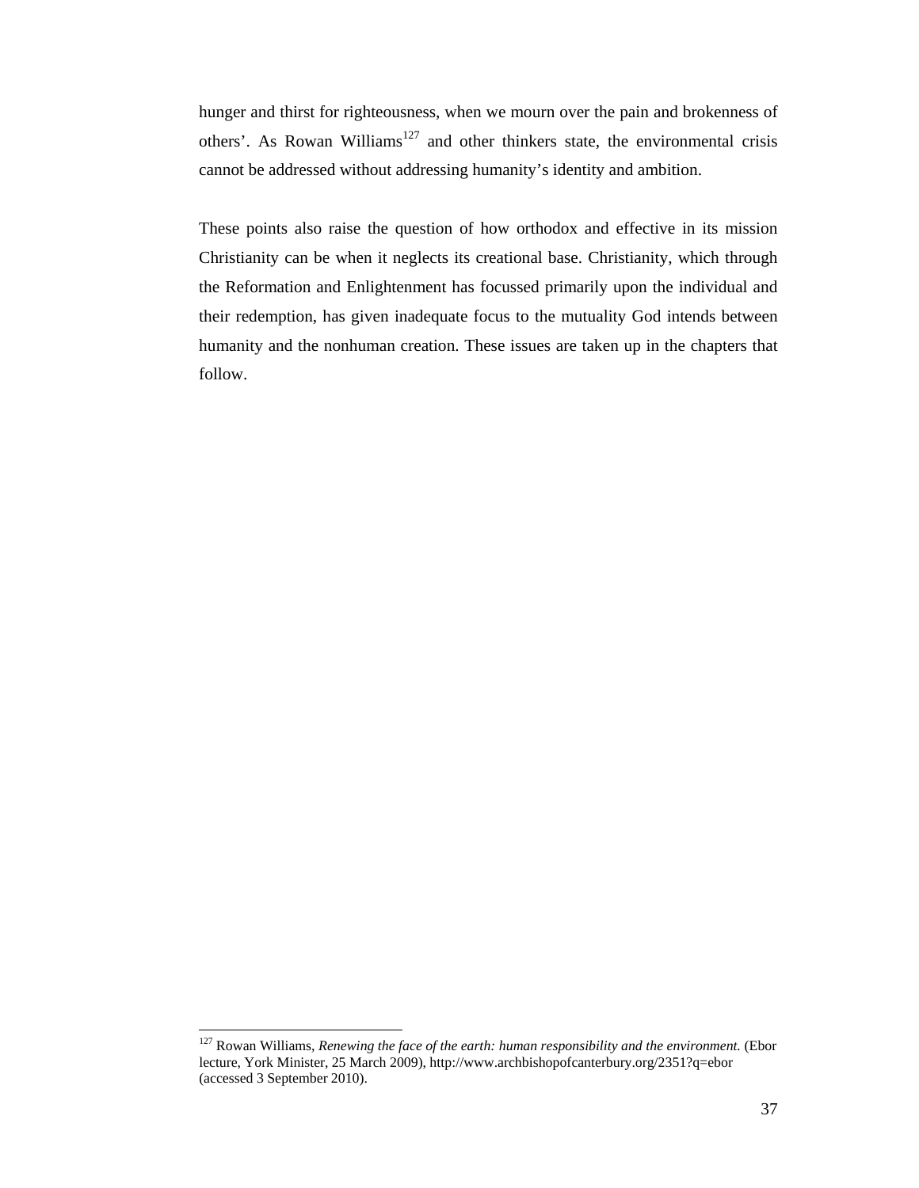hunger and thirst for righteousness, when we mourn over the pain and brokenness of others'. As Rowan Williams[127] and other thinkers state, the environmental crisis cannot be addressed without addressing humanity's identity and ambition.

These points also raise the question of how orthodox and effective in its mission Christianity can be when it neglects its creational base. Christianity, which through the Reformation and Enlightenment has focussed primarily upon the individual and their redemption, has given inadequate focus to the mutuality God intends between humanity and the nonhuman creation. These issues are taken up in the chapters that follow.

---

[127] Rowan Williams, *Renewing the face of the earth: human responsibility and the environment.* (Ebor lecture, York Minister, 25 March 2009), http://www.archbishopofcanterbury.org/2351?q=ebor (accessed 3 September 2010).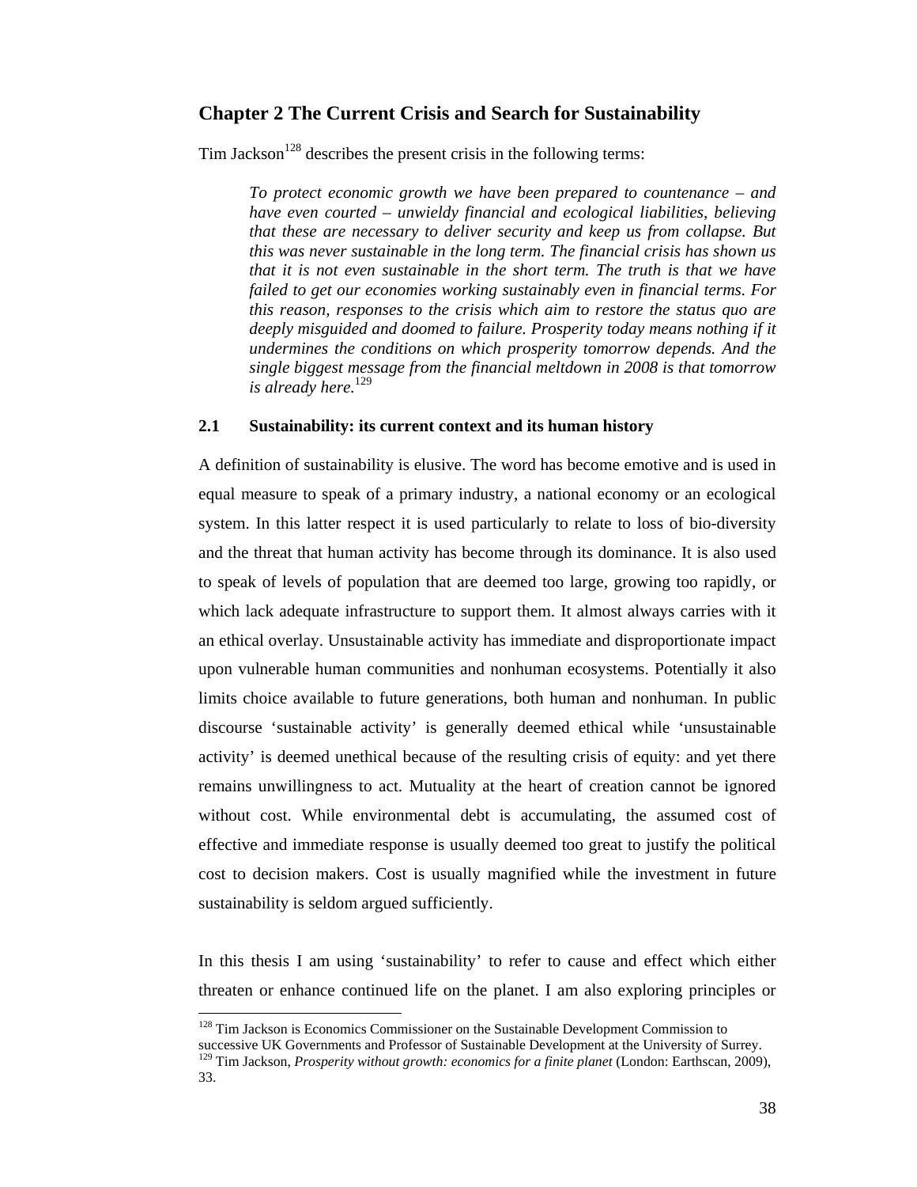## Chapter 2 The Current Crisis and Search for Sustainability

Tim Jackson[128] describes the present crisis in the following terms:

> *To protect economic growth we have been prepared to countenance – and have even courted – unwieldy financial and ecological liabilities, believing that these are necessary to deliver security and keep us from collapse. But this was never sustainable in the long term. The financial crisis has shown us that it is not even sustainable in the short term. The truth is that we have failed to get our economies working sustainably even in financial terms. For this reason, responses to the crisis which aim to restore the status quo are deeply misguided and doomed to failure. Prosperity today means nothing if it undermines the conditions on which prosperity tomorrow depends. And the single biggest message from the financial meltdown in 2008 is that tomorrow is already here.*[129]

### 2.1 Sustainability: its current context and its human history

A definition of sustainability is elusive. The word has become emotive and is used in equal measure to speak of a primary industry, a national economy or an ecological system. In this latter respect it is used particularly to relate to loss of bio-diversity and the threat that human activity has become through its dominance. It is also used to speak of levels of population that are deemed too large, growing too rapidly, or which lack adequate infrastructure to support them. It almost always carries with it an ethical overlay. Unsustainable activity has immediate and disproportionate impact upon vulnerable human communities and nonhuman ecosystems. Potentially it also limits choice available to future generations, both human and nonhuman. In public discourse 'sustainable activity' is generally deemed ethical while 'unsustainable activity' is deemed unethical because of the resulting crisis of equity: and yet there remains unwillingness to act. Mutuality at the heart of creation cannot be ignored without cost. While environmental debt is accumulating, the assumed cost of effective and immediate response is usually deemed too great to justify the political cost to decision makers. Cost is usually magnified while the investment in future sustainability is seldom argued sufficiently.

In this thesis I am using 'sustainability' to refer to cause and effect which either threaten or enhance continued life on the planet. I am also exploring principles or

---

[128] Tim Jackson is Economics Commissioner on the Sustainable Development Commission to successive UK Governments and Professor of Sustainable Development at the University of Surrey.

[129] Tim Jackson, *Prosperity without growth: economics for a finite planet* (London: Earthscan, 2009), 33.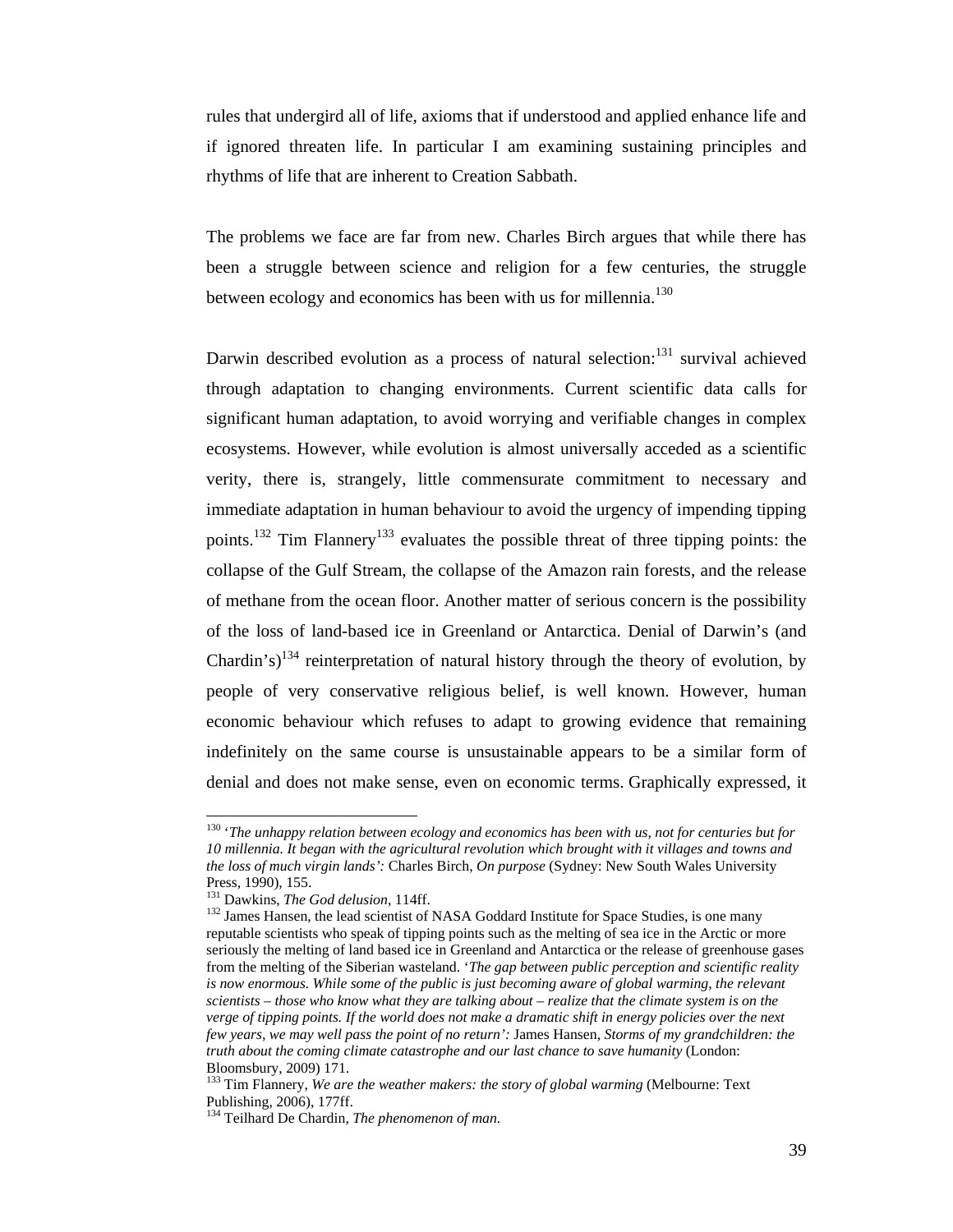rules that undergird all of life, axioms that if understood and applied enhance life and if ignored threaten life. In particular I am examining sustaining principles and rhythms of life that are inherent to Creation Sabbath.

The problems we face are far from new. Charles Birch argues that while there has been a struggle between science and religion for a few centuries, the struggle between ecology and economics has been with us for millennia.[130]

Darwin described evolution as a process of natural selection:[131] survival achieved through adaptation to changing environments. Current scientific data calls for significant human adaptation, to avoid worrying and verifiable changes in complex ecosystems. However, while evolution is almost universally acceded as a scientific verity, there is, strangely, little commensurate commitment to necessary and immediate adaptation in human behaviour to avoid the urgency of impending tipping points.[132] Tim Flannery[133] evaluates the possible threat of three tipping points: the collapse of the Gulf Stream, the collapse of the Amazon rain forests, and the release of methane from the ocean floor. Another matter of serious concern is the possibility of the loss of land-based ice in Greenland or Antarctica. Denial of Darwin's (and Chardin's)[134] reinterpretation of natural history through the theory of evolution, by people of very conservative religious belief, is well known. However, human economic behaviour which refuses to adapt to growing evidence that remaining indefinitely on the same course is unsustainable appears to be a similar form of denial and does not make sense, even on economic terms. Graphically expressed, it

---

[130] '*The unhappy relation between ecology and economics has been with us, not for centuries but for 10 millennia. It began with the agricultural revolution which brought with it villages and towns and the loss of much virgin lands':* Charles Birch, *On purpose* (Sydney: New South Wales University Press, 1990), 155.

[131] Dawkins, *The God delusion,* 114ff.

[132] James Hansen, the lead scientist of NASA Goddard Institute for Space Studies, is one many reputable scientists who speak of tipping points such as the melting of sea ice in the Arctic or more seriously the melting of land based ice in Greenland and Antarctica or the release of greenhouse gases from the melting of the Siberian wasteland. '*The gap between public perception and scientific reality is now enormous. While some of the public is just becoming aware of global warming, the relevant scientists – those who know what they are talking about – realize that the climate system is on the verge of tipping points. If the world does not make a dramatic shift in energy policies over the next few years, we may well pass the point of no return':* James Hansen, *Storms of my grandchildren: the truth about the coming climate catastrophe and our last chance to save humanity* (London: Bloomsbury, 2009) 171.

[133] Tim Flannery, *We are the weather makers: the story of global warming* (Melbourne: Text Publishing, 2006), 177ff.

[134] Teilhard De Chardin, *The phenomenon of man.*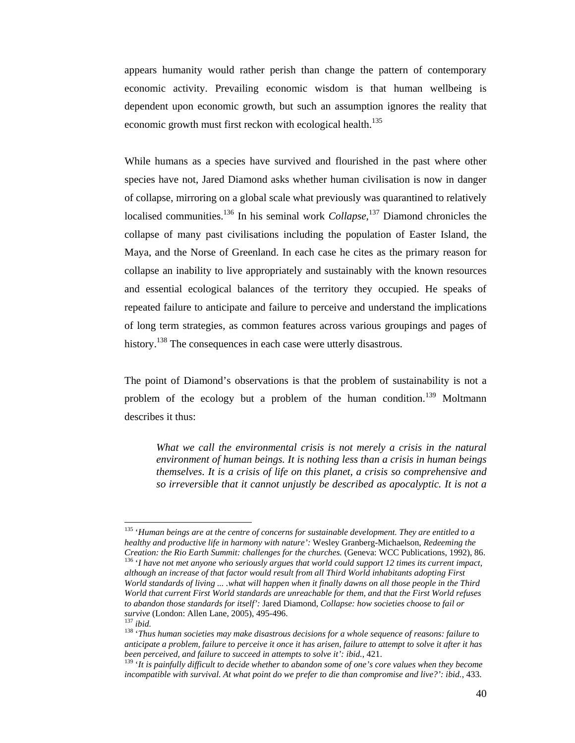appears humanity would rather perish than change the pattern of contemporary economic activity. Prevailing economic wisdom is that human wellbeing is dependent upon economic growth, but such an assumption ignores the reality that economic growth must first reckon with ecological health.[135]

While humans as a species have survived and flourished in the past where other species have not, Jared Diamond asks whether human civilisation is now in danger of collapse, mirroring on a global scale what previously was quarantined to relatively localised communities.[136] In his seminal work *Collapse*,[137] Diamond chronicles the collapse of many past civilisations including the population of Easter Island, the Maya, and the Norse of Greenland. In each case he cites as the primary reason for collapse an inability to live appropriately and sustainably with the known resources and essential ecological balances of the territory they occupied. He speaks of repeated failure to anticipate and failure to perceive and understand the implications of long term strategies, as common features across various groupings and pages of history.[138] The consequences in each case were utterly disastrous.

The point of Diamond's observations is that the problem of sustainability is not a problem of the ecology but a problem of the human condition.[139] Moltmann describes it thus:

> *What we call the environmental crisis is not merely a crisis in the natural environment of human beings. It is nothing less than a crisis in human beings themselves. It is a crisis of life on this planet, a crisis so comprehensive and so irreversible that it cannot unjustly be described as apocalyptic. It is not a*

---

[135] '*Human beings are at the centre of concerns for sustainable development. They are entitled to a healthy and productive life in harmony with nature':* Wesley Granberg-Michaelson, *Redeeming the Creation: the Rio Earth Summit: challenges for the churches.* (Geneva: WCC Publications, 1992), 86.

[136] '*I have not met anyone who seriously argues that world could support 12 times its current impact, although an increase of that factor would result from all Third World inhabitants adopting First World standards of living ... .what will happen when it finally dawns on all those people in the Third World that current First World standards are unreachable for them, and that the First World refuses to abandon those standards for itself':* Jared Diamond, *Collapse: how societies choose to fail or survive* (London: Allen Lane, 2005), 495-496.

[137] *ibid.*

[138] '*Thus human societies may make disastrous decisions for a whole sequence of reasons: failure to anticipate a problem, failure to perceive it once it has arisen, failure to attempt to solve it after it has been perceived, and failure to succeed in attempts to solve it': ibid.*, 421.

[139] '*It is painfully difficult to decide whether to abandon some of one's core values when they become incompatible with survival. At what point do we prefer to die than compromise and live?': ibid.*, 433.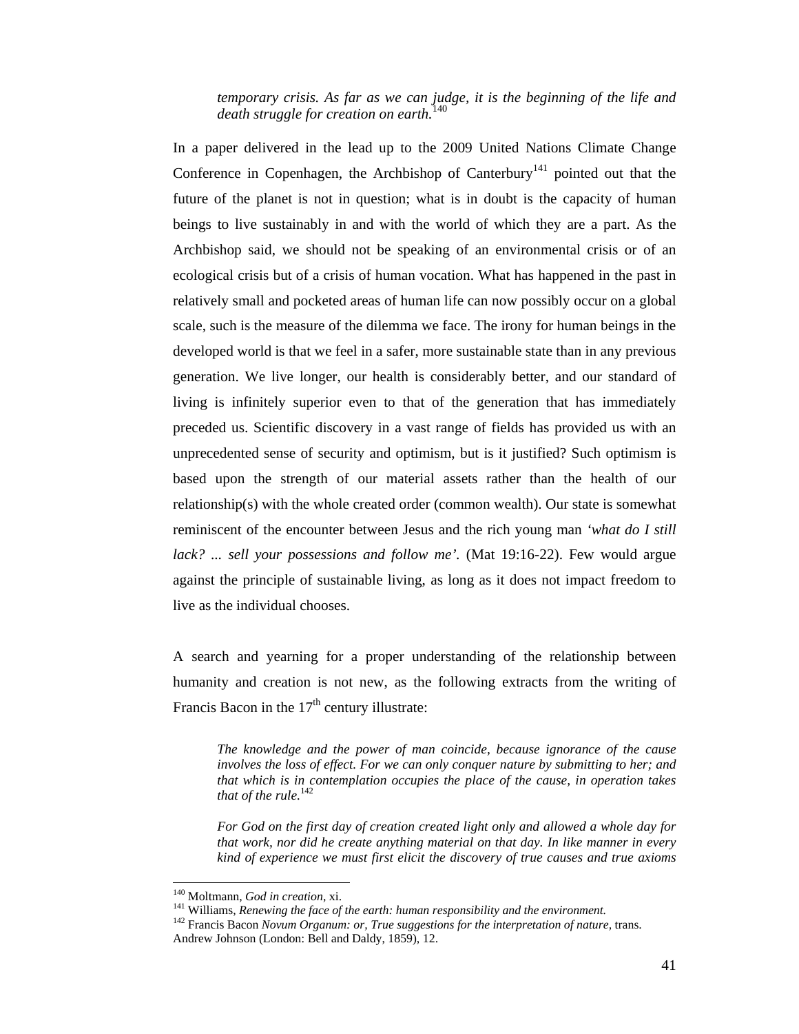> *temporary crisis. As far as we can judge, it is the beginning of the life and death struggle for creation on earth.*[140]

In a paper delivered in the lead up to the 2009 United Nations Climate Change Conference in Copenhagen, the Archbishop of Canterbury[141] pointed out that the future of the planet is not in question; what is in doubt is the capacity of human beings to live sustainably in and with the world of which they are a part. As the Archbishop said, we should not be speaking of an environmental crisis or of an ecological crisis but of a crisis of human vocation. What has happened in the past in relatively small and pocketed areas of human life can now possibly occur on a global scale, such is the measure of the dilemma we face. The irony for human beings in the developed world is that we feel in a safer, more sustainable state than in any previous generation. We live longer, our health is considerably better, and our standard of living is infinitely superior even to that of the generation that has immediately preceded us. Scientific discovery in a vast range of fields has provided us with an unprecedented sense of security and optimism, but is it justified? Such optimism is based upon the strength of our material assets rather than the health of our relationship(s) with the whole created order (common wealth). Our state is somewhat reminiscent of the encounter between Jesus and the rich young man *'what do I still lack? ... sell your possessions and follow me'*. (Mat 19:16-22). Few would argue against the principle of sustainable living, as long as it does not impact freedom to live as the individual chooses.

A search and yearning for a proper understanding of the relationship between humanity and creation is not new, as the following extracts from the writing of Francis Bacon in the 17th century illustrate:

> *The knowledge and the power of man coincide, because ignorance of the cause involves the loss of effect. For we can only conquer nature by submitting to her; and that which is in contemplation occupies the place of the cause, in operation takes that of the rule.*[142]

> *For God on the first day of creation created light only and allowed a whole day for that work, nor did he create anything material on that day. In like manner in every kind of experience we must first elicit the discovery of true causes and true axioms*

---

140 Moltmann, *God in creation*, xi.

141 Williams, *Renewing the face of the earth: human responsibility and the environment.*

142 Francis Bacon *Novum Organum: or, True suggestions for the interpretation of nature,* trans. Andrew Johnson (London: Bell and Daldy, 1859), 12.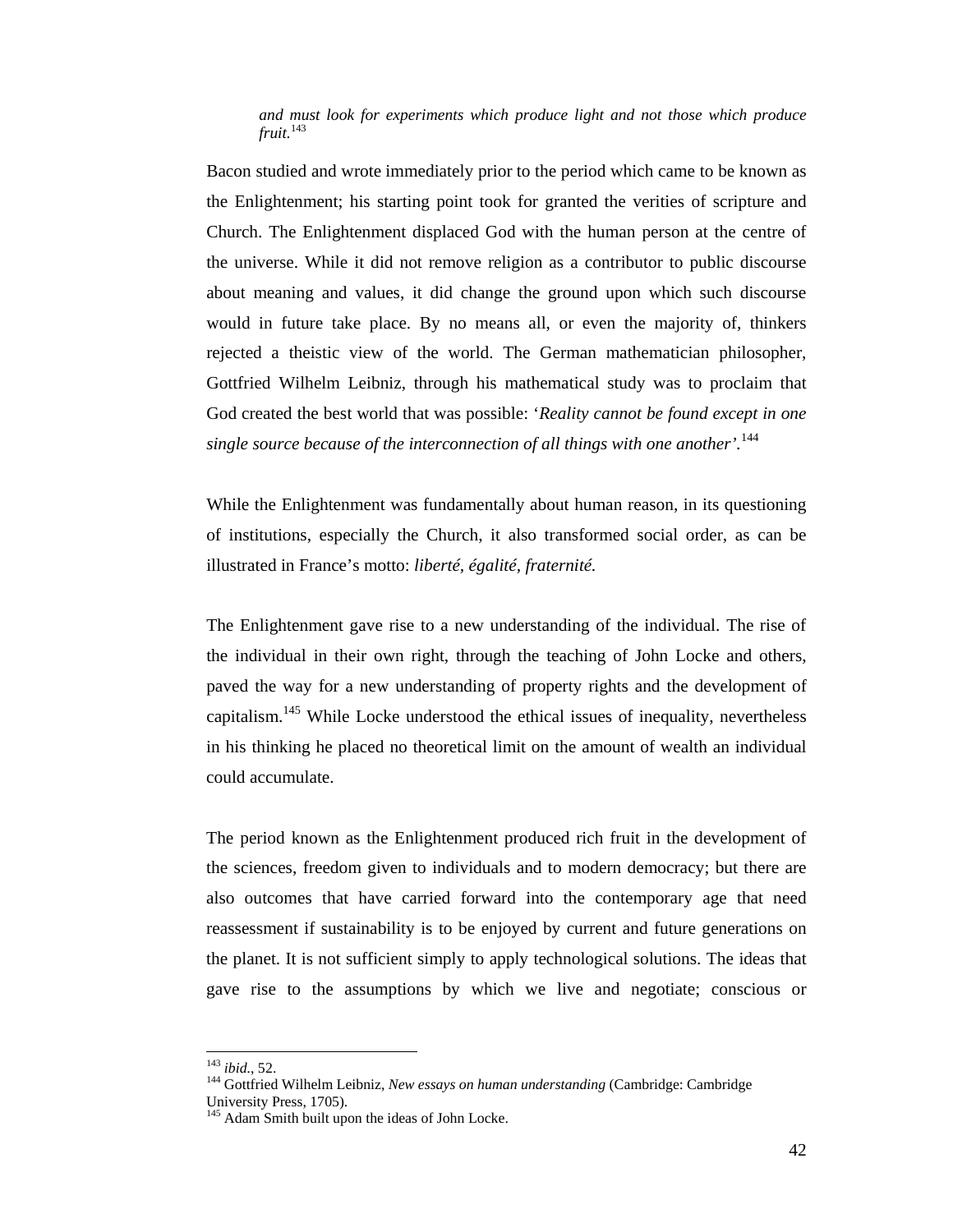> *and must look for experiments which produce light and not those which produce fruit.*[143]

Bacon studied and wrote immediately prior to the period which came to be known as the Enlightenment; his starting point took for granted the verities of scripture and Church. The Enlightenment displaced God with the human person at the centre of the universe. While it did not remove religion as a contributor to public discourse about meaning and values, it did change the ground upon which such discourse would in future take place. By no means all, or even the majority of, thinkers rejected a theistic view of the world. The German mathematician philosopher, Gottfried Wilhelm Leibniz, through his mathematical study was to proclaim that God created the best world that was possible: '*Reality cannot be found except in one single source because of the interconnection of all things with one another'*.[144]

While the Enlightenment was fundamentally about human reason, in its questioning of institutions, especially the Church, it also transformed social order, as can be illustrated in France's motto: *liberté, égalité, fraternité.*

The Enlightenment gave rise to a new understanding of the individual. The rise of the individual in their own right, through the teaching of John Locke and others, paved the way for a new understanding of property rights and the development of capitalism.[145] While Locke understood the ethical issues of inequality, nevertheless in his thinking he placed no theoretical limit on the amount of wealth an individual could accumulate.

The period known as the Enlightenment produced rich fruit in the development of the sciences, freedom given to individuals and to modern democracy; but there are also outcomes that have carried forward into the contemporary age that need reassessment if sustainability is to be enjoyed by current and future generations on the planet. It is not sufficient simply to apply technological solutions. The ideas that gave rise to the assumptions by which we live and negotiate; conscious or

---

[143] *ibid.*, 52.

[144] Gottfried Wilhelm Leibniz, *New essays on human understanding* (Cambridge: Cambridge University Press, 1705).

[145] Adam Smith built upon the ideas of John Locke.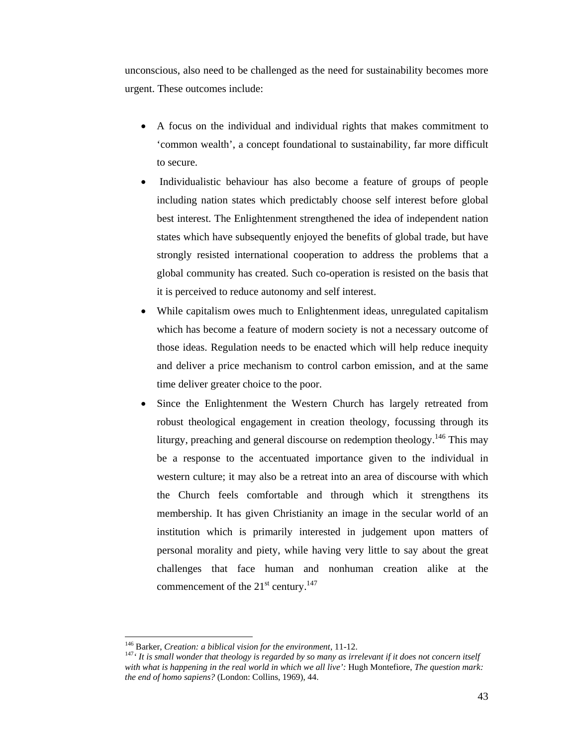unconscious, also need to be challenged as the need for sustainability becomes more urgent. These outcomes include:

- A focus on the individual and individual rights that makes commitment to 'common wealth', a concept foundational to sustainability, far more difficult to secure.
- Individualistic behaviour has also become a feature of groups of people including nation states which predictably choose self interest before global best interest. The Enlightenment strengthened the idea of independent nation states which have subsequently enjoyed the benefits of global trade, but have strongly resisted international cooperation to address the problems that a global community has created. Such co-operation is resisted on the basis that it is perceived to reduce autonomy and self interest.
- While capitalism owes much to Enlightenment ideas, unregulated capitalism which has become a feature of modern society is not a necessary outcome of those ideas. Regulation needs to be enacted which will help reduce inequity and deliver a price mechanism to control carbon emission, and at the same time deliver greater choice to the poor.
- Since the Enlightenment the Western Church has largely retreated from robust theological engagement in creation theology, focussing through its liturgy, preaching and general discourse on redemption theology.[146] This may be a response to the accentuated importance given to the individual in western culture; it may also be a retreat into an area of discourse with which the Church feels comfortable and through which it strengthens its membership. It has given Christianity an image in the secular world of an institution which is primarily interested in judgement upon matters of personal morality and piety, while having very little to say about the great challenges that face human and nonhuman creation alike at the commencement of the 21st century.[147]

---

[146] Barker, *Creation: a biblical vision for the environment*, 11-12.

[147] *' It is small wonder that theology is regarded by so many as irrelevant if it does not concern itself with what is happening in the real world in which we all live':* Hugh Montefiore, *The question mark: the end of homo sapiens?* (London: Collins, 1969), 44.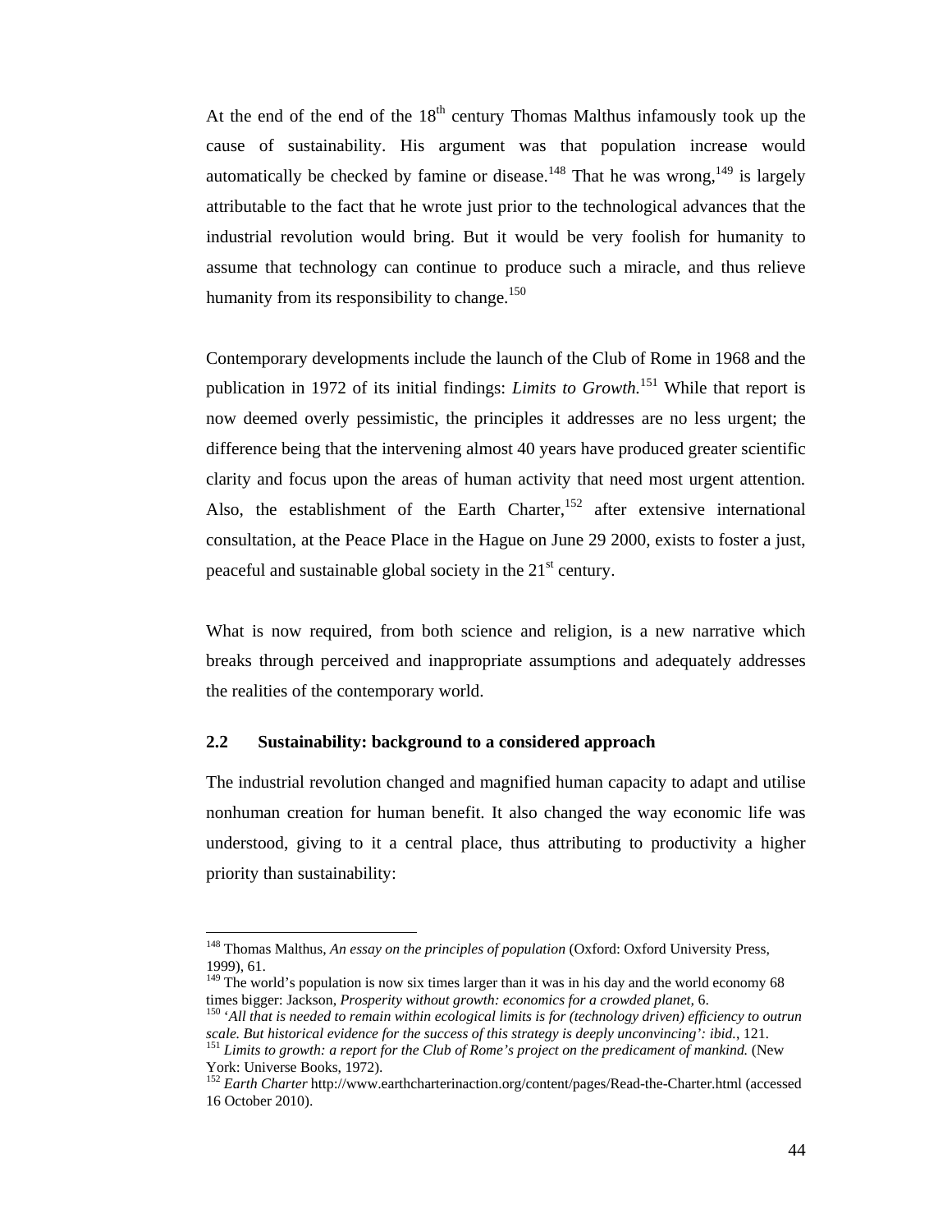At the end of the end of the 18th century Thomas Malthus infamously took up the cause of sustainability. His argument was that population increase would automatically be checked by famine or disease.[148] That he was wrong,[149] is largely attributable to the fact that he wrote just prior to the technological advances that the industrial revolution would bring. But it would be very foolish for humanity to assume that technology can continue to produce such a miracle, and thus relieve humanity from its responsibility to change.[150]

Contemporary developments include the launch of the Club of Rome in 1968 and the publication in 1972 of its initial findings: *Limits to Growth.*[151] While that report is now deemed overly pessimistic, the principles it addresses are no less urgent; the difference being that the intervening almost 40 years have produced greater scientific clarity and focus upon the areas of human activity that need most urgent attention. Also, the establishment of the Earth Charter,[152] after extensive international consultation, at the Peace Place in the Hague on June 29 2000, exists to foster a just, peaceful and sustainable global society in the 21st century.

What is now required, from both science and religion, is a new narrative which breaks through perceived and inappropriate assumptions and adequately addresses the realities of the contemporary world.

### 2.2 Sustainability: background to a considered approach

The industrial revolution changed and magnified human capacity to adapt and utilise nonhuman creation for human benefit. It also changed the way economic life was understood, giving to it a central place, thus attributing to productivity a higher priority than sustainability:

---

[148] Thomas Malthus, *An essay on the principles of population* (Oxford: Oxford University Press, 1999), 61.

[149] The world's population is now six times larger than it was in his day and the world economy 68 times bigger: Jackson, *Prosperity without growth: economics for a crowded planet*, 6.

[150] '*All that is needed to remain within ecological limits is for (technology driven) efficiency to outrun scale. But historical evidence for the success of this strategy is deeply unconvincing': ibid.*, 121.

[151] *Limits to growth: a report for the Club of Rome's project on the predicament of mankind.* (New York: Universe Books, 1972).

[152] *Earth Charter* http://www.earthcharterinaction.org/content/pages/Read-the-Charter.html (accessed 16 October 2010).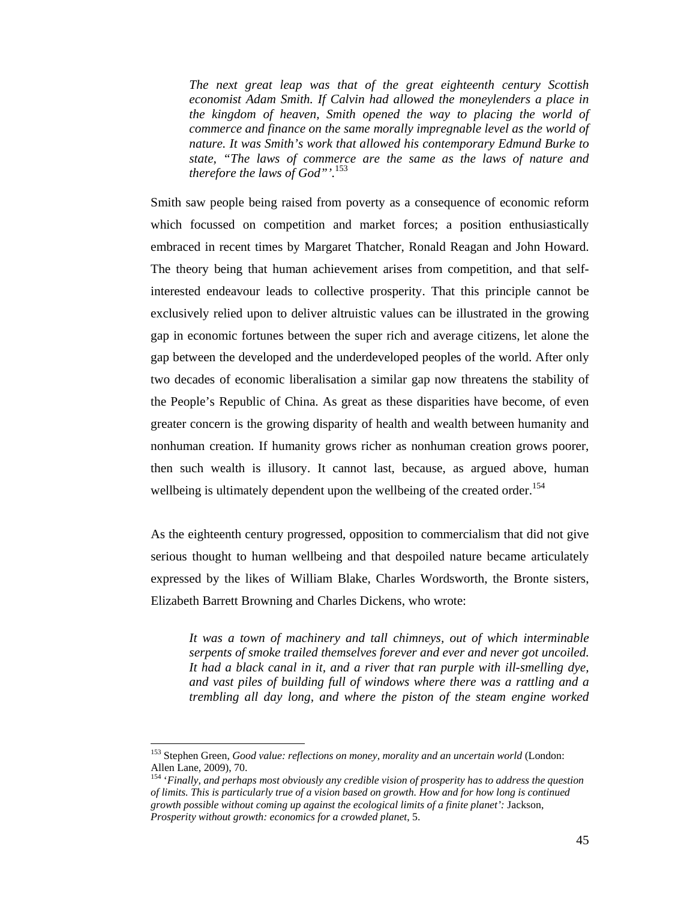> *The next great leap was that of the great eighteenth century Scottish economist Adam Smith. If Calvin had allowed the moneylenders a place in the kingdom of heaven, Smith opened the way to placing the world of commerce and finance on the same morally impregnable level as the world of nature. It was Smith's work that allowed his contemporary Edmund Burke to state, "The laws of commerce are the same as the laws of nature and therefore the laws of God"'.*[153]

Smith saw people being raised from poverty as a consequence of economic reform which focussed on competition and market forces; a position enthusiastically embraced in recent times by Margaret Thatcher, Ronald Reagan and John Howard. The theory being that human achievement arises from competition, and that self-interested endeavour leads to collective prosperity. That this principle cannot be exclusively relied upon to deliver altruistic values can be illustrated in the growing gap in economic fortunes between the super rich and average citizens, let alone the gap between the developed and the underdeveloped peoples of the world. After only two decades of economic liberalisation a similar gap now threatens the stability of the People's Republic of China. As great as these disparities have become, of even greater concern is the growing disparity of health and wealth between humanity and nonhuman creation. If humanity grows richer as nonhuman creation grows poorer, then such wealth is illusory. It cannot last, because, as argued above, human wellbeing is ultimately dependent upon the wellbeing of the created order.[154]

As the eighteenth century progressed, opposition to commercialism that did not give serious thought to human wellbeing and that despoiled nature became articulately expressed by the likes of William Blake, Charles Wordsworth, the Bronte sisters, Elizabeth Barrett Browning and Charles Dickens, who wrote:

> *It was a town of machinery and tall chimneys, out of which interminable serpents of smoke trailed themselves forever and ever and never got uncoiled. It had a black canal in it, and a river that ran purple with ill-smelling dye, and vast piles of building full of windows where there was a rattling and a trembling all day long, and where the piston of the steam engine worked*

---

[153] Stephen Green, *Good value: reflections on money, morality and an uncertain world* (London: Allen Lane, 2009), 70.

[154] '*Finally, and perhaps most obviously any credible vision of prosperity has to address the question of limits. This is particularly true of a vision based on growth. How and for how long is continued growth possible without coming up against the ecological limits of a finite planet':* Jackson, *Prosperity without growth: economics for a crowded planet*, 5.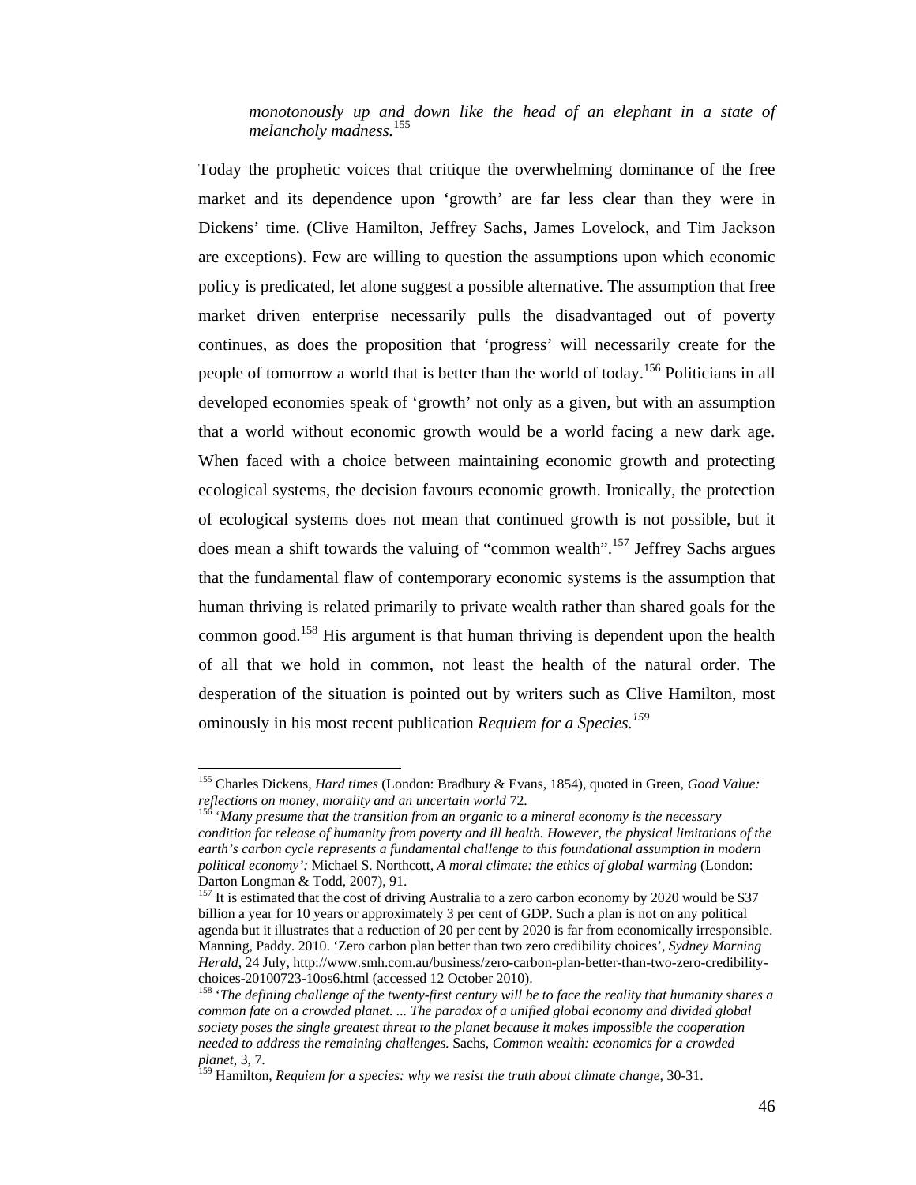*monotonously up and down like the head of an elephant in a state of melancholy madness.*[155]

Today the prophetic voices that critique the overwhelming dominance of the free market and its dependence upon 'growth' are far less clear than they were in Dickens' time. (Clive Hamilton, Jeffrey Sachs, James Lovelock, and Tim Jackson are exceptions). Few are willing to question the assumptions upon which economic policy is predicated, let alone suggest a possible alternative. The assumption that free market driven enterprise necessarily pulls the disadvantaged out of poverty continues, as does the proposition that 'progress' will necessarily create for the people of tomorrow a world that is better than the world of today.[156] Politicians in all developed economies speak of 'growth' not only as a given, but with an assumption that a world without economic growth would be a world facing a new dark age. When faced with a choice between maintaining economic growth and protecting ecological systems, the decision favours economic growth. Ironically, the protection of ecological systems does not mean that continued growth is not possible, but it does mean a shift towards the valuing of "common wealth".[157] Jeffrey Sachs argues that the fundamental flaw of contemporary economic systems is the assumption that human thriving is related primarily to private wealth rather than shared goals for the common good.[158] His argument is that human thriving is dependent upon the health of all that we hold in common, not least the health of the natural order. The desperation of the situation is pointed out by writers such as Clive Hamilton, most ominously in his most recent publication *Requiem for a Species.*[159]

---

[155] Charles Dickens, *Hard times* (London: Bradbury & Evans, 1854), quoted in Green, *Good Value: reflections on money, morality and an uncertain world* 72.

[156] '*Many presume that the transition from an organic to a mineral economy is the necessary condition for release of humanity from poverty and ill health. However, the physical limitations of the earth's carbon cycle represents a fundamental challenge to this foundational assumption in modern political economy':* Michael S. Northcott, *A moral climate: the ethics of global warming* (London: Darton Longman & Todd, 2007), 91.

[157] It is estimated that the cost of driving Australia to a zero carbon economy by 2020 would be $37 billion a year for 10 years or approximately 3 per cent of GDP. Such a plan is not on any political agenda but it illustrates that a reduction of 20 per cent by 2020 is far from economically irresponsible. Manning, Paddy. 2010. 'Zero carbon plan better than two zero credibility choices', *Sydney Morning Herald*, 24 July, http://www.smh.com.au/business/zero-carbon-plan-better-than-two-zero-credibility-choices-20100723-10os6.html (accessed 12 October 2010).

[158] '*The defining challenge of the twenty-first century will be to face the reality that humanity shares a common fate on a crowded planet. ... The paradox of a unified global economy and divided global society poses the single greatest threat to the planet because it makes impossible the cooperation needed to address the remaining challenges.* Sachs, *Common wealth: economics for a crowded planet*, 3, 7.

[159] Hamilton, *Requiem for a species: why we resist the truth about climate change,* 30-31.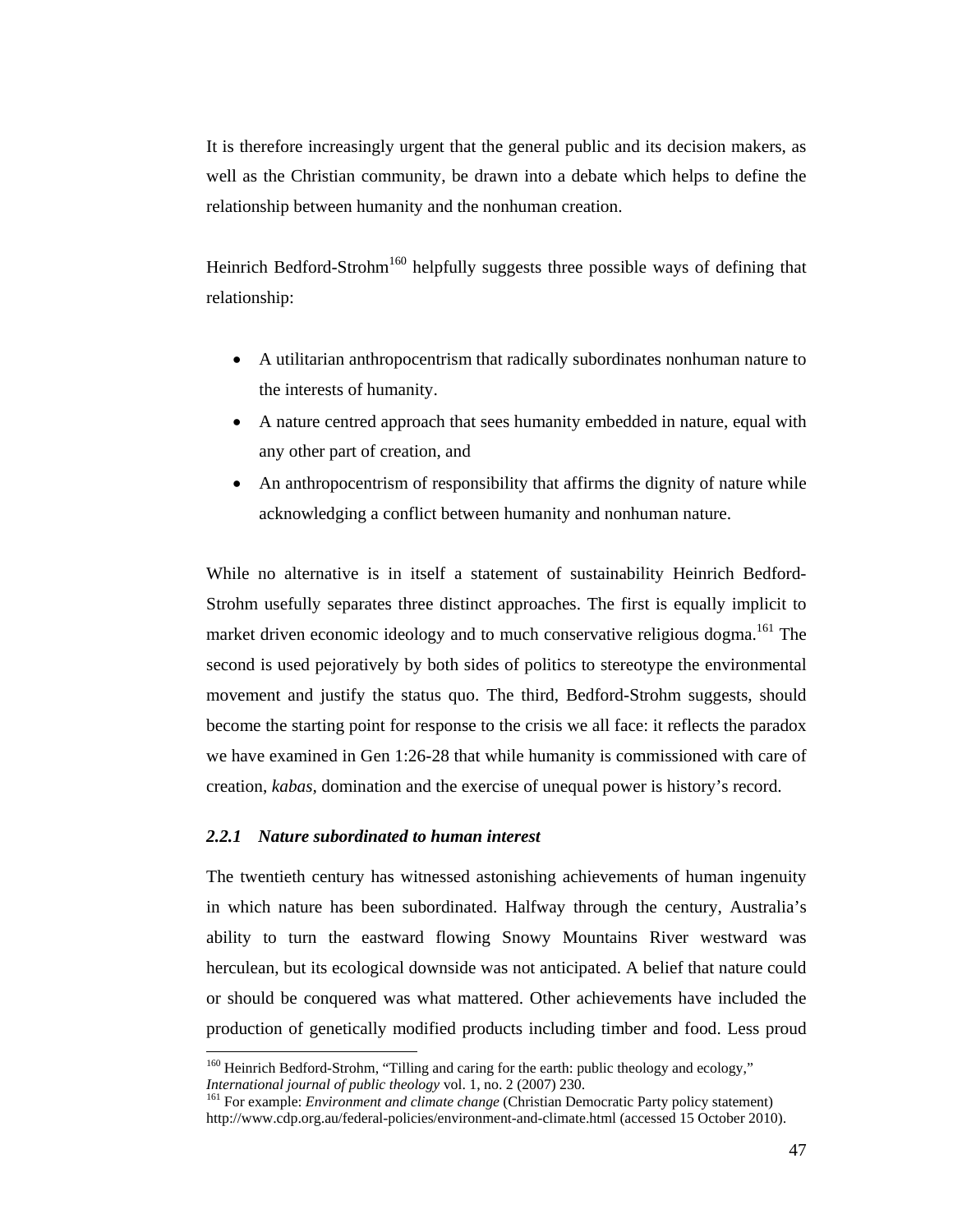It is therefore increasingly urgent that the general public and its decision makers, as well as the Christian community, be drawn into a debate which helps to define the relationship between humanity and the nonhuman creation.

Heinrich Bedford-Strohm[160] helpfully suggests three possible ways of defining that relationship:

- A utilitarian anthropocentrism that radically subordinates nonhuman nature to the interests of humanity.
- A nature centred approach that sees humanity embedded in nature, equal with any other part of creation, and
- An anthropocentrism of responsibility that affirms the dignity of nature while acknowledging a conflict between humanity and nonhuman nature.

While no alternative is in itself a statement of sustainability Heinrich Bedford-Strohm usefully separates three distinct approaches. The first is equally implicit to market driven economic ideology and to much conservative religious dogma.[161] The second is used pejoratively by both sides of politics to stereotype the environmental movement and justify the status quo. The third, Bedford-Strohm suggests, should become the starting point for response to the crisis we all face: it reflects the paradox we have examined in Gen 1:26-28 that while humanity is commissioned with care of creation, *kabas*, domination and the exercise of unequal power is history's record.

### *2.2.1 Nature subordinated to human interest*

The twentieth century has witnessed astonishing achievements of human ingenuity in which nature has been subordinated. Halfway through the century, Australia's ability to turn the eastward flowing Snowy Mountains River westward was herculean, but its ecological downside was not anticipated. A belief that nature could or should be conquered was what mattered. Other achievements have included the production of genetically modified products including timber and food. Less proud

[160] Heinrich Bedford-Strohm, "Tilling and caring for the earth: public theology and ecology," *International journal of public theology* vol. 1, no. 2 (2007) 230.

[161] For example: *Environment and climate change* (Christian Democratic Party policy statement) http://www.cdp.org.au/federal-policies/environment-and-climate.html (accessed 15 October 2010).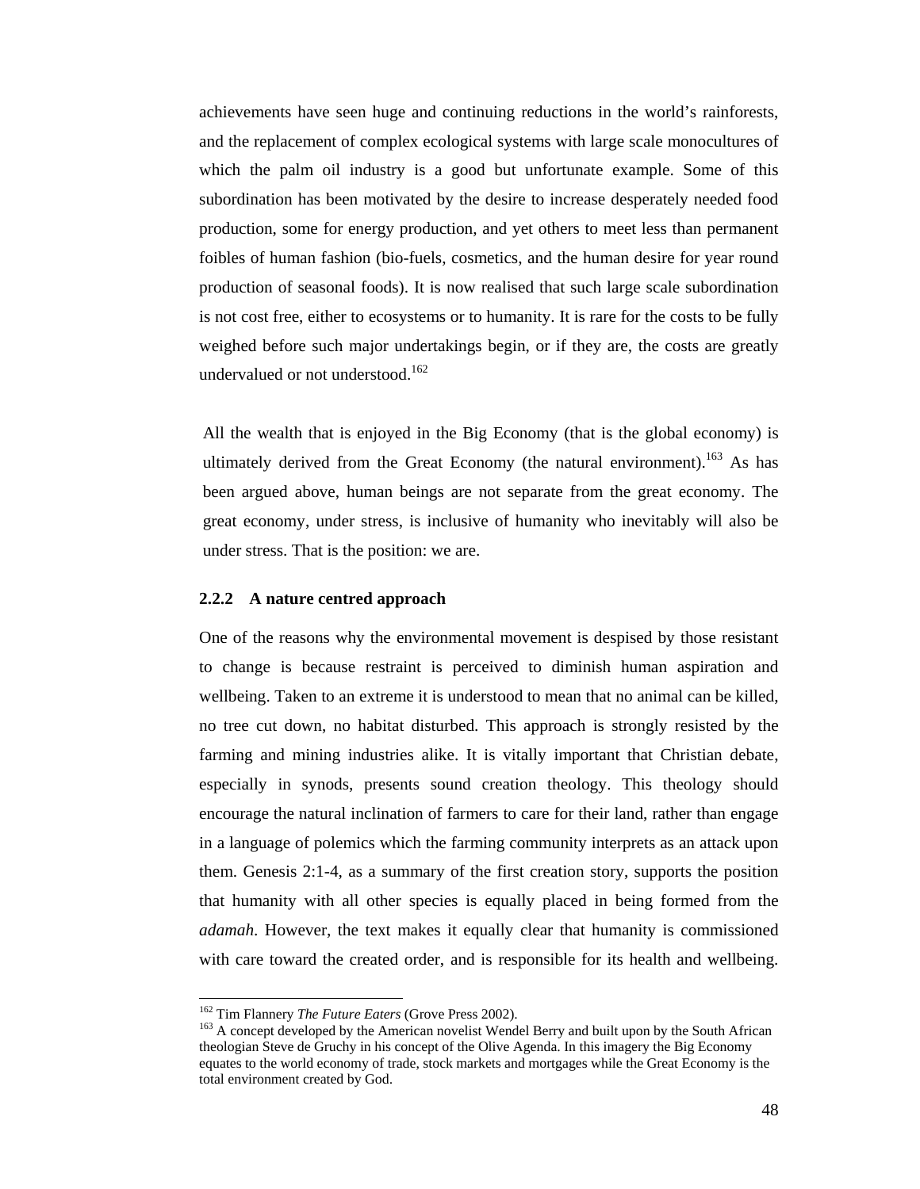achievements have seen huge and continuing reductions in the world's rainforests, and the replacement of complex ecological systems with large scale monocultures of which the palm oil industry is a good but unfortunate example. Some of this subordination has been motivated by the desire to increase desperately needed food production, some for energy production, and yet others to meet less than permanent foibles of human fashion (bio-fuels, cosmetics, and the human desire for year round production of seasonal foods). It is now realised that such large scale subordination is not cost free, either to ecosystems or to humanity. It is rare for the costs to be fully weighed before such major undertakings begin, or if they are, the costs are greatly undervalued or not understood.[162]

All the wealth that is enjoyed in the Big Economy (that is the global economy) is ultimately derived from the Great Economy (the natural environment).[163] As has been argued above, human beings are not separate from the great economy. The great economy, under stress, is inclusive of humanity who inevitably will also be under stress. That is the position: we are.

### 2.2.2 A nature centred approach

One of the reasons why the environmental movement is despised by those resistant to change is because restraint is perceived to diminish human aspiration and wellbeing. Taken to an extreme it is understood to mean that no animal can be killed, no tree cut down, no habitat disturbed. This approach is strongly resisted by the farming and mining industries alike. It is vitally important that Christian debate, especially in synods, presents sound creation theology. This theology should encourage the natural inclination of farmers to care for their land, rather than engage in a language of polemics which the farming community interprets as an attack upon them. Genesis 2:1-4, as a summary of the first creation story, supports the position that humanity with all other species is equally placed in being formed from the *adamah*. However, the text makes it equally clear that humanity is commissioned with care toward the created order, and is responsible for its health and wellbeing.

[162] Tim Flannery *The Future Eaters* (Grove Press 2002).

[163] A concept developed by the American novelist Wendel Berry and built upon by the South African theologian Steve de Gruchy in his concept of the Olive Agenda. In this imagery the Big Economy equates to the world economy of trade, stock markets and mortgages while the Great Economy is the total environment created by God.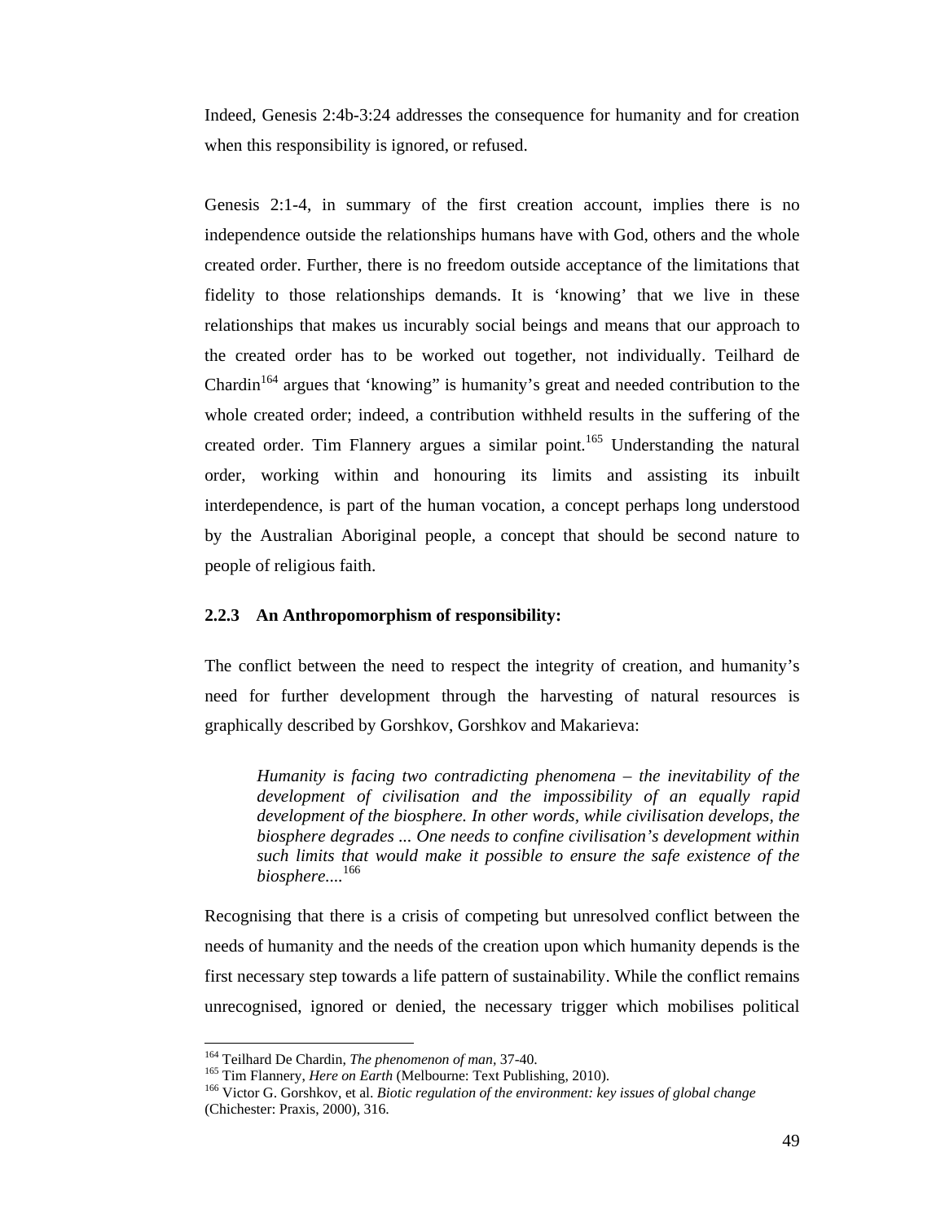Indeed, Genesis 2:4b-3:24 addresses the consequence for humanity and for creation when this responsibility is ignored, or refused.

Genesis 2:1-4, in summary of the first creation account, implies there is no independence outside the relationships humans have with God, others and the whole created order. Further, there is no freedom outside acceptance of the limitations that fidelity to those relationships demands. It is 'knowing' that we live in these relationships that makes us incurably social beings and means that our approach to the created order has to be worked out together, not individually. Teilhard de Chardin[164] argues that 'knowing" is humanity's great and needed contribution to the whole created order; indeed, a contribution withheld results in the suffering of the created order. Tim Flannery argues a similar point.[165] Understanding the natural order, working within and honouring its limits and assisting its inbuilt interdependence, is part of the human vocation, a concept perhaps long understood by the Australian Aboriginal people, a concept that should be second nature to people of religious faith.

### 2.2.3 An Anthropomorphism of responsibility:

The conflict between the need to respect the integrity of creation, and humanity's need for further development through the harvesting of natural resources is graphically described by Gorshkov, Gorshkov and Makarieva:

> *Humanity is facing two contradicting phenomena – the inevitability of the development of civilisation and the impossibility of an equally rapid development of the biosphere. In other words, while civilisation develops, the biosphere degrades ... One needs to confine civilisation's development within such limits that would make it possible to ensure the safe existence of the biosphere....*[166]

Recognising that there is a crisis of competing but unresolved conflict between the needs of humanity and the needs of the creation upon which humanity depends is the first necessary step towards a life pattern of sustainability. While the conflict remains unrecognised, ignored or denied, the necessary trigger which mobilises political

---

[164] Teilhard De Chardin, *The phenomenon of man*, 37-40.
[165] Tim Flannery, *Here on Earth* (Melbourne: Text Publishing, 2010).
[166] Victor G. Gorshkov, et al. *Biotic regulation of the environment: key issues of global change* (Chichester: Praxis, 2000), 316.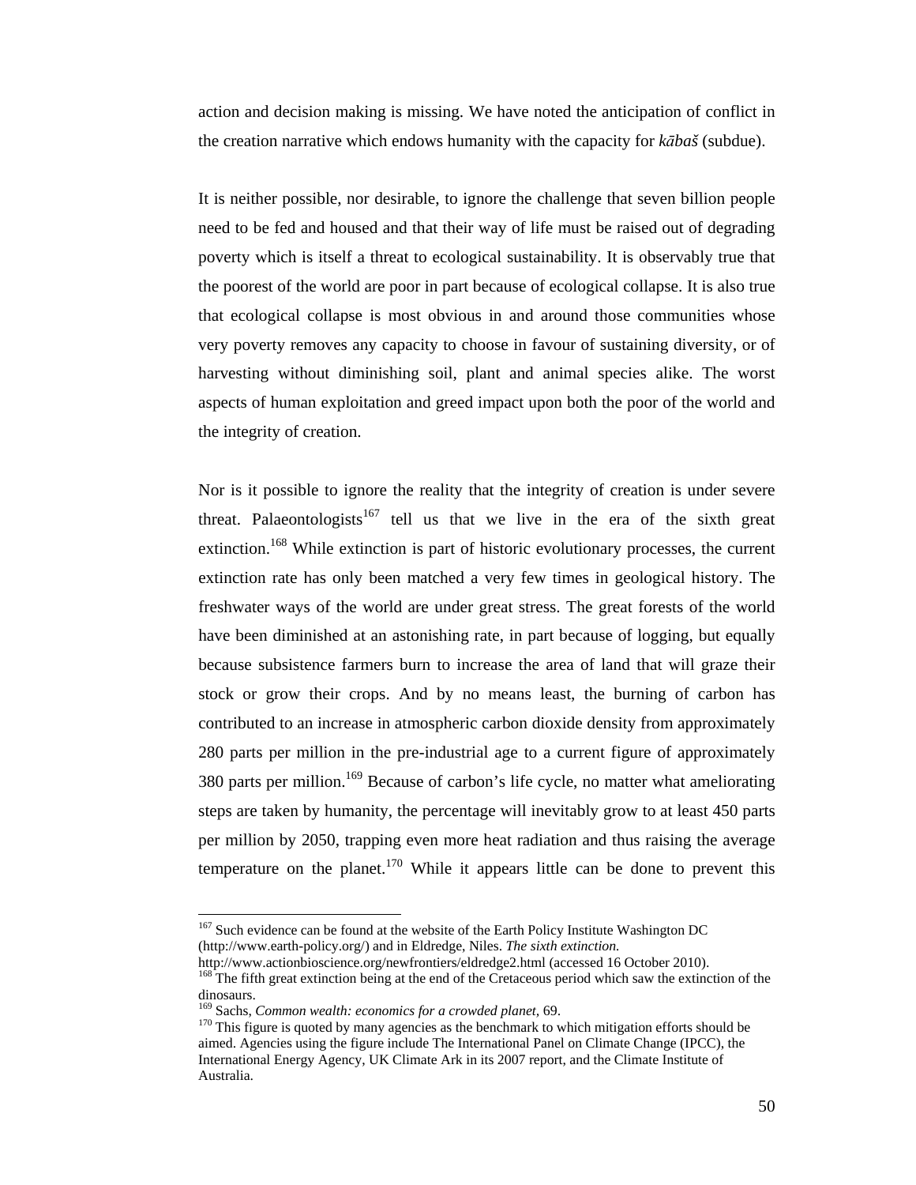action and decision making is missing. We have noted the anticipation of conflict in the creation narrative which endows humanity with the capacity for *kābaš* (subdue).

It is neither possible, nor desirable, to ignore the challenge that seven billion people need to be fed and housed and that their way of life must be raised out of degrading poverty which is itself a threat to ecological sustainability. It is observably true that the poorest of the world are poor in part because of ecological collapse. It is also true that ecological collapse is most obvious in and around those communities whose very poverty removes any capacity to choose in favour of sustaining diversity, or of harvesting without diminishing soil, plant and animal species alike. The worst aspects of human exploitation and greed impact upon both the poor of the world and the integrity of creation.

Nor is it possible to ignore the reality that the integrity of creation is under severe threat. Palaeontologists[167] tell us that we live in the era of the sixth great extinction.[168] While extinction is part of historic evolutionary processes, the current extinction rate has only been matched a very few times in geological history. The freshwater ways of the world are under great stress. The great forests of the world have been diminished at an astonishing rate, in part because of logging, but equally because subsistence farmers burn to increase the area of land that will graze their stock or grow their crops. And by no means least, the burning of carbon has contributed to an increase in atmospheric carbon dioxide density from approximately 280 parts per million in the pre-industrial age to a current figure of approximately 380 parts per million.[169] Because of carbon's life cycle, no matter what ameliorating steps are taken by humanity, the percentage will inevitably grow to at least 450 parts per million by 2050, trapping even more heat radiation and thus raising the average temperature on the planet.[170] While it appears little can be done to prevent this

---

[167] Such evidence can be found at the website of the Earth Policy Institute Washington DC (http://www.earth-policy.org/) and in Eldredge, Niles. *The sixth extinction.* http://www.actionbioscience.org/newfrontiers/eldredge2.html (accessed 16 October 2010).

[168] The fifth great extinction being at the end of the Cretaceous period which saw the extinction of the dinosaurs.

[169] Sachs, *Common wealth: economics for a crowded planet*, 69.

[170] This figure is quoted by many agencies as the benchmark to which mitigation efforts should be aimed. Agencies using the figure include The International Panel on Climate Change (IPCC), the International Energy Agency, UK Climate Ark in its 2007 report, and the Climate Institute of Australia.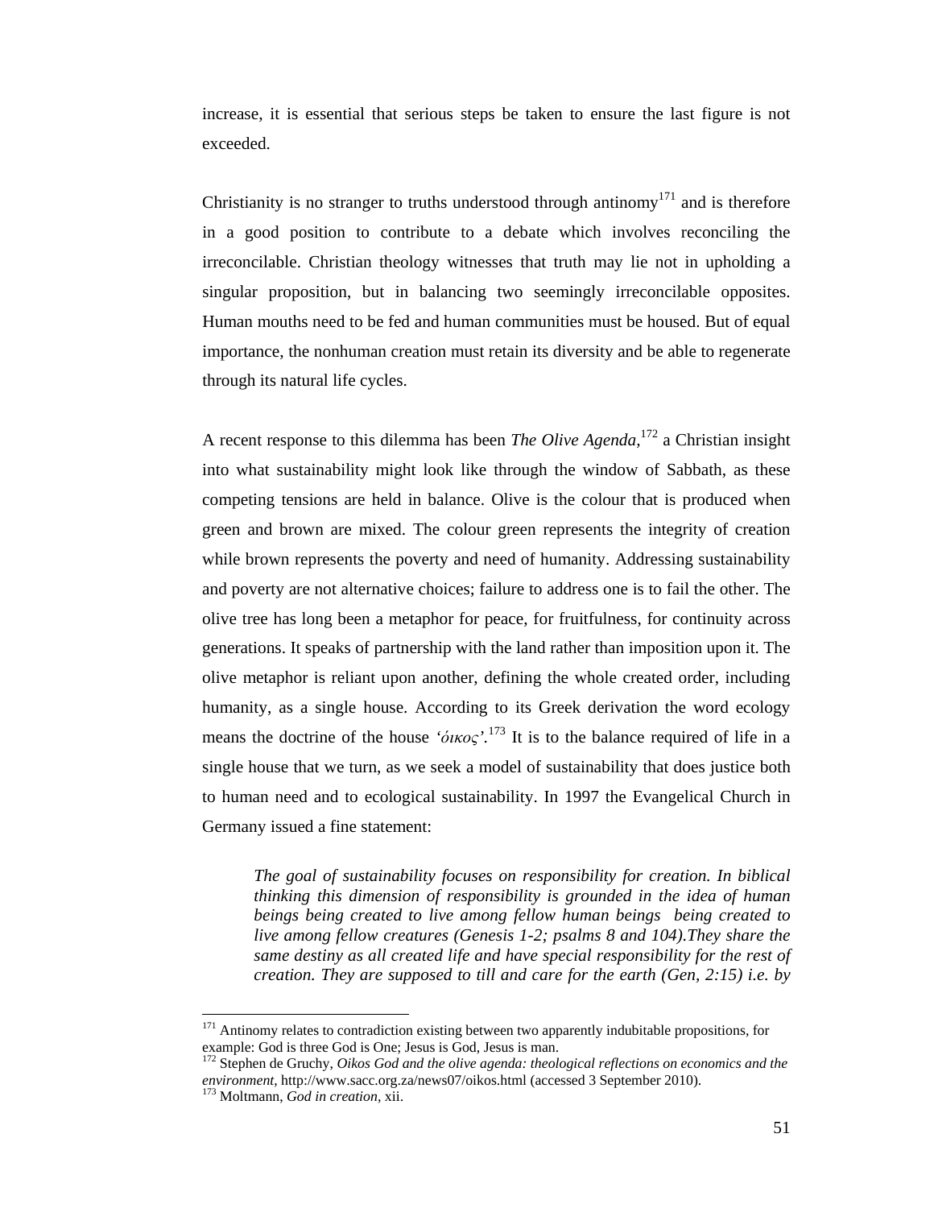increase, it is essential that serious steps be taken to ensure the last figure is not exceeded.

Christianity is no stranger to truths understood through antinomy[171] and is therefore in a good position to contribute to a debate which involves reconciling the irreconcilable. Christian theology witnesses that truth may lie not in upholding a singular proposition, but in balancing two seemingly irreconcilable opposites. Human mouths need to be fed and human communities must be housed. But of equal importance, the nonhuman creation must retain its diversity and be able to regenerate through its natural life cycles.

A recent response to this dilemma has been *The Olive Agenda*,[172] a Christian insight into what sustainability might look like through the window of Sabbath, as these competing tensions are held in balance. Olive is the colour that is produced when green and brown are mixed. The colour green represents the integrity of creation while brown represents the poverty and need of humanity. Addressing sustainability and poverty are not alternative choices; failure to address one is to fail the other. The olive tree has long been a metaphor for peace, for fruitfulness, for continuity across generations. It speaks of partnership with the land rather than imposition upon it. The olive metaphor is reliant upon another, defining the whole created order, including humanity, as a single house. According to its Greek derivation the word ecology means the doctrine of the house *'όικος'*.[173] It is to the balance required of life in a single house that we turn, as we seek a model of sustainability that does justice both to human need and to ecological sustainability. In 1997 the Evangelical Church in Germany issued a fine statement:

> *The goal of sustainability focuses on responsibility for creation. In biblical thinking this dimension of responsibility is grounded in the idea of human beings being created to live among fellow human beings being created to live among fellow creatures (Genesis 1-2; psalms 8 and 104).They share the same destiny as all created life and have special responsibility for the rest of creation. They are supposed to till and care for the earth (Gen, 2:15) i.e. by*

---

[171] Antinomy relates to contradiction existing between two apparently indubitable propositions, for example: God is three God is One; Jesus is God, Jesus is man.

[172] Stephen de Gruchy, *Oikos God and the olive agenda: theological reflections on economics and the environment*, http://www.sacc.org.za/news07/oikos.html (accessed 3 September 2010).

[173] Moltmann, *God in creation*, xii.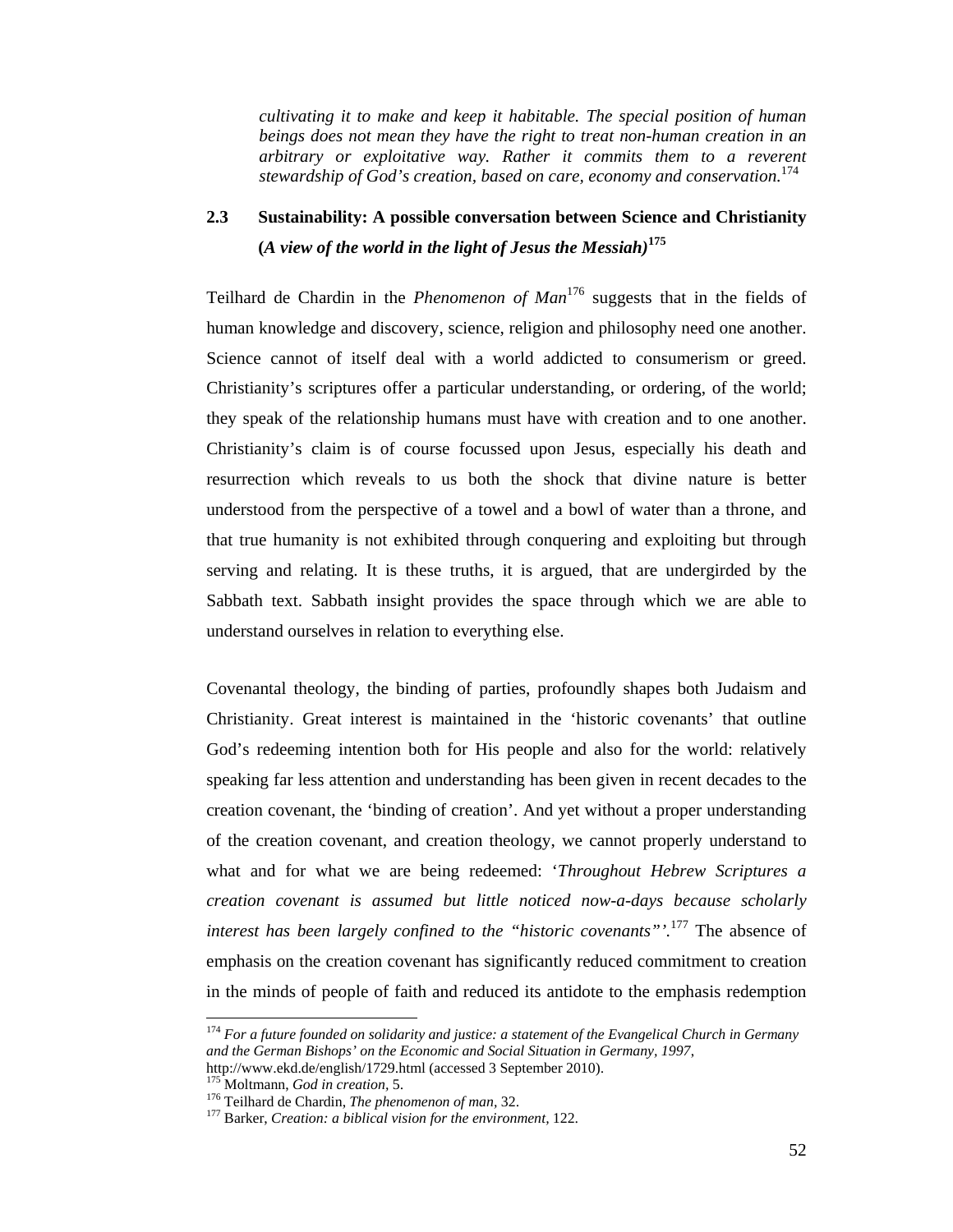*cultivating it to make and keep it habitable. The special position of human beings does not mean they have the right to treat non-human creation in an arbitrary or exploitative way. Rather it commits them to a reverent stewardship of God's creation, based on care, economy and conservation.*[174]

## 2.3 Sustainability: A possible conversation between Science and Christianity (*A view of the world in the light of Jesus the Messiah*)[175]

Teilhard de Chardin in the *Phenomenon of Man*[176] suggests that in the fields of human knowledge and discovery, science, religion and philosophy need one another. Science cannot of itself deal with a world addicted to consumerism or greed. Christianity's scriptures offer a particular understanding, or ordering, of the world; they speak of the relationship humans must have with creation and to one another. Christianity's claim is of course focussed upon Jesus, especially his death and resurrection which reveals to us both the shock that divine nature is better understood from the perspective of a towel and a bowl of water than a throne, and that true humanity is not exhibited through conquering and exploiting but through serving and relating. It is these truths, it is argued, that are undergirded by the Sabbath text. Sabbath insight provides the space through which we are able to understand ourselves in relation to everything else.

Covenantal theology, the binding of parties, profoundly shapes both Judaism and Christianity. Great interest is maintained in the 'historic covenants' that outline God's redeeming intention both for His people and also for the world: relatively speaking far less attention and understanding has been given in recent decades to the creation covenant, the 'binding of creation'. And yet without a proper understanding of the creation covenant, and creation theology, we cannot properly understand to what and for what we are being redeemed: '*Throughout Hebrew Scriptures a creation covenant is assumed but little noticed now-a-days because scholarly interest has been largely confined to the "historic covenants"*'.[177] The absence of emphasis on the creation covenant has significantly reduced commitment to creation in the minds of people of faith and reduced its antidote to the emphasis redemption

---

[174] *For a future founded on solidarity and justice: a statement of the Evangelical Church in Germany and the German Bishops' on the Economic and Social Situation in Germany, 1997*, http://www.ekd.de/english/1729.html (accessed 3 September 2010).

[175] Moltmann, *God in creation,* 5.

[176] Teilhard de Chardin, *The phenomenon of man,* 32.

[177] Barker, *Creation: a biblical vision for the environment,* 122.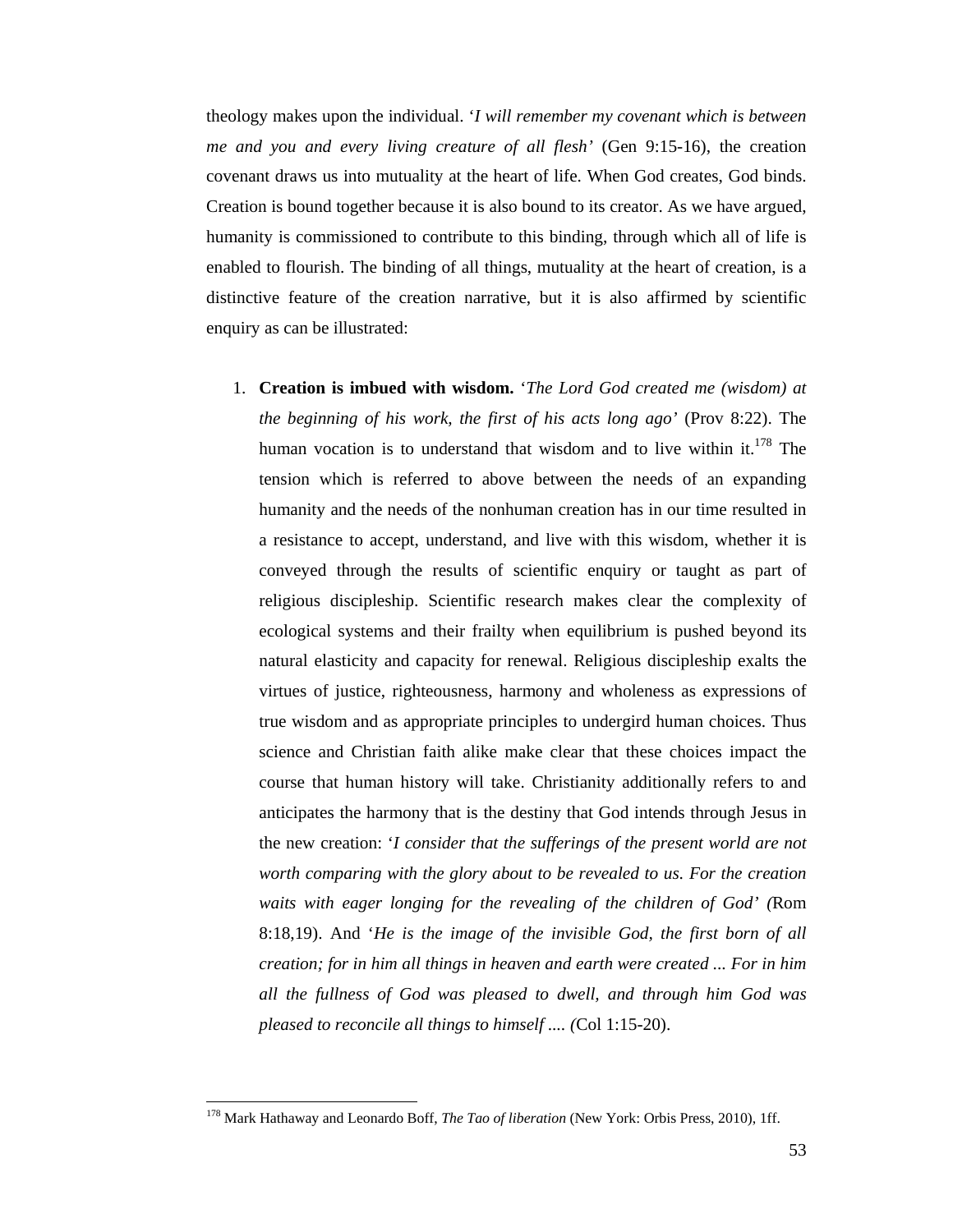theology makes upon the individual. ‘*I will remember my covenant which is between me and you and every living creature of all flesh’* (Gen 9:15-16), the creation covenant draws us into mutuality at the heart of life. When God creates, God binds. Creation is bound together because it is also bound to its creator. As we have argued, humanity is commissioned to contribute to this binding, through which all of life is enabled to flourish. The binding of all things, mutuality at the heart of creation, is a distinctive feature of the creation narrative, but it is also affirmed by scientific enquiry as can be illustrated:

1. **Creation is imbued with wisdom.** ‘*The Lord God created me (wisdom) at the beginning of his work, the first of his acts long ago’* (Prov 8:22). The human vocation is to understand that wisdom and to live within it.[178] The tension which is referred to above between the needs of an expanding humanity and the needs of the nonhuman creation has in our time resulted in a resistance to accept, understand, and live with this wisdom, whether it is conveyed through the results of scientific enquiry or taught as part of religious discipleship. Scientific research makes clear the complexity of ecological systems and their frailty when equilibrium is pushed beyond its natural elasticity and capacity for renewal. Religious discipleship exalts the virtues of justice, righteousness, harmony and wholeness as expressions of true wisdom and as appropriate principles to undergird human choices. Thus science and Christian faith alike make clear that these choices impact the course that human history will take. Christianity additionally refers to and anticipates the harmony that is the destiny that God intends through Jesus in the new creation: ‘*I consider that the sufferings of the present world are not worth comparing with the glory about to be revealed to us. For the creation waits with eager longing for the revealing of the children of God’ (*Rom 8:18,19). And ‘*He is the image of the invisible God, the first born of all creation; for in him all things in heaven and earth were created ... For in him all the fullness of God was pleased to dwell, and through him God was pleased to reconcile all things to himself .... (*Col 1:15-20).

[178] Mark Hathaway and Leonardo Boff, *The Tao of liberation* (New York: Orbis Press, 2010), 1ff.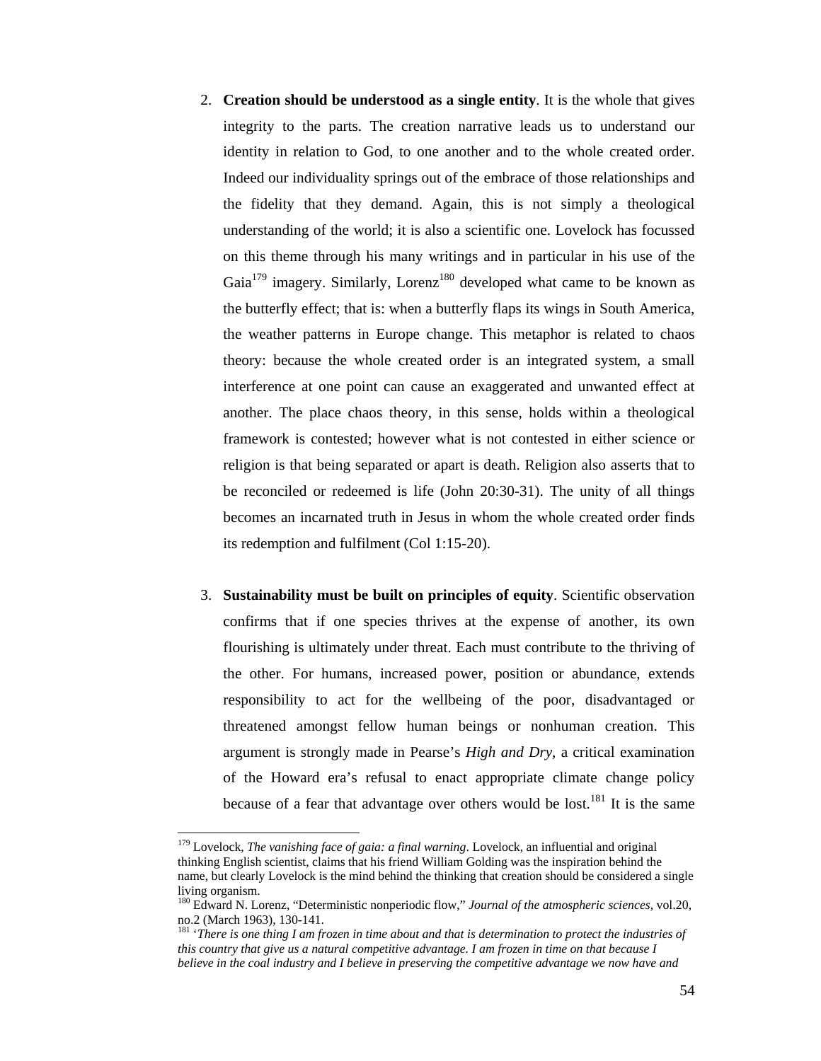2. **Creation should be understood as a single entity**. It is the whole that gives integrity to the parts. The creation narrative leads us to understand our identity in relation to God, to one another and to the whole created order. Indeed our individuality springs out of the embrace of those relationships and the fidelity that they demand. Again, this is not simply a theological understanding of the world; it is also a scientific one. Lovelock has focussed on this theme through his many writings and in particular in his use of the Gaia[179] imagery. Similarly, Lorenz[180] developed what came to be known as the butterfly effect; that is: when a butterfly flaps its wings in South America, the weather patterns in Europe change. This metaphor is related to chaos theory: because the whole created order is an integrated system, a small interference at one point can cause an exaggerated and unwanted effect at another. The place chaos theory, in this sense, holds within a theological framework is contested; however what is not contested in either science or religion is that being separated or apart is death. Religion also asserts that to be reconciled or redeemed is life (John 20:30-31). The unity of all things becomes an incarnated truth in Jesus in whom the whole created order finds its redemption and fulfilment (Col 1:15-20).

3. **Sustainability must be built on principles of equity**. Scientific observation confirms that if one species thrives at the expense of another, its own flourishing is ultimately under threat. Each must contribute to the thriving of the other. For humans, increased power, position or abundance, extends responsibility to act for the wellbeing of the poor, disadvantaged or threatened amongst fellow human beings or nonhuman creation. This argument is strongly made in Pearse's *High and Dry*, a critical examination of the Howard era's refusal to enact appropriate climate change policy because of a fear that advantage over others would be lost.[181] It is the same

---

[179] Lovelock, *The vanishing face of gaia: a final warning*. Lovelock, an influential and original thinking English scientist, claims that his friend William Golding was the inspiration behind the name, but clearly Lovelock is the mind behind the thinking that creation should be considered a single living organism.

[180] Edward N. Lorenz, "Deterministic nonperiodic flow," *Journal of the atmospheric sciences*, vol.20, no.2 (March 1963), 130-141.

[181] '*There is one thing I am frozen in time about and that is determination to protect the industries of this country that give us a natural competitive advantage. I am frozen in time on that because I believe in the coal industry and I believe in preserving the competitive advantage we now have and*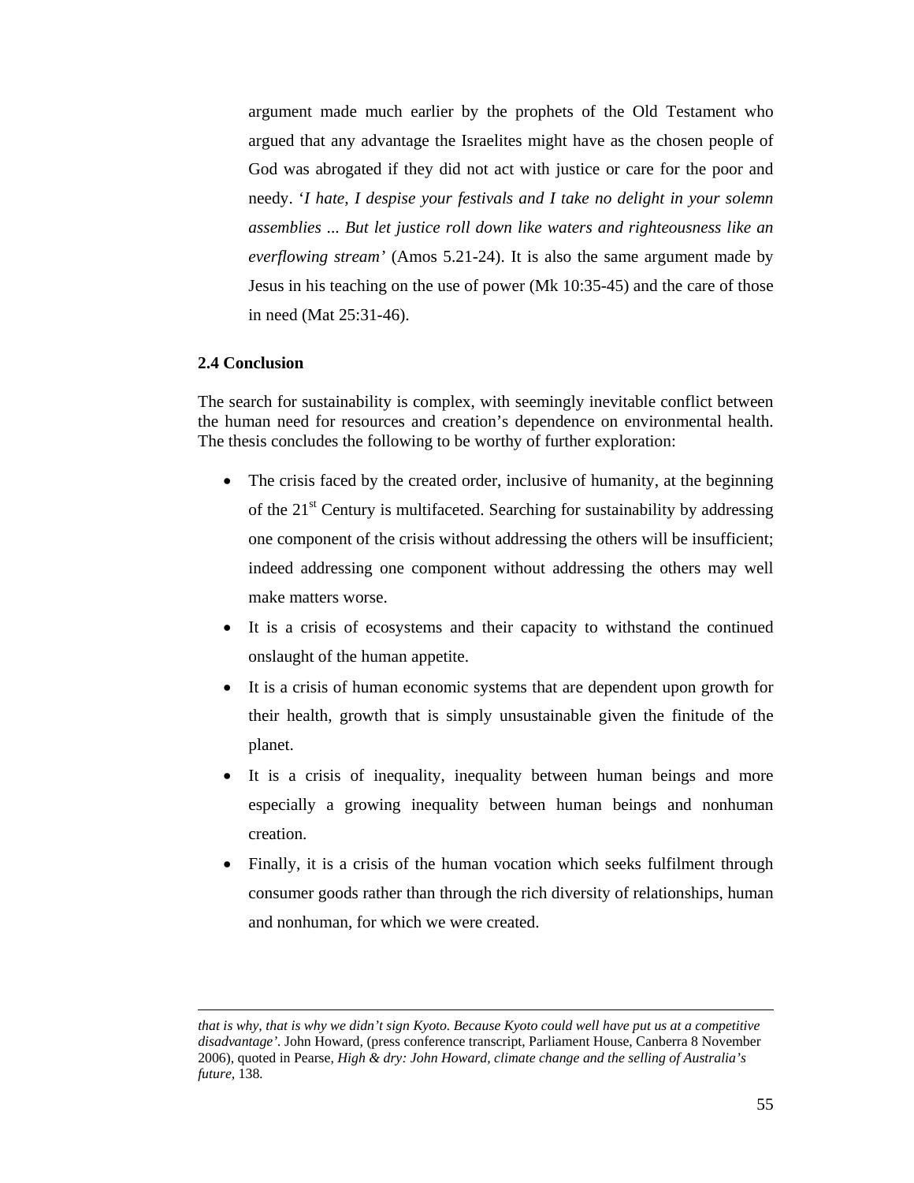argument made much earlier by the prophets of the Old Testament who argued that any advantage the Israelites might have as the chosen people of God was abrogated if they did not act with justice or care for the poor and needy. '*I hate, I despise your festivals and I take no delight in your solemn assemblies ... But let justice roll down like waters and righteousness like an everflowing stream'* (Amos 5.21-24). It is also the same argument made by Jesus in his teaching on the use of power (Mk 10:35-45) and the care of those in need (Mat 25:31-46).

### 2.4 Conclusion

The search for sustainability is complex, with seemingly inevitable conflict between the human need for resources and creation's dependence on environmental health. The thesis concludes the following to be worthy of further exploration:

- The crisis faced by the created order, inclusive of humanity, at the beginning of the 21st Century is multifaceted. Searching for sustainability by addressing one component of the crisis without addressing the others will be insufficient; indeed addressing one component without addressing the others may well make matters worse.
- It is a crisis of ecosystems and their capacity to withstand the continued onslaught of the human appetite.
- It is a crisis of human economic systems that are dependent upon growth for their health, growth that is simply unsustainable given the finitude of the planet.
- It is a crisis of inequality, inequality between human beings and more especially a growing inequality between human beings and nonhuman creation.
- Finally, it is a crisis of the human vocation which seeks fulfilment through consumer goods rather than through the rich diversity of relationships, human and nonhuman, for which we were created.

---

*that is why, that is why we didn't sign Kyoto. Because Kyoto could well have put us at a competitive disadvantage'.* John Howard, (press conference transcript, Parliament House, Canberra 8 November 2006), quoted in Pearse, *High & dry: John Howard, climate change and the selling of Australia's future*, 138.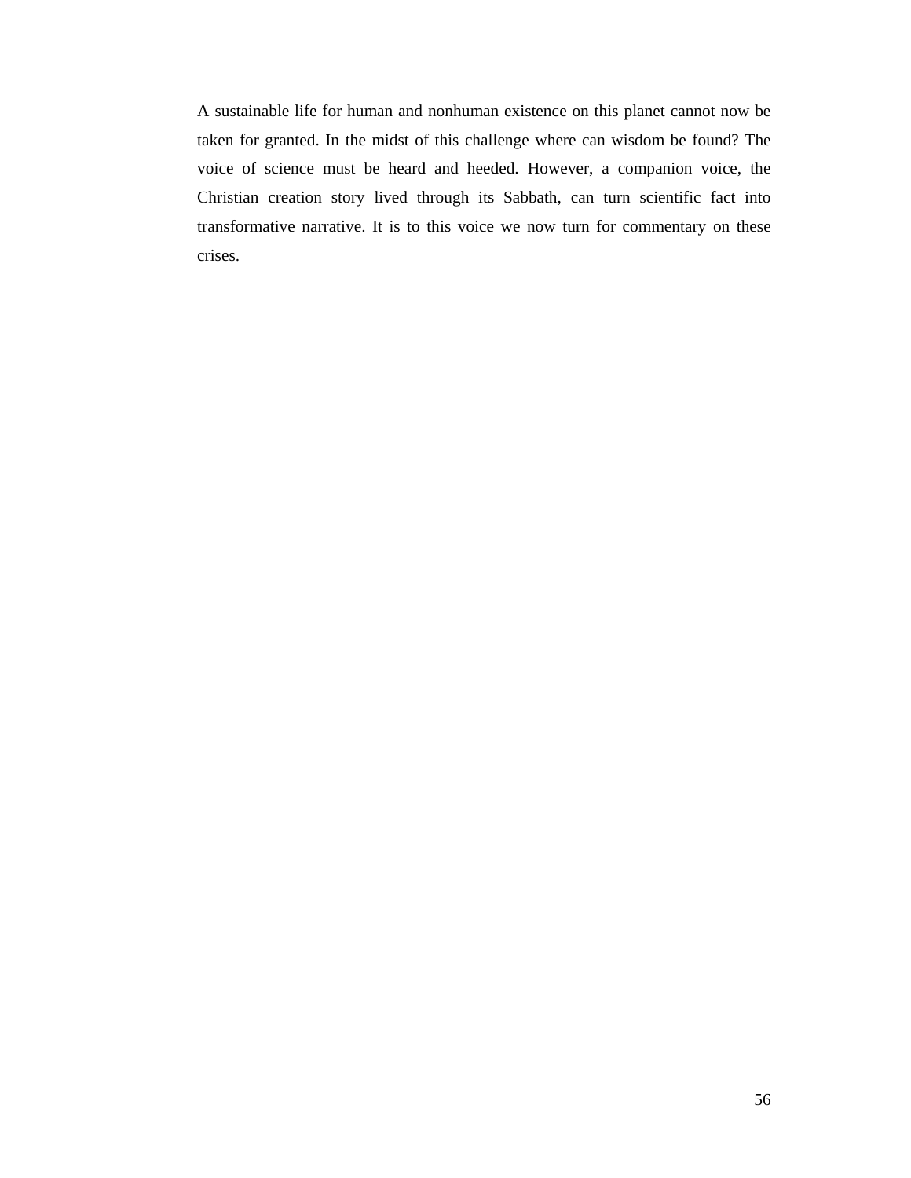A sustainable life for human and nonhuman existence on this planet cannot now be taken for granted. In the midst of this challenge where can wisdom be found? The voice of science must be heard and heeded. However, a companion voice, the Christian creation story lived through its Sabbath, can turn scientific fact into transformative narrative. It is to this voice we now turn for commentary on these crises.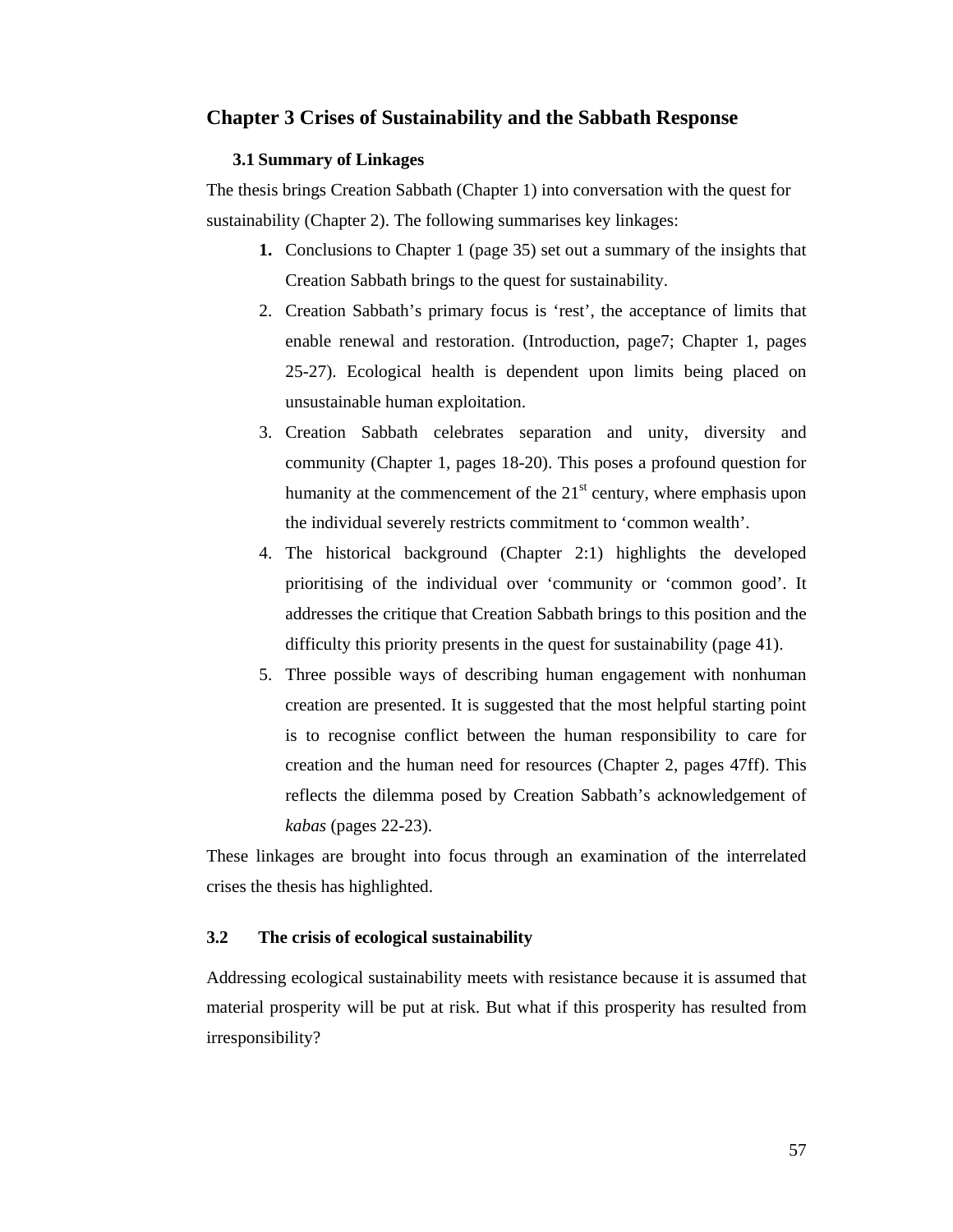# Chapter 3 Crises of Sustainability and the Sabbath Response

## 3.1 Summary of Linkages

The thesis brings Creation Sabbath (Chapter 1) into conversation with the quest for sustainability (Chapter 2). The following summarises key linkages:

1. Conclusions to Chapter 1 (page 35) set out a summary of the insights that Creation Sabbath brings to the quest for sustainability.
2. Creation Sabbath's primary focus is 'rest', the acceptance of limits that enable renewal and restoration. (Introduction, page7; Chapter 1, pages 25-27). Ecological health is dependent upon limits being placed on unsustainable human exploitation.
3. Creation Sabbath celebrates separation and unity, diversity and community (Chapter 1, pages 18-20). This poses a profound question for humanity at the commencement of the 21st century, where emphasis upon the individual severely restricts commitment to 'common wealth'.
4. The historical background (Chapter 2:1) highlights the developed prioritising of the individual over 'community or 'common good'. It addresses the critique that Creation Sabbath brings to this position and the difficulty this priority presents in the quest for sustainability (page 41).
5. Three possible ways of describing human engagement with nonhuman creation are presented. It is suggested that the most helpful starting point is to recognise conflict between the human responsibility to care for creation and the human need for resources (Chapter 2, pages 47ff). This reflects the dilemma posed by Creation Sabbath's acknowledgement of *kabas* (pages 22-23).

These linkages are brought into focus through an examination of the interrelated crises the thesis has highlighted.

## 3.2 The crisis of ecological sustainability

Addressing ecological sustainability meets with resistance because it is assumed that material prosperity will be put at risk. But what if this prosperity has resulted from irresponsibility?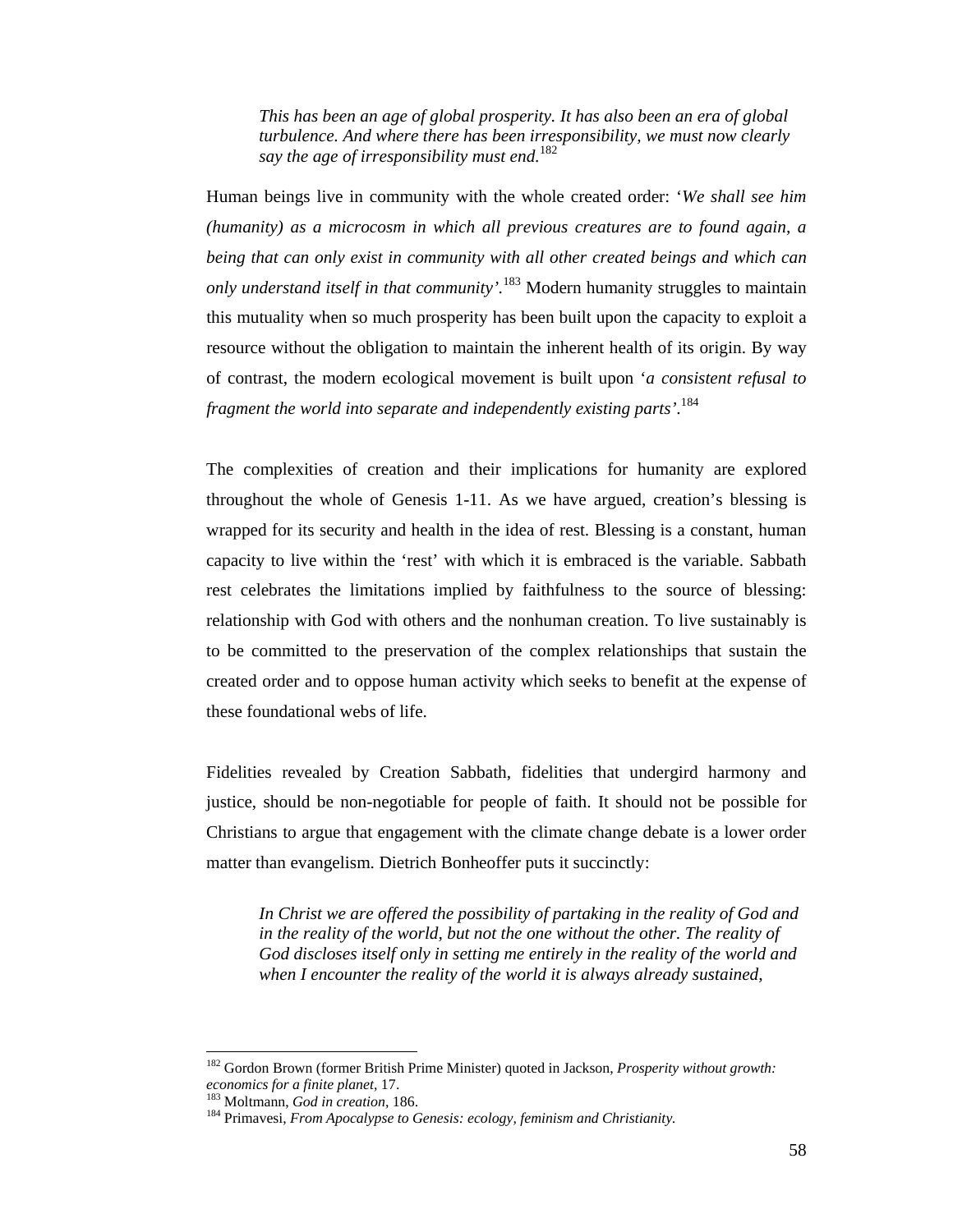> *This has been an age of global prosperity. It has also been an era of global turbulence. And where there has been irresponsibility, we must now clearly say the age of irresponsibility must end.*[182]

Human beings live in community with the whole created order: '*We shall see him (humanity) as a microcosm in which all previous creatures are to found again, a being that can only exist in community with all other created beings and which can only understand itself in that community'.*[183] Modern humanity struggles to maintain this mutuality when so much prosperity has been built upon the capacity to exploit a resource without the obligation to maintain the inherent health of its origin. By way of contrast, the modern ecological movement is built upon '*a consistent refusal to fragment the world into separate and independently existing parts'.*[184]

The complexities of creation and their implications for humanity are explored throughout the whole of Genesis 1-11. As we have argued, creation's blessing is wrapped for its security and health in the idea of rest. Blessing is a constant, human capacity to live within the 'rest' with which it is embraced is the variable. Sabbath rest celebrates the limitations implied by faithfulness to the source of blessing: relationship with God with others and the nonhuman creation. To live sustainably is to be committed to the preservation of the complex relationships that sustain the created order and to oppose human activity which seeks to benefit at the expense of these foundational webs of life.

Fidelities revealed by Creation Sabbath, fidelities that undergird harmony and justice, should be non-negotiable for people of faith. It should not be possible for Christians to argue that engagement with the climate change debate is a lower order matter than evangelism. Dietrich Bonheoffer puts it succinctly:

> *In Christ we are offered the possibility of partaking in the reality of God and in the reality of the world, but not the one without the other. The reality of God discloses itself only in setting me entirely in the reality of the world and when I encounter the reality of the world it is always already sustained,*

---

[182] Gordon Brown (former British Prime Minister) quoted in Jackson, *Prosperity without growth: economics for a finite planet*, 17.

[183] Moltmann, *God in creation,* 186.

[184] Primavesi, *From Apocalypse to Genesis: ecology, feminism and Christianity.*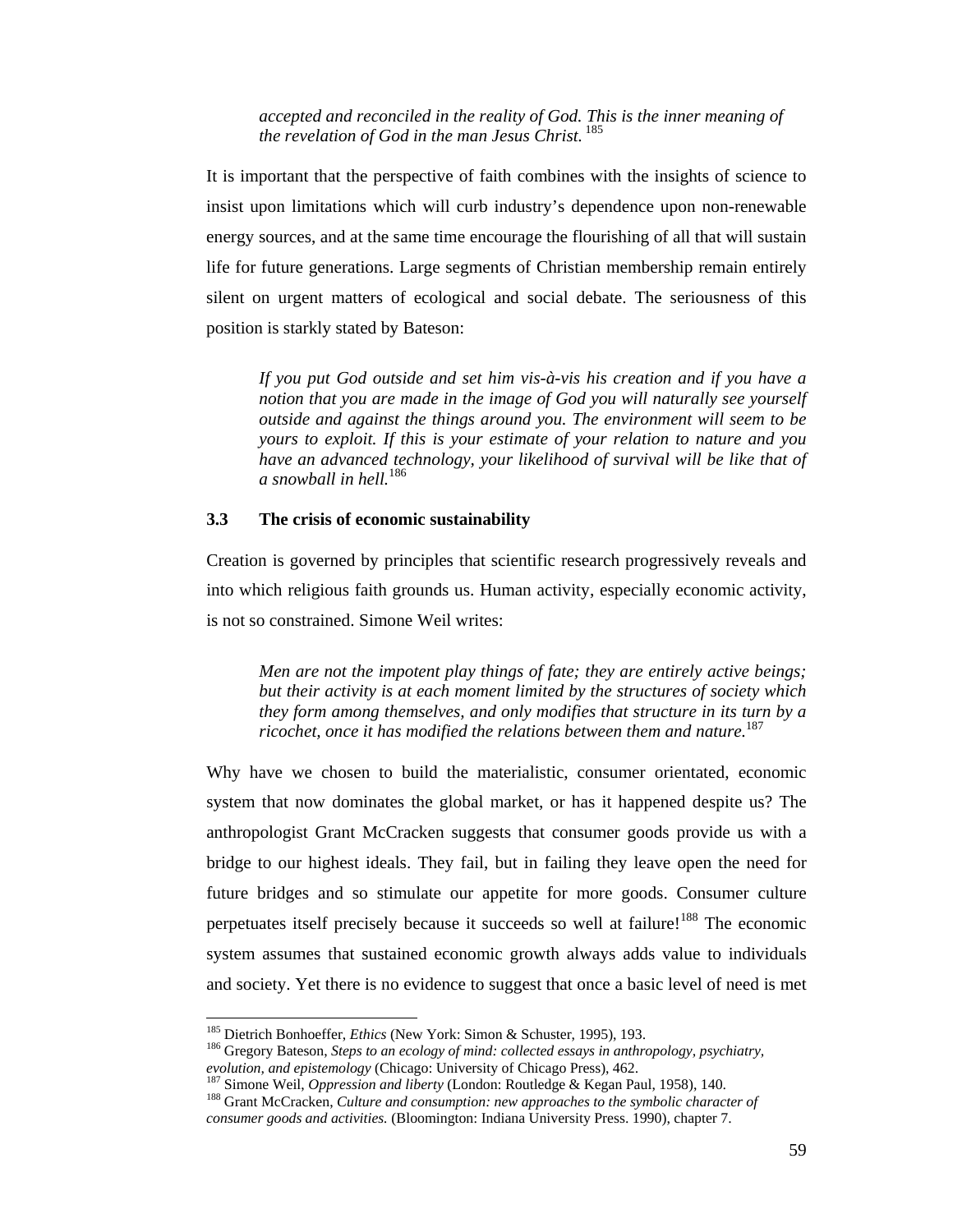> *accepted and reconciled in the reality of God. This is the inner meaning of the revelation of God in the man Jesus Christ.* [185]

It is important that the perspective of faith combines with the insights of science to insist upon limitations which will curb industry's dependence upon non-renewable energy sources, and at the same time encourage the flourishing of all that will sustain life for future generations. Large segments of Christian membership remain entirely silent on urgent matters of ecological and social debate. The seriousness of this position is starkly stated by Bateson:

> *If you put God outside and set him vis-à-vis his creation and if you have a notion that you are made in the image of God you will naturally see yourself outside and against the things around you. The environment will seem to be yours to exploit. If this is your estimate of your relation to nature and you have an advanced technology, your likelihood of survival will be like that of a snowball in hell.*[186]

### 3.3 The crisis of economic sustainability

Creation is governed by principles that scientific research progressively reveals and into which religious faith grounds us. Human activity, especially economic activity, is not so constrained. Simone Weil writes:

> *Men are not the impotent play things of fate; they are entirely active beings; but their activity is at each moment limited by the structures of society which they form among themselves, and only modifies that structure in its turn by a ricochet, once it has modified the relations between them and nature.*[187]

Why have we chosen to build the materialistic, consumer orientated, economic system that now dominates the global market, or has it happened despite us? The anthropologist Grant McCracken suggests that consumer goods provide us with a bridge to our highest ideals. They fail, but in failing they leave open the need for future bridges and so stimulate our appetite for more goods. Consumer culture perpetuates itself precisely because it succeeds so well at failure![188] The economic system assumes that sustained economic growth always adds value to individuals and society. Yet there is no evidence to suggest that once a basic level of need is met

---

[185] Dietrich Bonhoeffer, *Ethics* (New York: Simon & Schuster, 1995), 193.

[186] Gregory Bateson, *Steps to an ecology of mind: collected essays in anthropology, psychiatry, evolution, and epistemology* (Chicago: University of Chicago Press), 462.

[187] Simone Weil, *Oppression and liberty* (London: Routledge & Kegan Paul, 1958), 140.

[188] Grant McCracken, *Culture and consumption: new approaches to the symbolic character of consumer goods and activities.* (Bloomington: Indiana University Press. 1990), chapter 7.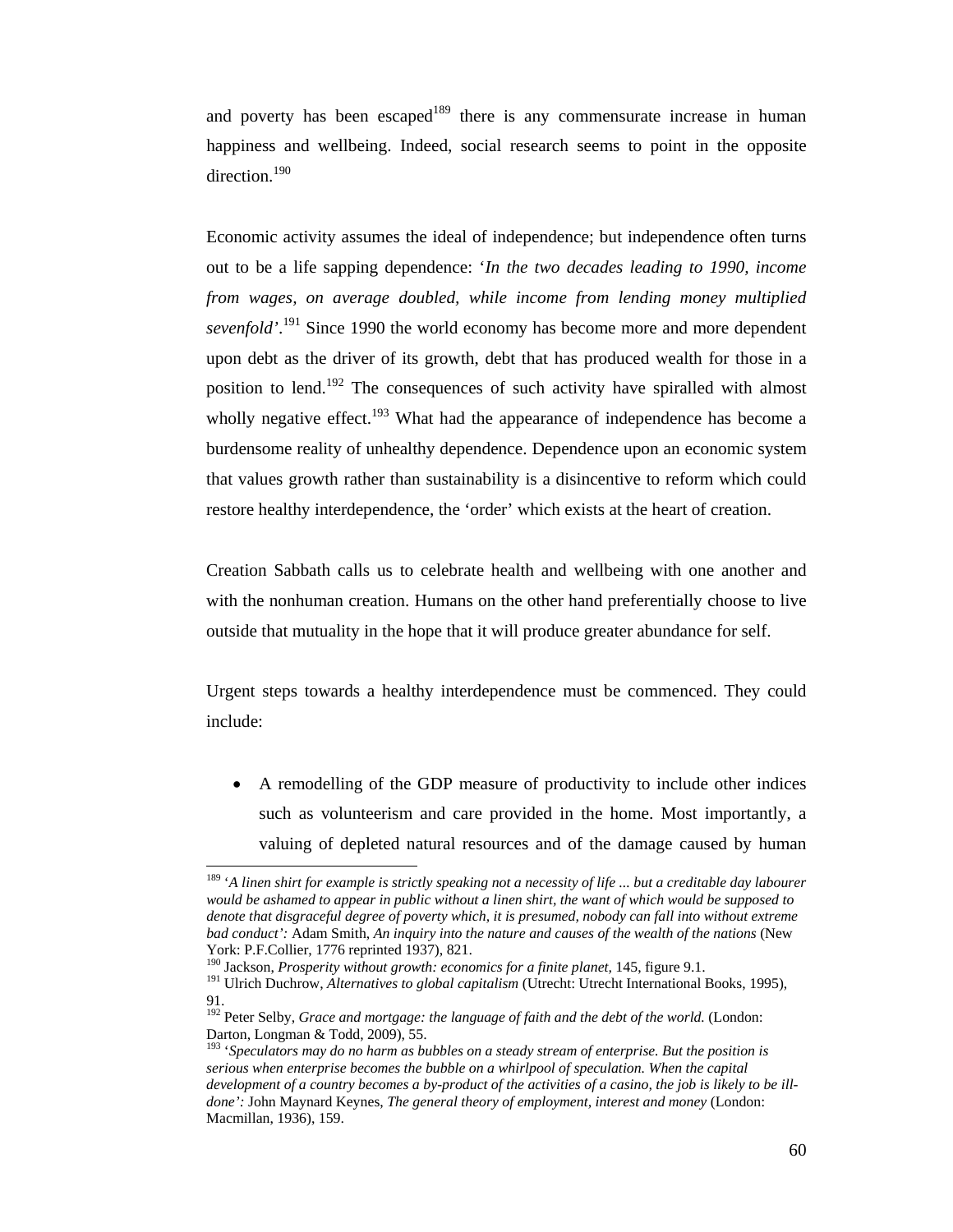and poverty has been escaped[189] there is any commensurate increase in human happiness and wellbeing. Indeed, social research seems to point in the opposite direction.[190]

Economic activity assumes the ideal of independence; but independence often turns out to be a life sapping dependence: '*In the two decades leading to 1990, income from wages, on average doubled, while income from lending money multiplied sevenfold*'.[191] Since 1990 the world economy has become more and more dependent upon debt as the driver of its growth, debt that has produced wealth for those in a position to lend.[192] The consequences of such activity have spiralled with almost wholly negative effect.[193] What had the appearance of independence has become a burdensome reality of unhealthy dependence. Dependence upon an economic system that values growth rather than sustainability is a disincentive to reform which could restore healthy interdependence, the 'order' which exists at the heart of creation.

Creation Sabbath calls us to celebrate health and wellbeing with one another and with the nonhuman creation. Humans on the other hand preferentially choose to live outside that mutuality in the hope that it will produce greater abundance for self.

Urgent steps towards a healthy interdependence must be commenced. They could include:

- A remodelling of the GDP measure of productivity to include other indices such as volunteerism and care provided in the home. Most importantly, a valuing of depleted natural resources and of the damage caused by human

---

[189] '*A linen shirt for example is strictly speaking not a necessity of life ... but a creditable day labourer would be ashamed to appear in public without a linen shirt, the want of which would be supposed to denote that disgraceful degree of poverty which, it is presumed, nobody can fall into without extreme bad conduct':* Adam Smith, *An inquiry into the nature and causes of the wealth of the nations* (New York: P.F.Collier, 1776 reprinted 1937), 821.

[190] Jackson, *Prosperity without growth: economics for a finite planet,* 145, figure 9.1.

[191] Ulrich Duchrow, *Alternatives to global capitalism* (Utrecht: Utrecht International Books, 1995), 91.

[192] Peter Selby, *Grace and mortgage: the language of faith and the debt of the world.* (London: Darton, Longman & Todd, 2009), 55.

[193] '*Speculators may do no harm as bubbles on a steady stream of enterprise. But the position is serious when enterprise becomes the bubble on a whirlpool of speculation. When the capital development of a country becomes a by-product of the activities of a casino, the job is likely to be ill-done':* John Maynard Keynes, *The general theory of employment, interest and money* (London: Macmillan, 1936), 159.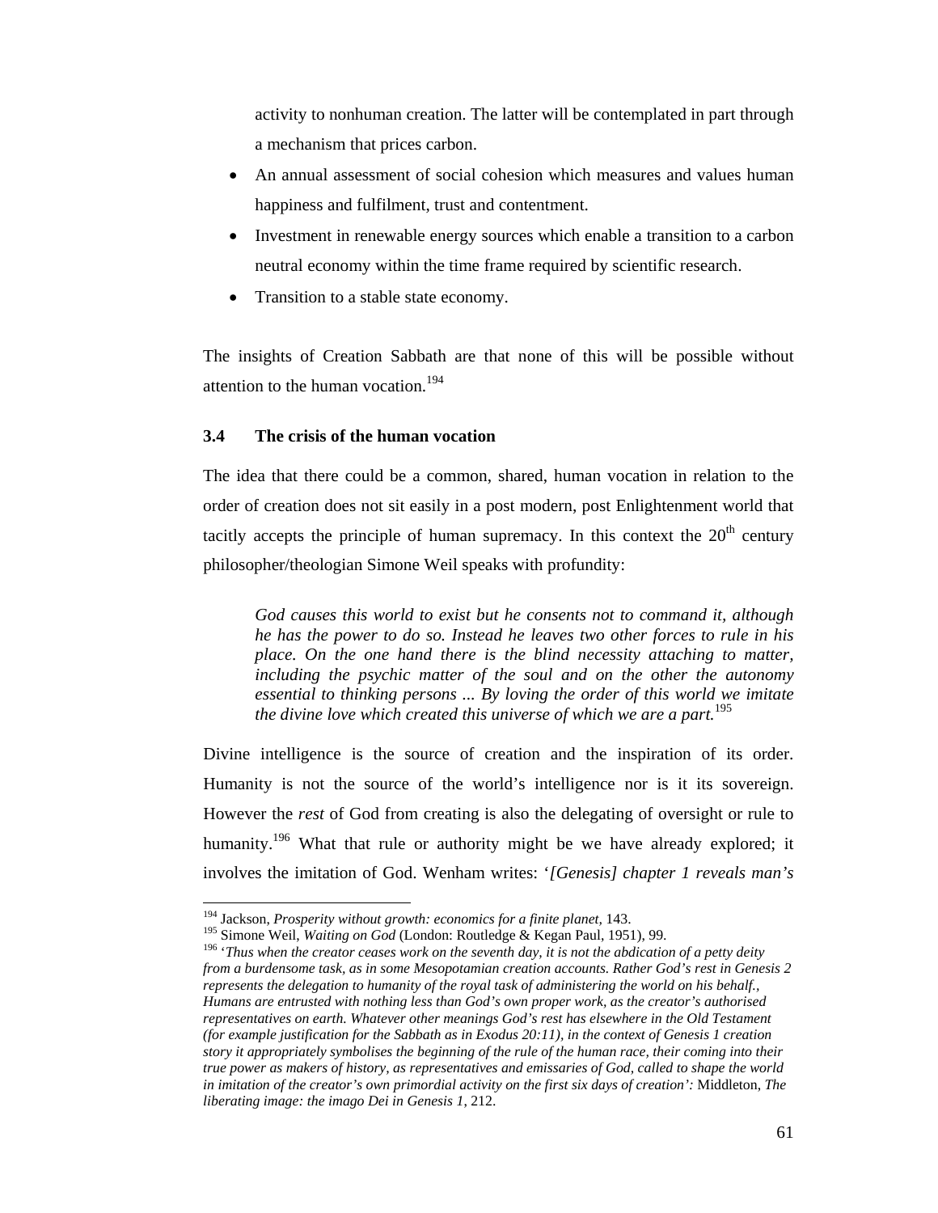activity to nonhuman creation. The latter will be contemplated in part through a mechanism that prices carbon.

- An annual assessment of social cohesion which measures and values human happiness and fulfilment, trust and contentment.
- Investment in renewable energy sources which enable a transition to a carbon neutral economy within the time frame required by scientific research.
- Transition to a stable state economy.

The insights of Creation Sabbath are that none of this will be possible without attention to the human vocation.[194]

### 3.4 The crisis of the human vocation

The idea that there could be a common, shared, human vocation in relation to the order of creation does not sit easily in a post modern, post Enlightenment world that tacitly accepts the principle of human supremacy. In this context the 20th century philosopher/theologian Simone Weil speaks with profundity:

> *God causes this world to exist but he consents not to command it, although he has the power to do so. Instead he leaves two other forces to rule in his place. On the one hand there is the blind necessity attaching to matter, including the psychic matter of the soul and on the other the autonomy essential to thinking persons ... By loving the order of this world we imitate the divine love which created this universe of which we are a part.*[195]

Divine intelligence is the source of creation and the inspiration of its order. Humanity is not the source of the world's intelligence nor is it its sovereign. However the *rest* of God from creating is also the delegating of oversight or rule to humanity.[196] What that rule or authority might be we have already explored; it involves the imitation of God. Wenham writes: '*[Genesis] chapter 1 reveals man's*

---

[194] Jackson, *Prosperity without growth: economics for a finite planet*, 143.

[195] Simone Weil, *Waiting on God* (London: Routledge & Kegan Paul, 1951), 99.

[196] '*Thus when the creator ceases work on the seventh day, it is not the abdication of a petty deity from a burdensome task, as in some Mesopotamian creation accounts. Rather God's rest in Genesis 2 represents the delegation to humanity of the royal task of administering the world on his behalf., Humans are entrusted with nothing less than God's own proper work, as the creator's authorised representatives on earth. Whatever other meanings God's rest has elsewhere in the Old Testament (for example justification for the Sabbath as in Exodus 20:11), in the context of Genesis 1 creation story it appropriately symbolises the beginning of the rule of the human race, their coming into their true power as makers of history, as representatives and emissaries of God, called to shape the world in imitation of the creator's own primordial activity on the first six days of creation':* Middleton, *The liberating image: the imago Dei in Genesis 1*, 212.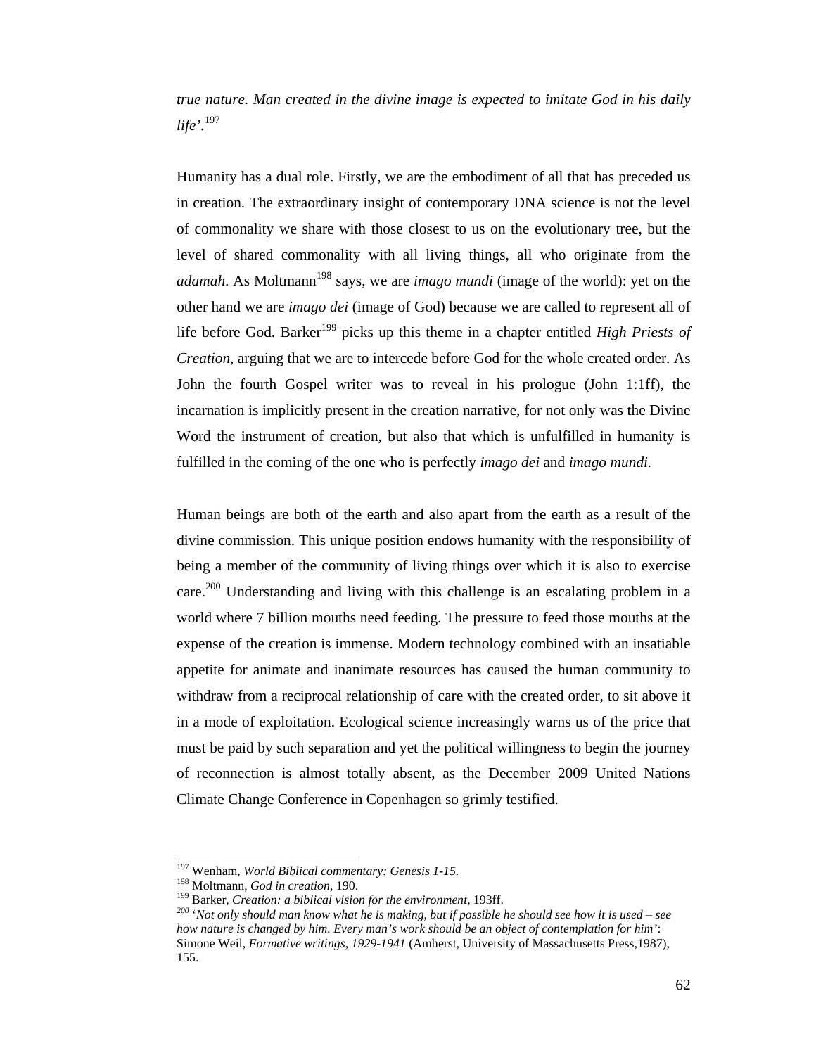*true nature. Man created in the divine image is expected to imitate God in his daily life'.*[197]

Humanity has a dual role. Firstly, we are the embodiment of all that has preceded us in creation. The extraordinary insight of contemporary DNA science is not the level of commonality we share with those closest to us on the evolutionary tree, but the level of shared commonality with all living things, all who originate from the *adamah*. As Moltmann[198] says, we are *imago mundi* (image of the world): yet on the other hand we are *imago dei* (image of God) because we are called to represent all of life before God. Barker[199] picks up this theme in a chapter entitled *High Priests of Creation*, arguing that we are to intercede before God for the whole created order. As John the fourth Gospel writer was to reveal in his prologue (John 1:1ff), the incarnation is implicitly present in the creation narrative, for not only was the Divine Word the instrument of creation, but also that which is unfulfilled in humanity is fulfilled in the coming of the one who is perfectly *imago dei* and *imago mundi.*

Human beings are both of the earth and also apart from the earth as a result of the divine commission. This unique position endows humanity with the responsibility of being a member of the community of living things over which it is also to exercise care.[200] Understanding and living with this challenge is an escalating problem in a world where 7 billion mouths need feeding. The pressure to feed those mouths at the expense of the creation is immense. Modern technology combined with an insatiable appetite for animate and inanimate resources has caused the human community to withdraw from a reciprocal relationship of care with the created order, to sit above it in a mode of exploitation. Ecological science increasingly warns us of the price that must be paid by such separation and yet the political willingness to begin the journey of reconnection is almost totally absent, as the December 2009 United Nations Climate Change Conference in Copenhagen so grimly testified.

---

[197] Wenham, *World Biblical commentary: Genesis 1-15.*

[198] Moltmann, *God in creation*, 190.

[199] Barker, *Creation: a biblical vision for the environment,* 193ff.

[200] *'Not only should man know what he is making, but if possible he should see how it is used – see how nature is changed by him. Every man's work should be an object of contemplation for him'*: Simone Weil, *Formative writings, 1929-1941* (Amherst, University of Massachusetts Press,1987), 155.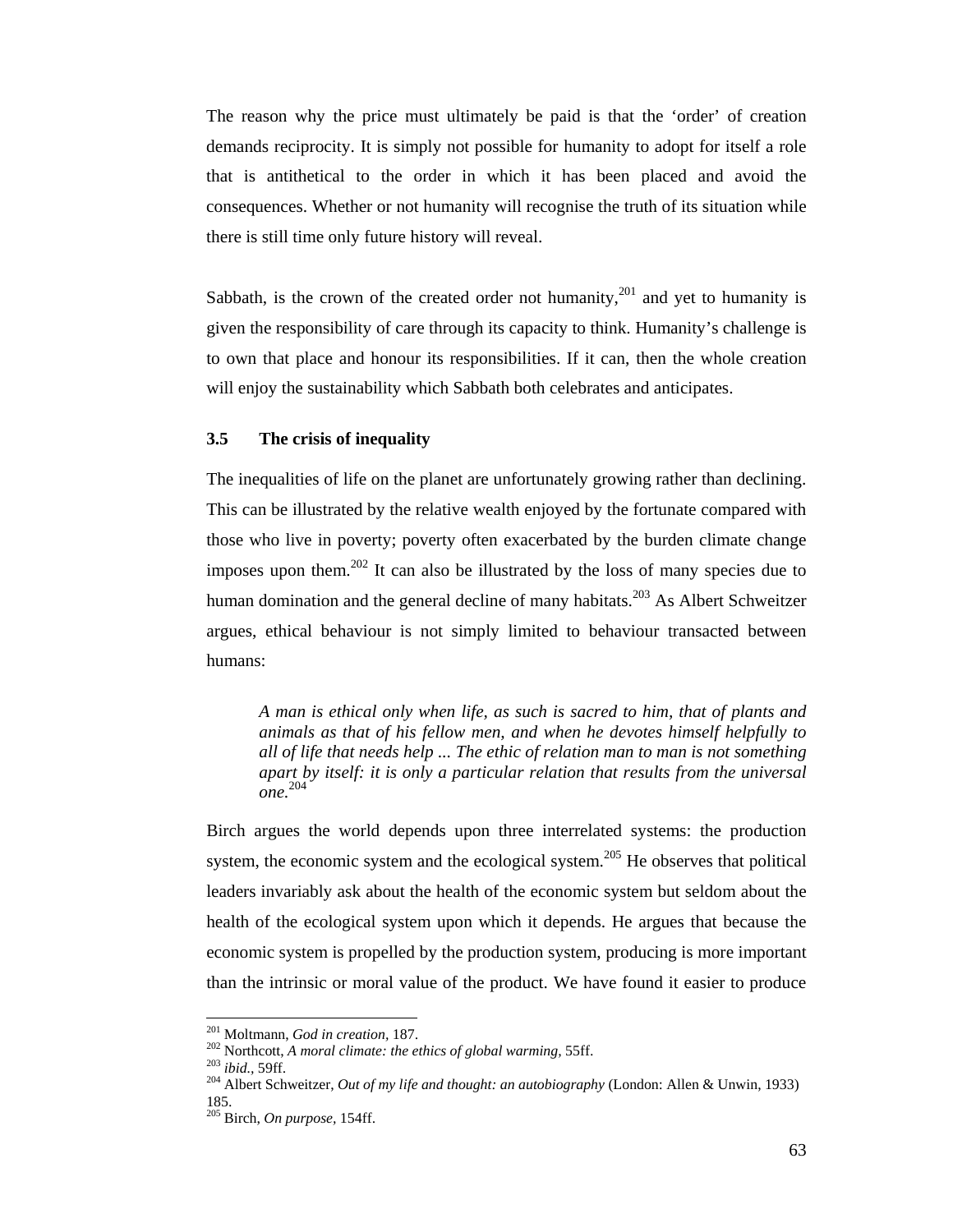The reason why the price must ultimately be paid is that the 'order' of creation demands reciprocity. It is simply not possible for humanity to adopt for itself a role that is antithetical to the order in which it has been placed and avoid the consequences. Whether or not humanity will recognise the truth of its situation while there is still time only future history will reveal.

Sabbath, is the crown of the created order not humanity,[201] and yet to humanity is given the responsibility of care through its capacity to think. Humanity's challenge is to own that place and honour its responsibilities. If it can, then the whole creation will enjoy the sustainability which Sabbath both celebrates and anticipates.

### 3.5 The crisis of inequality

The inequalities of life on the planet are unfortunately growing rather than declining. This can be illustrated by the relative wealth enjoyed by the fortunate compared with those who live in poverty; poverty often exacerbated by the burden climate change imposes upon them.[202] It can also be illustrated by the loss of many species due to human domination and the general decline of many habitats.[203] As Albert Schweitzer argues, ethical behaviour is not simply limited to behaviour transacted between humans:

> *A man is ethical only when life, as such is sacred to him, that of plants and animals as that of his fellow men, and when he devotes himself helpfully to all of life that needs help ... The ethic of relation man to man is not something apart by itself: it is only a particular relation that results from the universal one.*[204]

Birch argues the world depends upon three interrelated systems: the production system, the economic system and the ecological system.[205] He observes that political leaders invariably ask about the health of the economic system but seldom about the health of the ecological system upon which it depends. He argues that because the economic system is propelled by the production system, producing is more important than the intrinsic or moral value of the product. We have found it easier to produce

---

[201] Moltmann, *God in creation*, 187.
[202] Northcott, *A moral climate: the ethics of global warming*, 55ff.
[203] *ibid.*, 59ff.
[204] Albert Schweitzer, *Out of my life and thought: an autobiography* (London: Allen & Unwin, 1933) 185.
[205] Birch, *On purpose*, 154ff.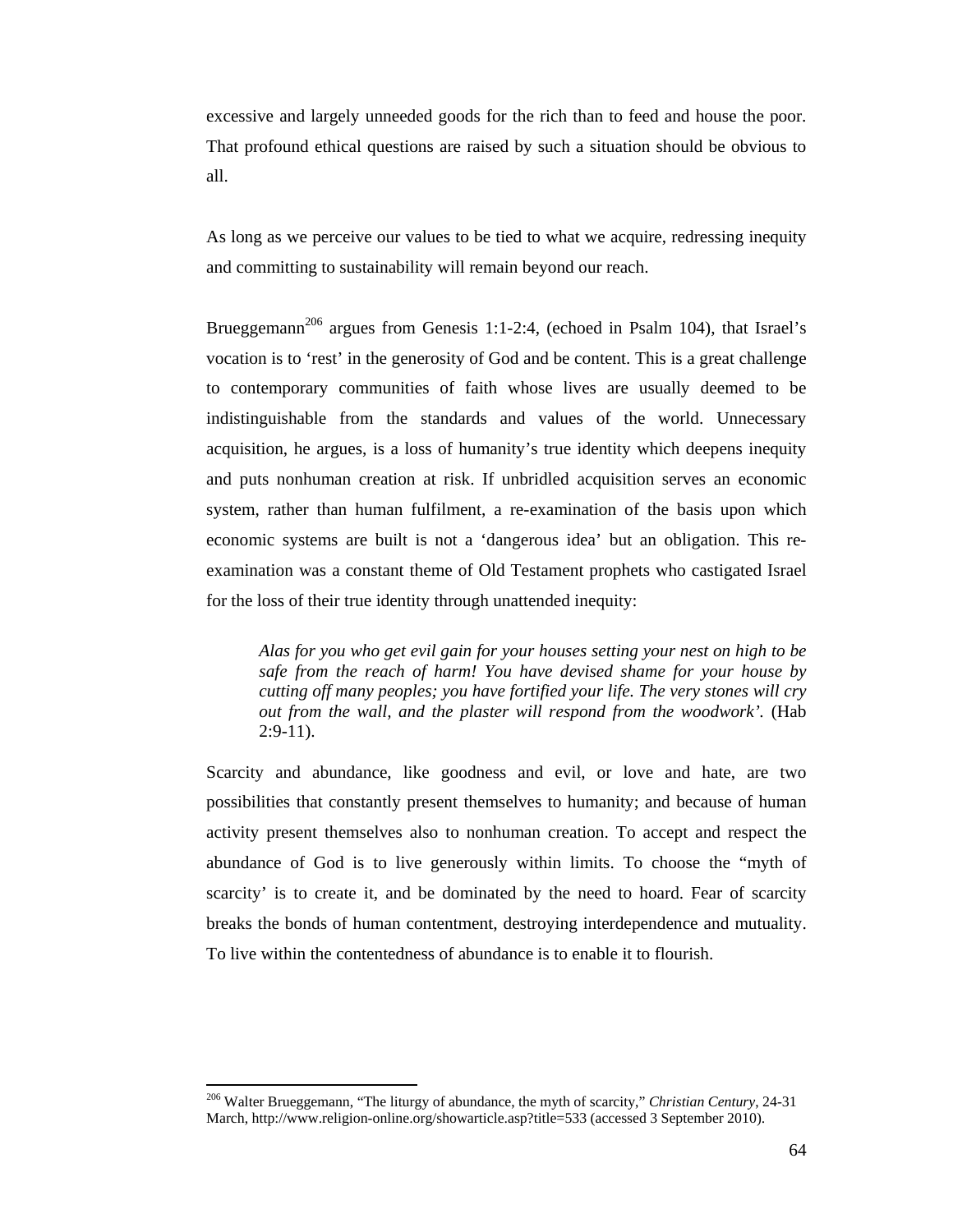excessive and largely unneeded goods for the rich than to feed and house the poor. That profound ethical questions are raised by such a situation should be obvious to all.

As long as we perceive our values to be tied to what we acquire, redressing inequity and committing to sustainability will remain beyond our reach.

Brueggemann[206] argues from Genesis 1:1-2:4, (echoed in Psalm 104), that Israel's vocation is to 'rest' in the generosity of God and be content. This is a great challenge to contemporary communities of faith whose lives are usually deemed to be indistinguishable from the standards and values of the world. Unnecessary acquisition, he argues, is a loss of humanity's true identity which deepens inequity and puts nonhuman creation at risk. If unbridled acquisition serves an economic system, rather than human fulfilment, a re-examination of the basis upon which economic systems are built is not a 'dangerous idea' but an obligation. This re-examination was a constant theme of Old Testament prophets who castigated Israel for the loss of their true identity through unattended inequity:

> *Alas for you who get evil gain for your houses setting your nest on high to be safe from the reach of harm! You have devised shame for your house by cutting off many peoples; you have fortified your life. The very stones will cry out from the wall, and the plaster will respond from the woodwork'.* (Hab 2:9-11).

Scarcity and abundance, like goodness and evil, or love and hate, are two possibilities that constantly present themselves to humanity; and because of human activity present themselves also to nonhuman creation. To accept and respect the abundance of God is to live generously within limits. To choose the "myth of scarcity' is to create it, and be dominated by the need to hoard. Fear of scarcity breaks the bonds of human contentment, destroying interdependence and mutuality. To live within the contentedness of abundance is to enable it to flourish.

[206] Walter Brueggemann, "The liturgy of abundance, the myth of scarcity," *Christian Century*, 24-31 March, http://www.religion-online.org/showarticle.asp?title=533 (accessed 3 September 2010).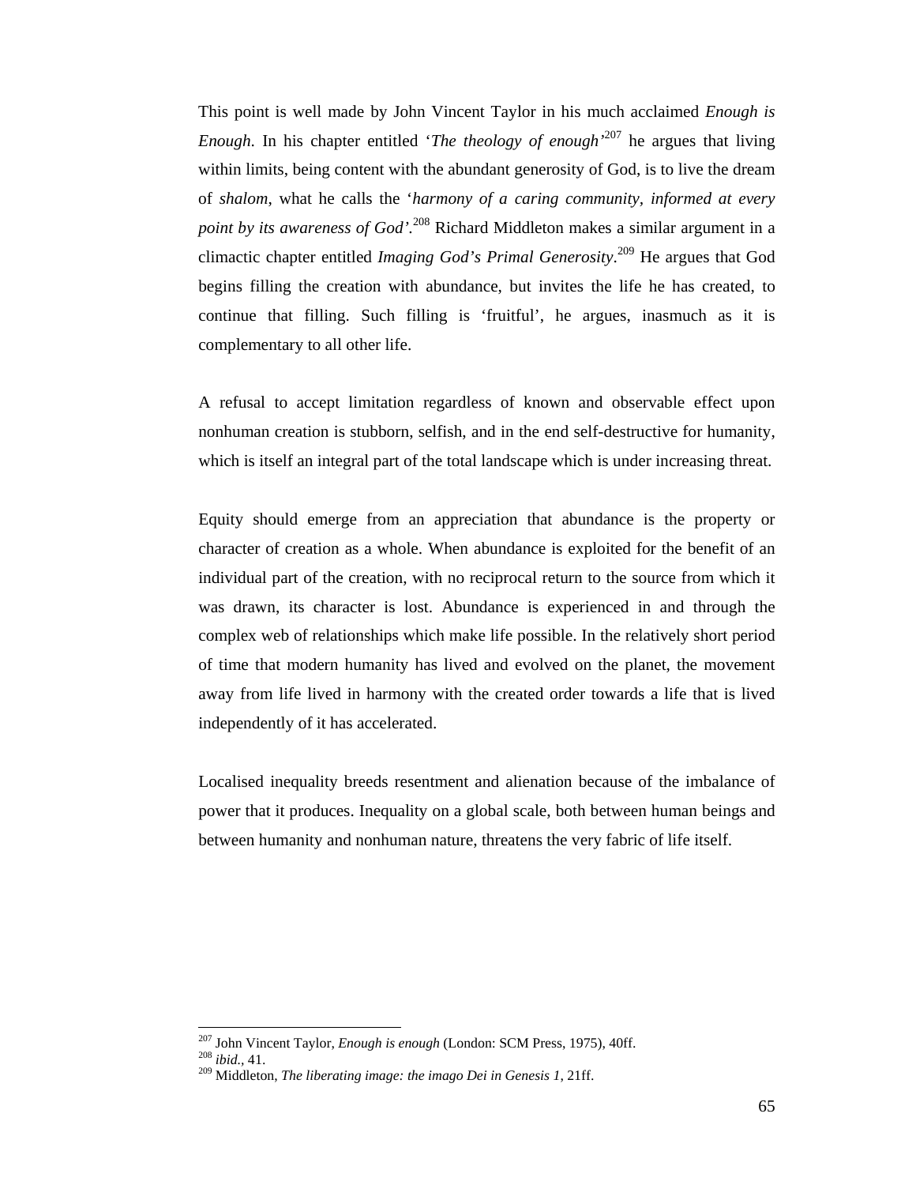This point is well made by John Vincent Taylor in his much acclaimed *Enough is Enough*. In his chapter entitled '*The theology of enough*'[207] he argues that living within limits, being content with the abundant generosity of God, is to live the dream of *shalom*, what he calls the '*harmony of a caring community, informed at every point by its awareness of God*'.[208] Richard Middleton makes a similar argument in a climactic chapter entitled *Imaging God's Primal Generosity*.[209] He argues that God begins filling the creation with abundance, but invites the life he has created, to continue that filling. Such filling is 'fruitful', he argues, inasmuch as it is complementary to all other life.

A refusal to accept limitation regardless of known and observable effect upon nonhuman creation is stubborn, selfish, and in the end self-destructive for humanity, which is itself an integral part of the total landscape which is under increasing threat.

Equity should emerge from an appreciation that abundance is the property or character of creation as a whole. When abundance is exploited for the benefit of an individual part of the creation, with no reciprocal return to the source from which it was drawn, its character is lost. Abundance is experienced in and through the complex web of relationships which make life possible. In the relatively short period of time that modern humanity has lived and evolved on the planet, the movement away from life lived in harmony with the created order towards a life that is lived independently of it has accelerated.

Localised inequality breeds resentment and alienation because of the imbalance of power that it produces. Inequality on a global scale, both between human beings and between humanity and nonhuman nature, threatens the very fabric of life itself.

---

[207] John Vincent Taylor, *Enough is enough* (London: SCM Press, 1975), 40ff.
[208] *ibid.*, 41.
[209] Middleton, *The liberating image: the imago Dei in Genesis 1*, 21ff.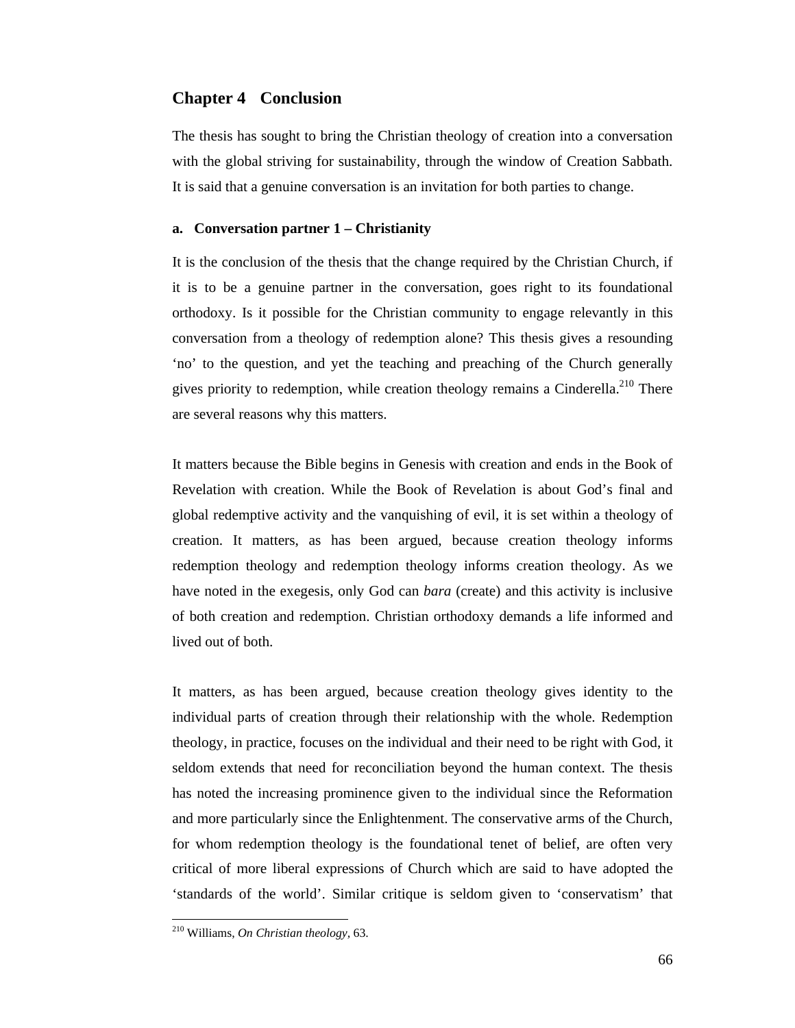## Chapter 4 Conclusion

The thesis has sought to bring the Christian theology of creation into a conversation with the global striving for sustainability, through the window of Creation Sabbath. It is said that a genuine conversation is an invitation for both parties to change.

### a. Conversation partner 1 – Christianity

It is the conclusion of the thesis that the change required by the Christian Church, if it is to be a genuine partner in the conversation, goes right to its foundational orthodoxy. Is it possible for the Christian community to engage relevantly in this conversation from a theology of redemption alone? This thesis gives a resounding 'no' to the question, and yet the teaching and preaching of the Church generally gives priority to redemption, while creation theology remains a Cinderella.[210] There are several reasons why this matters.

It matters because the Bible begins in Genesis with creation and ends in the Book of Revelation with creation. While the Book of Revelation is about God's final and global redemptive activity and the vanquishing of evil, it is set within a theology of creation. It matters, as has been argued, because creation theology informs redemption theology and redemption theology informs creation theology. As we have noted in the exegesis, only God can *bara* (create) and this activity is inclusive of both creation and redemption. Christian orthodoxy demands a life informed and lived out of both.

It matters, as has been argued, because creation theology gives identity to the individual parts of creation through their relationship with the whole. Redemption theology, in practice, focuses on the individual and their need to be right with God, it seldom extends that need for reconciliation beyond the human context. The thesis has noted the increasing prominence given to the individual since the Reformation and more particularly since the Enlightenment. The conservative arms of the Church, for whom redemption theology is the foundational tenet of belief, are often very critical of more liberal expressions of Church which are said to have adopted the 'standards of the world'. Similar critique is seldom given to 'conservatism' that

[210] Williams, *On Christian theology*, 63.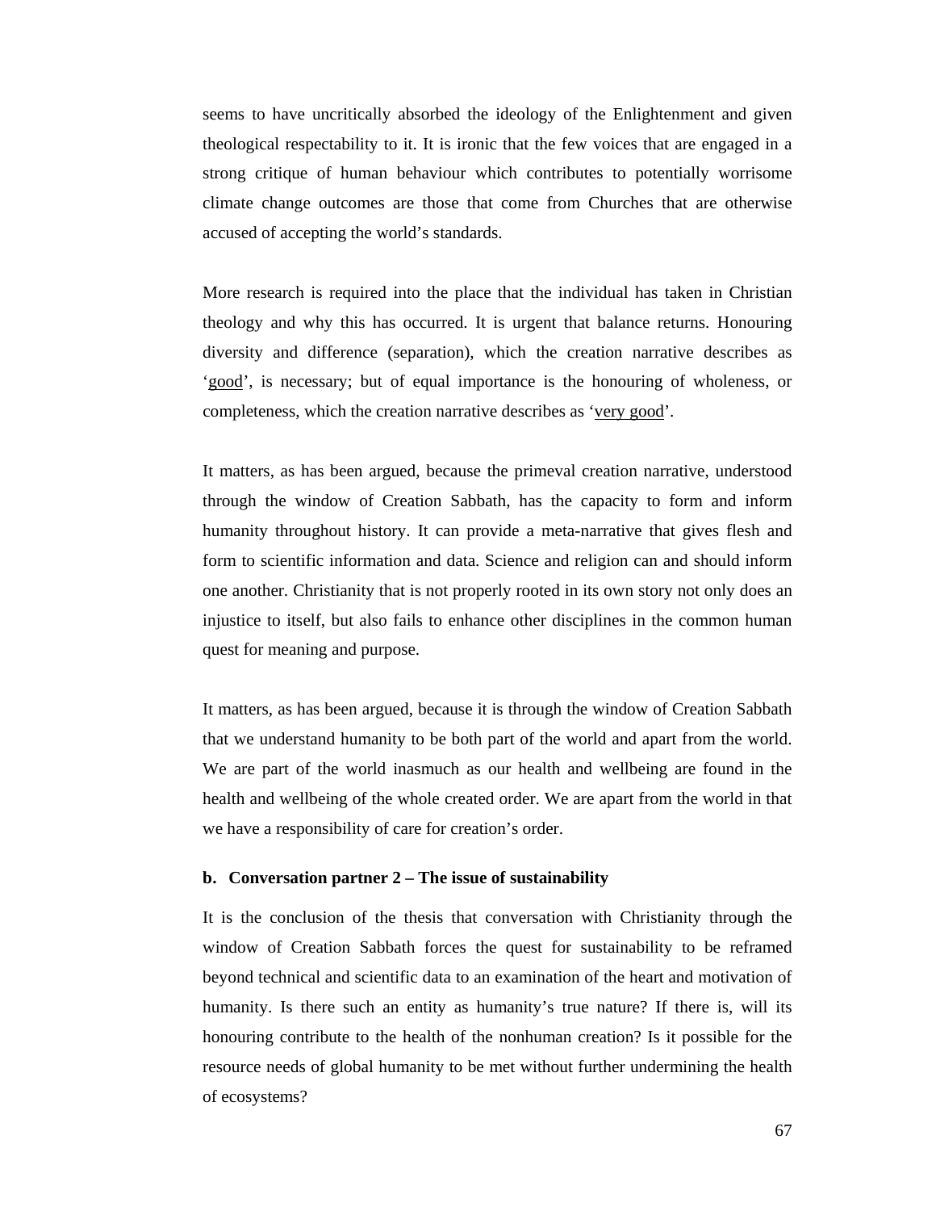seems to have uncritically absorbed the ideology of the Enlightenment and given theological respectability to it. It is ironic that the few voices that are engaged in a strong critique of human behaviour which contributes to potentially worrisome climate change outcomes are those that come from Churches that are otherwise accused of accepting the world's standards.

More research is required into the place that the individual has taken in Christian theology and why this has occurred. It is urgent that balance returns. Honouring diversity and difference (separation), which the creation narrative describes as '<u>good</u>', is necessary; but of equal importance is the honouring of wholeness, or completeness, which the creation narrative describes as '<u>very good</u>'.

It matters, as has been argued, because the primeval creation narrative, understood through the window of Creation Sabbath, has the capacity to form and inform humanity throughout history. It can provide a meta-narrative that gives flesh and form to scientific information and data. Science and religion can and should inform one another. Christianity that is not properly rooted in its own story not only does an injustice to itself, but also fails to enhance other disciplines in the common human quest for meaning and purpose.

It matters, as has been argued, because it is through the window of Creation Sabbath that we understand humanity to be both part of the world and apart from the world. We are part of the world inasmuch as our health and wellbeing are found in the health and wellbeing of the whole created order. We are apart from the world in that we have a responsibility of care for creation's order.

**b. Conversation partner 2 – The issue of sustainability**

It is the conclusion of the thesis that conversation with Christianity through the window of Creation Sabbath forces the quest for sustainability to be reframed beyond technical and scientific data to an examination of the heart and motivation of humanity. Is there such an entity as humanity's true nature? If there is, will its honouring contribute to the health of the nonhuman creation? Is it possible for the resource needs of global humanity to be met without further undermining the health of ecosystems?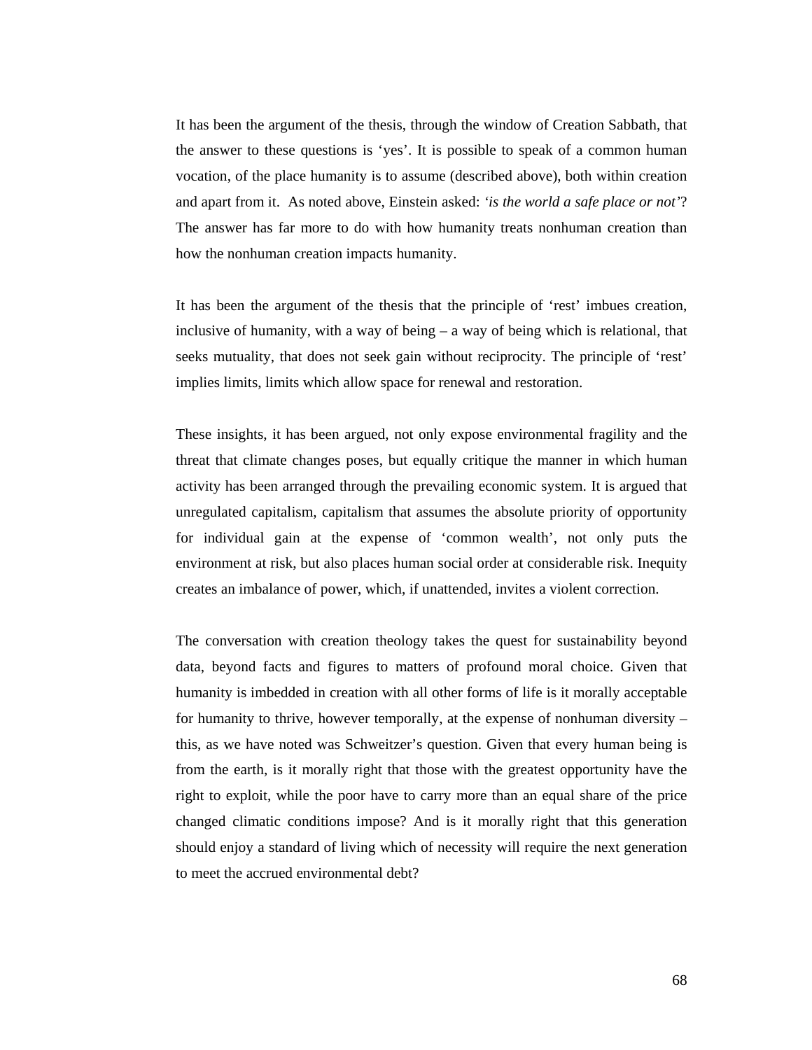It has been the argument of the thesis, through the window of Creation Sabbath, that the answer to these questions is 'yes'. It is possible to speak of a common human vocation, of the place humanity is to assume (described above), both within creation and apart from it. As noted above, Einstein asked: '*is the world a safe place or not*'? The answer has far more to do with how humanity treats nonhuman creation than how the nonhuman creation impacts humanity.

It has been the argument of the thesis that the principle of 'rest' imbues creation, inclusive of humanity, with a way of being – a way of being which is relational, that seeks mutuality, that does not seek gain without reciprocity. The principle of 'rest' implies limits, limits which allow space for renewal and restoration.

These insights, it has been argued, not only expose environmental fragility and the threat that climate changes poses, but equally critique the manner in which human activity has been arranged through the prevailing economic system. It is argued that unregulated capitalism, capitalism that assumes the absolute priority of opportunity for individual gain at the expense of 'common wealth', not only puts the environment at risk, but also places human social order at considerable risk. Inequity creates an imbalance of power, which, if unattended, invites a violent correction.

The conversation with creation theology takes the quest for sustainability beyond data, beyond facts and figures to matters of profound moral choice. Given that humanity is imbedded in creation with all other forms of life is it morally acceptable for humanity to thrive, however temporally, at the expense of nonhuman diversity – this, as we have noted was Schweitzer's question. Given that every human being is from the earth, is it morally right that those with the greatest opportunity have the right to exploit, while the poor have to carry more than an equal share of the price changed climatic conditions impose? And is it morally right that this generation should enjoy a standard of living which of necessity will require the next generation to meet the accrued environmental debt?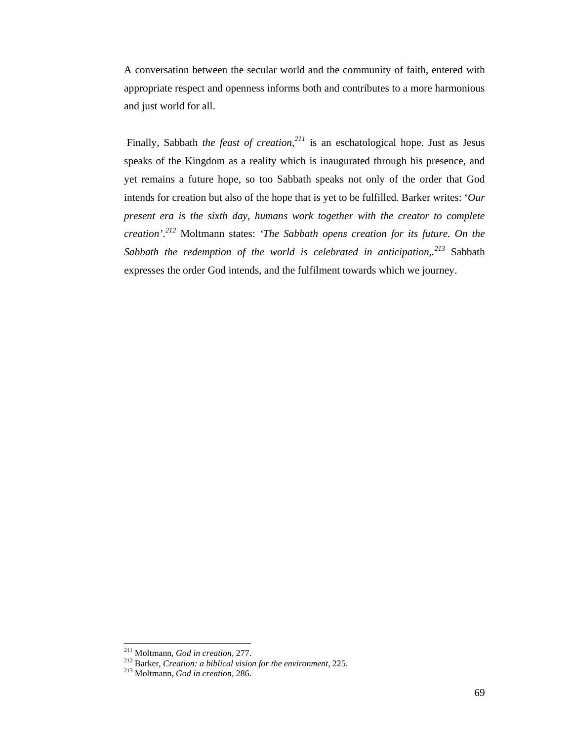A conversation between the secular world and the community of faith, entered with appropriate respect and openness informs both and contributes to a more harmonious and just world for all.

Finally, Sabbath *the feast of creation,*[211] is an eschatological hope. Just as Jesus speaks of the Kingdom as a reality which is inaugurated through his presence, and yet remains a future hope, so too Sabbath speaks not only of the order that God intends for creation but also of the hope that is yet to be fulfilled. Barker writes: '*Our present era is the sixth day, humans work together with the creator to complete creation'*.[212] Moltmann states: *'The Sabbath opens creation for its future. On the Sabbath the redemption of the world is celebrated in anticipation,*.[213] Sabbath expresses the order God intends, and the fulfilment towards which we journey.

---

[211] Moltmann, *God in creation,* 277.
[212] Barker, *Creation: a biblical vision for the environment,* 225.
[213] Moltmann, *God in creation,* 286.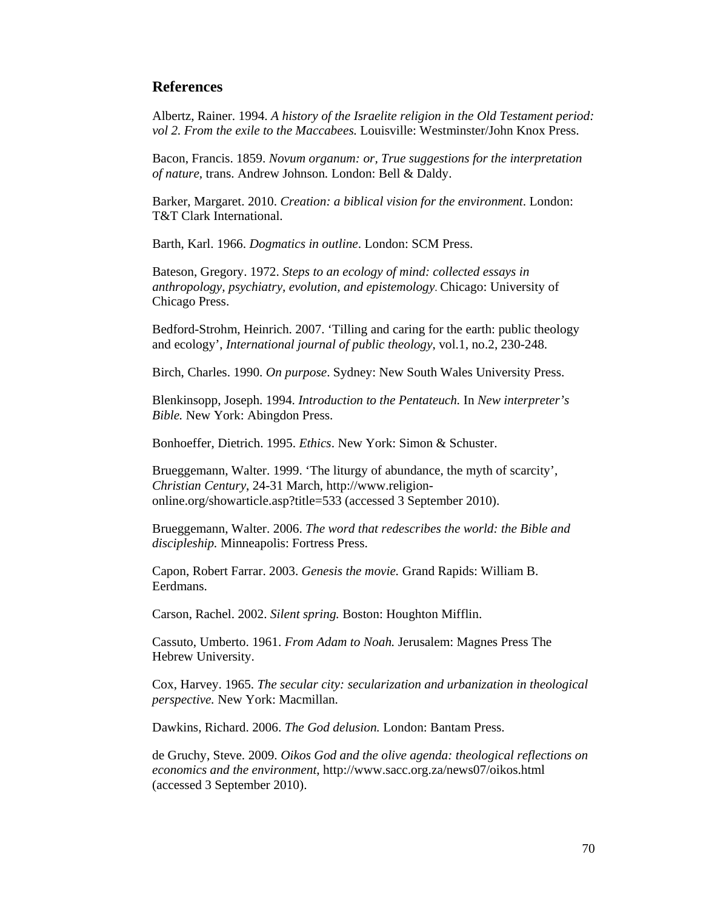## References

Albertz, Rainer. 1994. *A history of the Israelite religion in the Old Testament period: vol 2. From the exile to the Maccabees.* Louisville: Westminster/John Knox Press.

Bacon, Francis. 1859. *Novum organum: or, True suggestions for the interpretation of nature,* trans. Andrew Johnson*.* London: Bell & Daldy.

Barker, Margaret. 2010. *Creation: a biblical vision for the environment*. London: T&T Clark International.

Barth, Karl. 1966. *Dogmatics in outline*. London: SCM Press.

Bateson, Gregory. 1972. *Steps to an ecology of mind: collected essays in anthropology, psychiatry, evolution, and epistemology.* Chicago: University of Chicago Press.

Bedford-Strohm, Heinrich. 2007. 'Tilling and caring for the earth: public theology and ecology', *International journal of public theology*, vol.1, no.2, 230-248.

Birch, Charles. 1990. *On purpose*. Sydney: New South Wales University Press.

Blenkinsopp, Joseph. 1994. *Introduction to the Pentateuch.* In *New interpreter's Bible.* New York: Abingdon Press.

Bonhoeffer, Dietrich. 1995. *Ethics*. New York: Simon & Schuster.

Brueggemann, Walter. 1999. 'The liturgy of abundance, the myth of scarcity', *Christian Century*, 24-31 March, http://www.religion-online.org/showarticle.asp?title=533 (accessed 3 September 2010).

Brueggemann, Walter. 2006. *The word that redescribes the world: the Bible and discipleship.* Minneapolis: Fortress Press.

Capon, Robert Farrar. 2003. *Genesis the movie.* Grand Rapids: William B. Eerdmans.

Carson, Rachel. 2002. *Silent spring.* Boston: Houghton Mifflin.

Cassuto, Umberto. 1961. *From Adam to Noah.* Jerusalem: Magnes Press The Hebrew University.

Cox, Harvey. 1965. *The secular city: secularization and urbanization in theological perspective.* New York: Macmillan.

Dawkins, Richard. 2006. *The God delusion.* London: Bantam Press.

de Gruchy, Steve. 2009. *Oikos God and the olive agenda: theological reflections on economics and the environment*, http://www.sacc.org.za/news07/oikos.html (accessed 3 September 2010).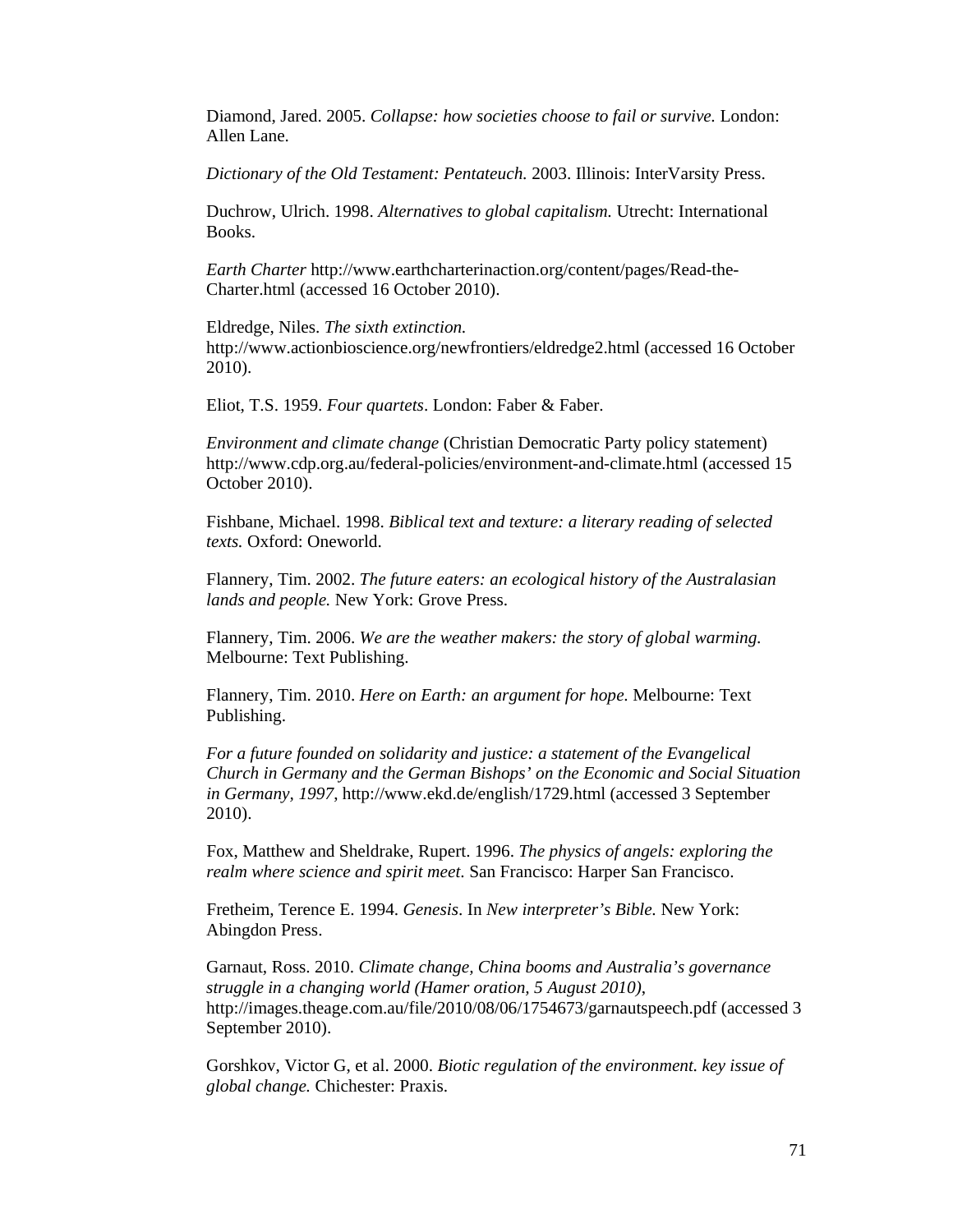Diamond, Jared. 2005. *Collapse: how societies choose to fail or survive.* London: Allen Lane.

*Dictionary of the Old Testament: Pentateuch.* 2003. Illinois: InterVarsity Press.

Duchrow, Ulrich. 1998. *Alternatives to global capitalism.* Utrecht: International Books.

*Earth Charter* http://www.earthcharterinaction.org/content/pages/Read-the-Charter.html (accessed 16 October 2010).

Eldredge, Niles. *The sixth extinction.* http://www.actionbioscience.org/newfrontiers/eldredge2.html (accessed 16 October 2010).

Eliot, T.S. 1959. *Four quartets*. London: Faber & Faber.

*Environment and climate change* (Christian Democratic Party policy statement) http://www.cdp.org.au/federal-policies/environment-and-climate.html (accessed 15 October 2010).

Fishbane, Michael. 1998. *Biblical text and texture: a literary reading of selected texts.* Oxford: Oneworld.

Flannery, Tim. 2002. *The future eaters: an ecological history of the Australasian lands and people.* New York: Grove Press.

Flannery, Tim. 2006. *We are the weather makers: the story of global warming.* Melbourne: Text Publishing.

Flannery, Tim. 2010. *Here on Earth: an argument for hope.* Melbourne: Text Publishing.

*For a future founded on solidarity and justice: a statement of the Evangelical Church in Germany and the German Bishops' on the Economic and Social Situation in Germany, 1997*, http://www.ekd.de/english/1729.html (accessed 3 September 2010).

Fox, Matthew and Sheldrake, Rupert. 1996. *The physics of angels: exploring the realm where science and spirit meet.* San Francisco: Harper San Francisco.

Fretheim, Terence E. 1994. *Genesis*. In *New interpreter's Bible.* New York: Abingdon Press.

Garnaut, Ross. 2010. *Climate change, China booms and Australia's governance struggle in a changing world (Hamer oration, 5 August 2010)*, http://images.theage.com.au/file/2010/08/06/1754673/garnautspeech.pdf (accessed 3 September 2010).

Gorshkov, Victor G, et al. 2000. *Biotic regulation of the environment. key issue of global change.* Chichester: Praxis.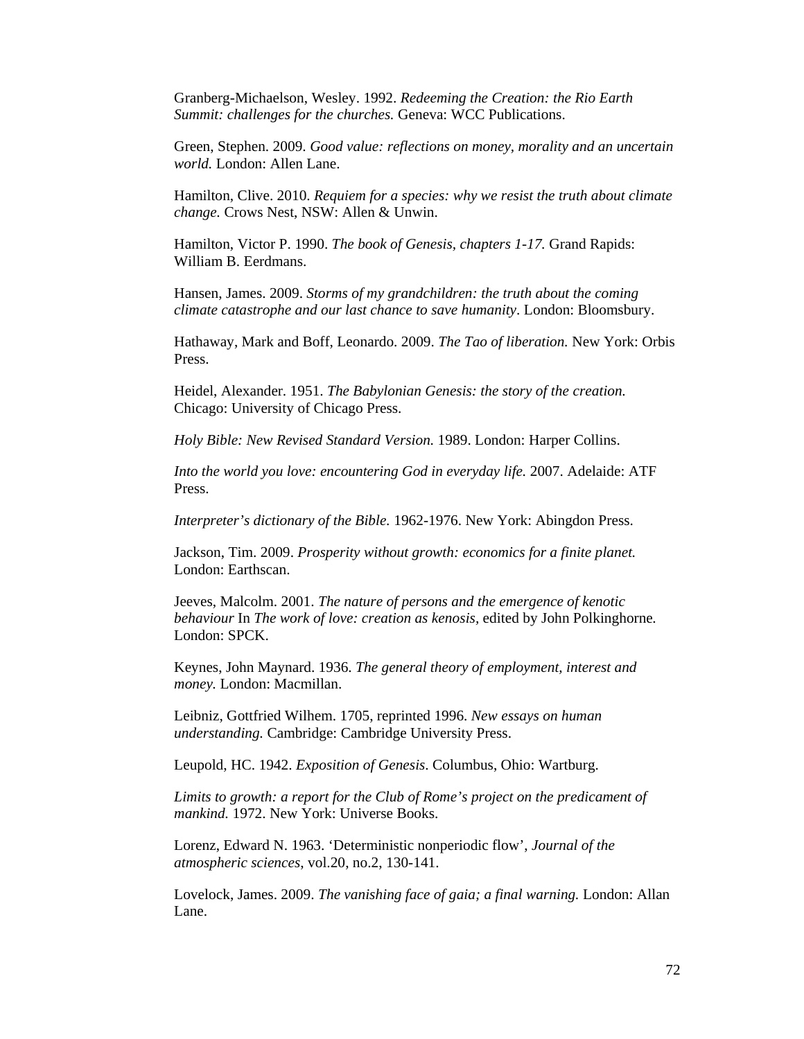Granberg-Michaelson, Wesley. 1992. *Redeeming the Creation: the Rio Earth Summit: challenges for the churches.* Geneva: WCC Publications.

Green, Stephen. 2009. *Good value: reflections on money, morality and an uncertain world.* London: Allen Lane.

Hamilton, Clive. 2010. *Requiem for a species: why we resist the truth about climate change.* Crows Nest, NSW: Allen & Unwin.

Hamilton, Victor P. 1990. *The book of Genesis, chapters 1-17.* Grand Rapids: William B. Eerdmans.

Hansen, James. 2009. *Storms of my grandchildren: the truth about the coming climate catastrophe and our last chance to save humanity*. London: Bloomsbury.

Hathaway, Mark and Boff, Leonardo. 2009. *The Tao of liberation.* New York: Orbis Press.

Heidel, Alexander. 1951. *The Babylonian Genesis: the story of the creation.* Chicago: University of Chicago Press.

*Holy Bible: New Revised Standard Version.* 1989. London: Harper Collins.

*Into the world you love: encountering God in everyday life.* 2007. Adelaide: ATF Press.

*Interpreter's dictionary of the Bible.* 1962-1976. New York: Abingdon Press.

Jackson, Tim. 2009. *Prosperity without growth: economics for a finite planet.* London: Earthscan.

Jeeves, Malcolm. 2001. *The nature of persons and the emergence of kenotic behaviour* In *The work of love: creation as kenosis,* edited by John Polkinghorne. London: SPCK.

Keynes, John Maynard. 1936. *The general theory of employment, interest and money.* London: Macmillan.

Leibniz, Gottfried Wilhem. 1705, reprinted 1996. *New essays on human understanding.* Cambridge: Cambridge University Press.

Leupold, HC. 1942. *Exposition of Genesis*. Columbus, Ohio: Wartburg.

*Limits to growth: a report for the Club of Rome's project on the predicament of mankind.* 1972. New York: Universe Books.

Lorenz, Edward N. 1963. 'Deterministic nonperiodic flow', *Journal of the atmospheric sciences,* vol.20, no.2, 130-141.

Lovelock, James. 2009. *The vanishing face of gaia; a final warning.* London: Allan Lane.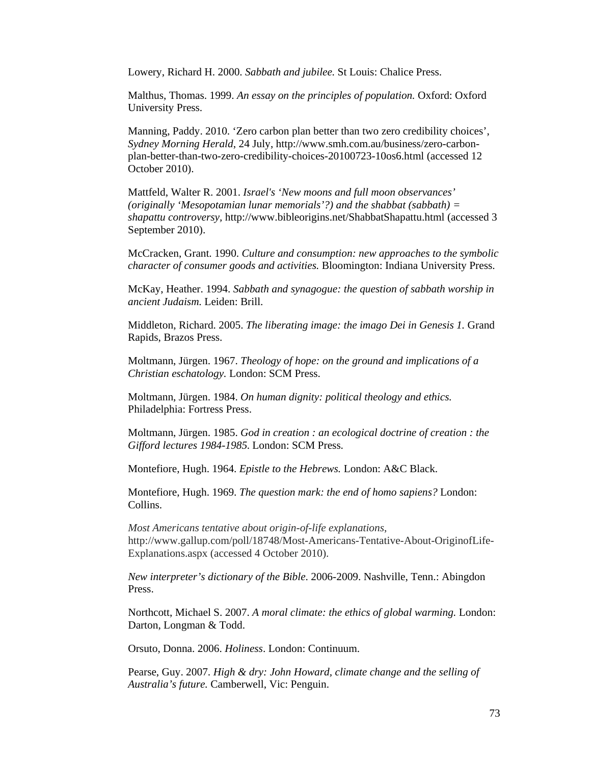Lowery, Richard H. 2000. *Sabbath and jubilee.* St Louis: Chalice Press.

Malthus, Thomas. 1999. *An essay on the principles of population.* Oxford: Oxford University Press.

Manning, Paddy. 2010. 'Zero carbon plan better than two zero credibility choices', *Sydney Morning Herald*, 24 July, http://www.smh.com.au/business/zero-carbon-plan-better-than-two-zero-credibility-choices-20100723-10os6.html (accessed 12 October 2010).

Mattfeld, Walter R. 2001. *Israel's 'New moons and full moon observances' (originally 'Mesopotamian lunar memorials'?) and the shabbat (sabbath) = shapattu controversy*, http://www.bibleorigins.net/ShabbatShapattu.html (accessed 3 September 2010).

McCracken, Grant. 1990. *Culture and consumption: new approaches to the symbolic character of consumer goods and activities.* Bloomington: Indiana University Press.

McKay, Heather. 1994. *Sabbath and synagogue: the question of sabbath worship in ancient Judaism.* Leiden: Brill.

Middleton, Richard. 2005. *The liberating image: the imago Dei in Genesis 1.* Grand Rapids, Brazos Press.

Moltmann, Jürgen. 1967. *Theology of hope: on the ground and implications of a Christian eschatology.* London: SCM Press.

Moltmann, Jürgen. 1984. *On human dignity: political theology and ethics.* Philadelphia: Fortress Press.

Moltmann, Jürgen. 1985. *God in creation : an ecological doctrine of creation : the Gifford lectures 1984-1985*. London: SCM Press.

Montefiore, Hugh. 1964. *Epistle to the Hebrews.* London: A&C Black.

Montefiore, Hugh. 1969. *The question mark: the end of homo sapiens?* London: Collins.

*Most Americans tentative about origin-of-life explanations*, http://www.gallup.com/poll/18748/Most-Americans-Tentative-About-OriginofLife-Explanations.aspx (accessed 4 October 2010).

*New interpreter's dictionary of the Bible*. 2006-2009. Nashville, Tenn.: Abingdon Press.

Northcott, Michael S. 2007. *A moral climate: the ethics of global warming.* London: Darton, Longman & Todd.

Orsuto, Donna. 2006. *Holiness*. London: Continuum.

Pearse, Guy. 2007. *High & dry: John Howard, climate change and the selling of Australia's future.* Camberwell, Vic: Penguin.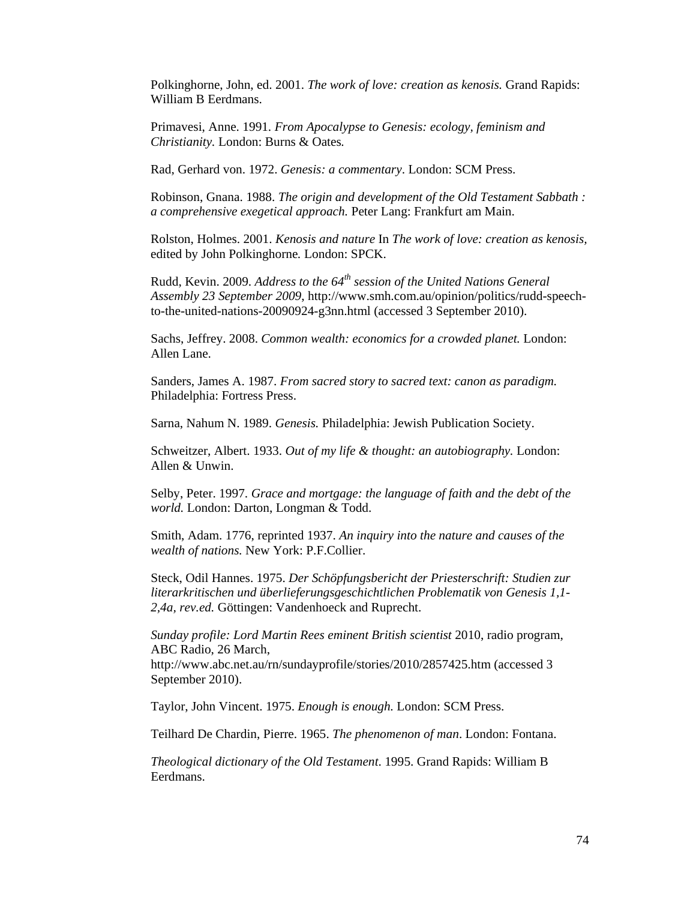Polkinghorne, John, ed. 2001. *The work of love: creation as kenosis.* Grand Rapids: William B Eerdmans.

Primavesi, Anne. 1991. *From Apocalypse to Genesis: ecology, feminism and Christianity.* London: Burns & Oates.

Rad, Gerhard von. 1972. *Genesis: a commentary*. London: SCM Press.

Robinson, Gnana. 1988. *The origin and development of the Old Testament Sabbath : a comprehensive exegetical approach.* Peter Lang: Frankfurt am Main.

Rolston, Holmes. 2001. *Kenosis and nature* In *The work of love: creation as kenosis,* edited by John Polkinghorne. London: SPCK.

Rudd, Kevin. 2009. *Address to the 64th session of the United Nations General Assembly 23 September 2009*, http://www.smh.com.au/opinion/politics/rudd-speech-to-the-united-nations-20090924-g3nn.html (accessed 3 September 2010).

Sachs, Jeffrey. 2008. *Common wealth: economics for a crowded planet.* London: Allen Lane.

Sanders, James A. 1987. *From sacred story to sacred text: canon as paradigm.* Philadelphia: Fortress Press.

Sarna, Nahum N. 1989. *Genesis.* Philadelphia: Jewish Publication Society.

Schweitzer, Albert. 1933. *Out of my life & thought: an autobiography.* London: Allen & Unwin.

Selby, Peter. 1997. *Grace and mortgage: the language of faith and the debt of the world.* London: Darton, Longman & Todd.

Smith, Adam. 1776, reprinted 1937. *An inquiry into the nature and causes of the wealth of nations.* New York: P.F.Collier.

Steck, Odil Hannes. 1975. *Der Schöpfungsbericht der Priesterschrift: Studien zur literarkritischen und überlieferungsgeschichtlichen Problematik von Genesis 1,1-2,4a, rev.ed.* Göttingen: Vandenhoeck and Ruprecht.

*Sunday profile: Lord Martin Rees eminent British scientist* 2010, radio program, ABC Radio, 26 March, http://www.abc.net.au/rn/sundayprofile/stories/2010/2857425.htm (accessed 3 September 2010).

Taylor, John Vincent. 1975. *Enough is enough.* London: SCM Press.

Teilhard De Chardin, Pierre. 1965. *The phenomenon of man*. London: Fontana.

*Theological dictionary of the Old Testament*. 1995. Grand Rapids: William B Eerdmans.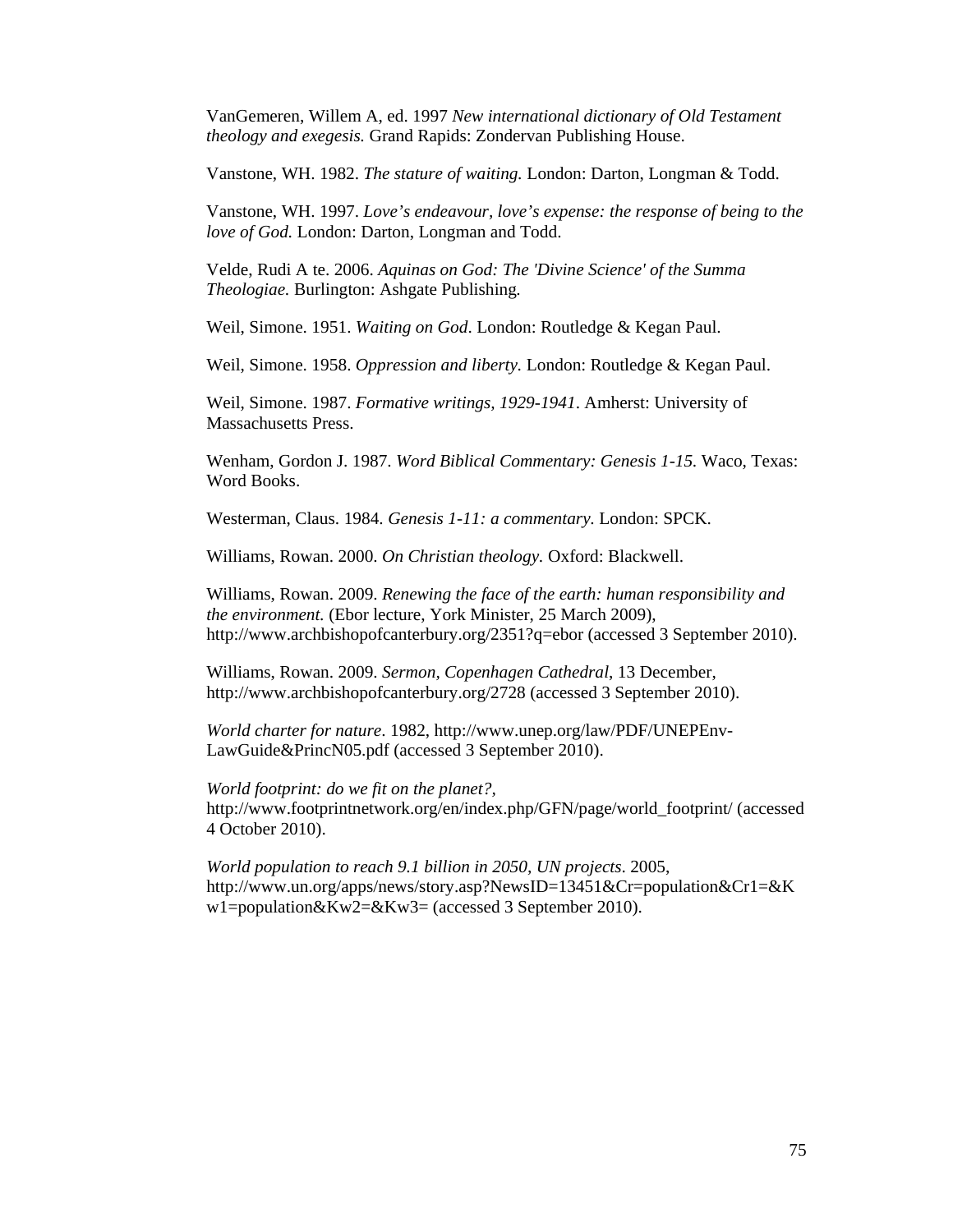VanGemeren, Willem A, ed. 1997 *New international dictionary of Old Testament theology and exegesis.* Grand Rapids: Zondervan Publishing House.

Vanstone, WH. 1982. *The stature of waiting.* London: Darton, Longman & Todd.

Vanstone, WH. 1997. *Love's endeavour, love's expense: the response of being to the love of God.* London: Darton, Longman and Todd.

Velde, Rudi A te. 2006. *Aquinas on God: The 'Divine Science' of the Summa Theologiae.* Burlington: Ashgate Publishing.

Weil, Simone. 1951. *Waiting on God*. London: Routledge & Kegan Paul.

Weil, Simone. 1958. *Oppression and liberty.* London: Routledge & Kegan Paul.

Weil, Simone. 1987. *Formative writings, 1929-1941*. Amherst: University of Massachusetts Press.

Wenham, Gordon J. 1987. *Word Biblical Commentary: Genesis 1-15.* Waco, Texas: Word Books.

Westerman, Claus. 1984. *Genesis 1-11: a commentary.* London: SPCK.

Williams, Rowan. 2000. *On Christian theology.* Oxford: Blackwell.

Williams, Rowan. 2009. *Renewing the face of the earth: human responsibility and the environment.* (Ebor lecture, York Minister, 25 March 2009), http://www.archbishopofcanterbury.org/2351?q=ebor (accessed 3 September 2010).

Williams, Rowan. 2009. *Sermon, Copenhagen Cathedral*, 13 December, http://www.archbishopofcanterbury.org/2728 (accessed 3 September 2010).

*World charter for nature*. 1982, http://www.unep.org/law/PDF/UNEPEnv-LawGuide&PrincN05.pdf (accessed 3 September 2010).

*World footprint: do we fit on the planet?*, http://www.footprintnetwork.org/en/index.php/GFN/page/world_footprint/ (accessed 4 October 2010).

*World population to reach 9.1 billion in 2050, UN projects*. 2005, http://www.un.org/apps/news/story.asp?NewsID=13451&Cr=population&Cr1=&Kw1=population&Kw2=&Kw3= (accessed 3 September 2010).